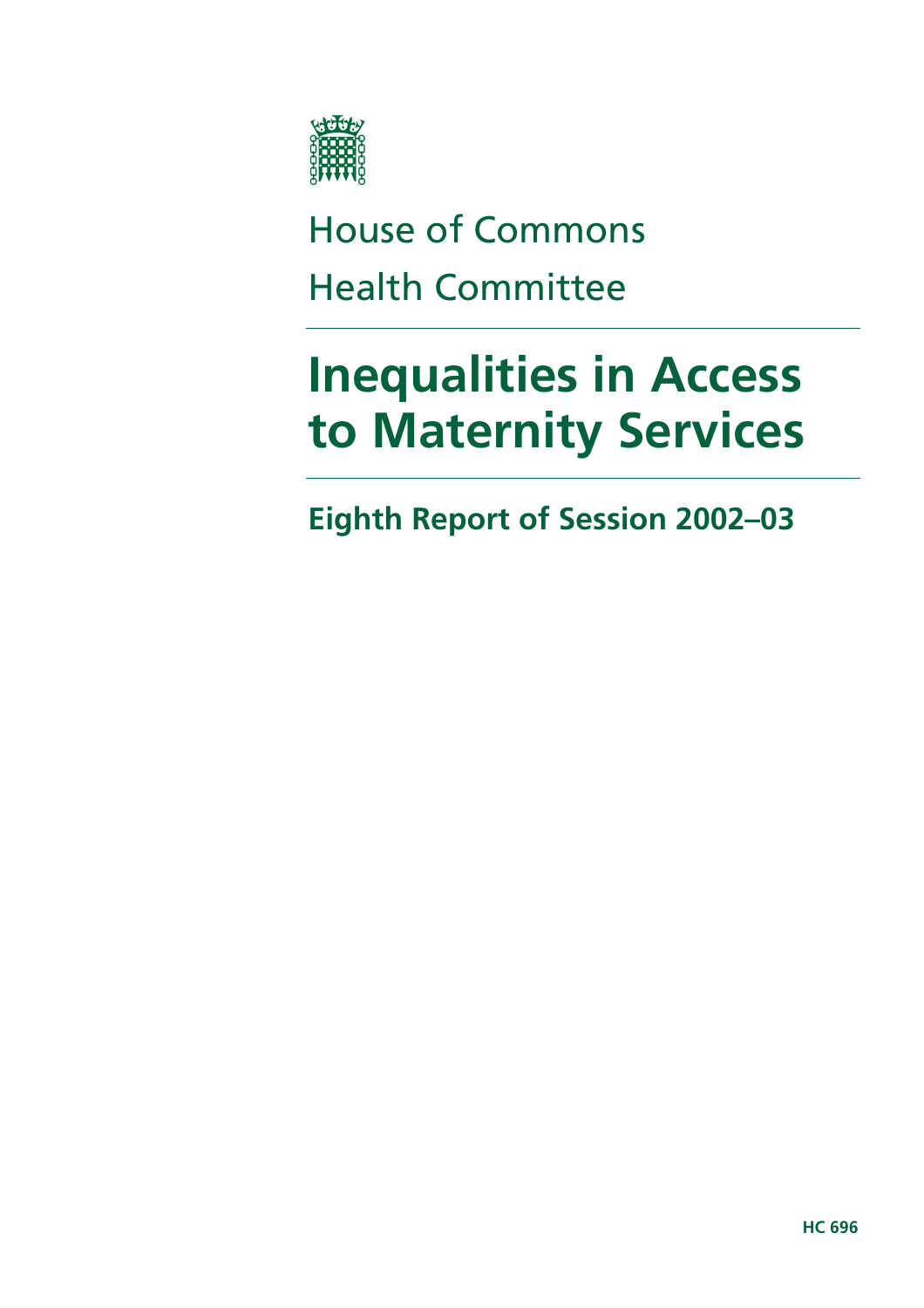House of Commons

Health Committee

# Inequalities in Access to Maternity Services

## Eighth Report of Session 2002–03

HC 696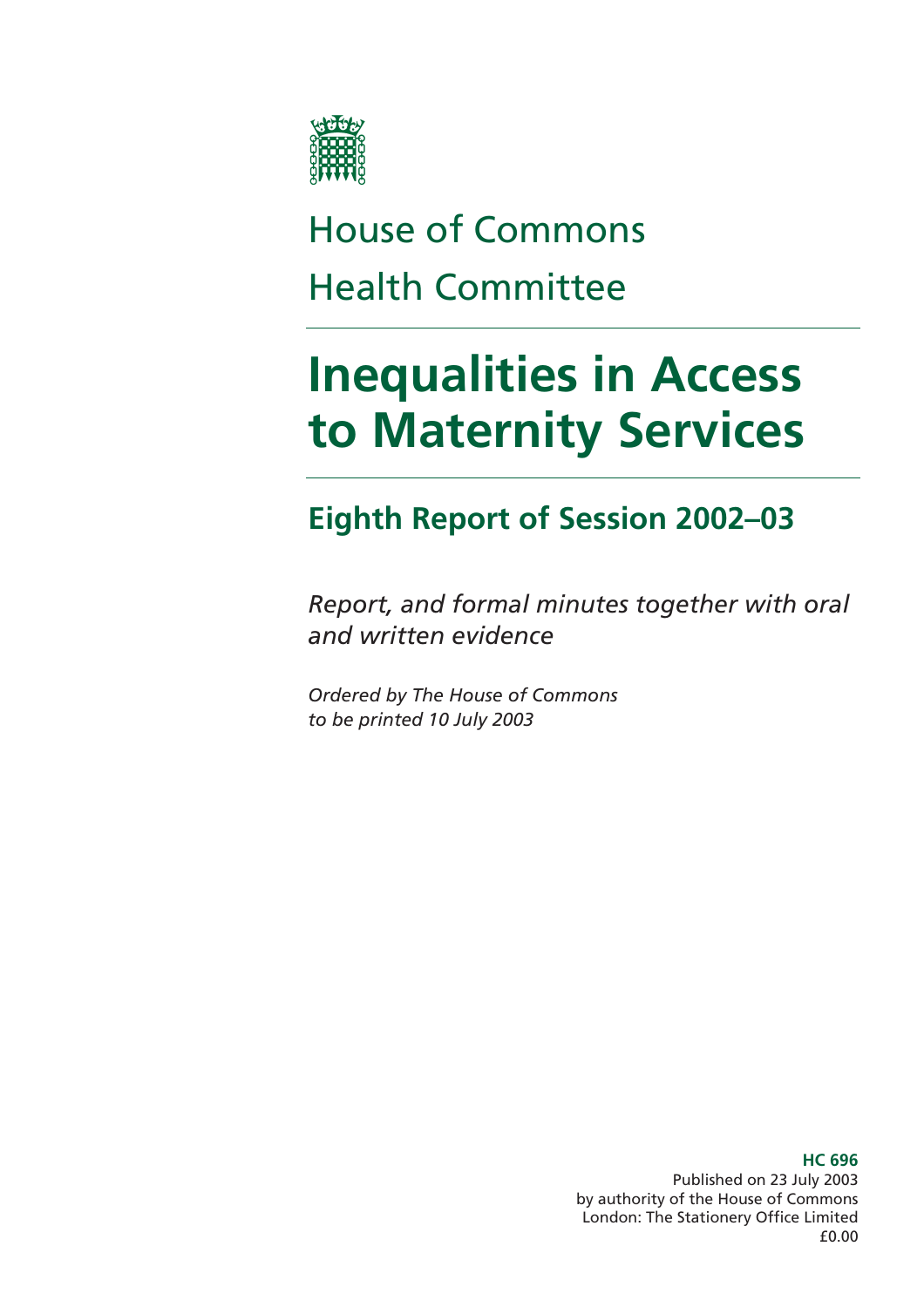# House of Commons Health Committee

# Inequalities in Access to Maternity Services

## Eighth Report of Session 2002–03

*Report, and formal minutes together with oral and written evidence*

*Ordered by The House of Commons to be printed 10 July 2003*

**HC 696**
Published on 23 July 2003
by authority of the House of Commons
London: The Stationery Office Limited
£0.00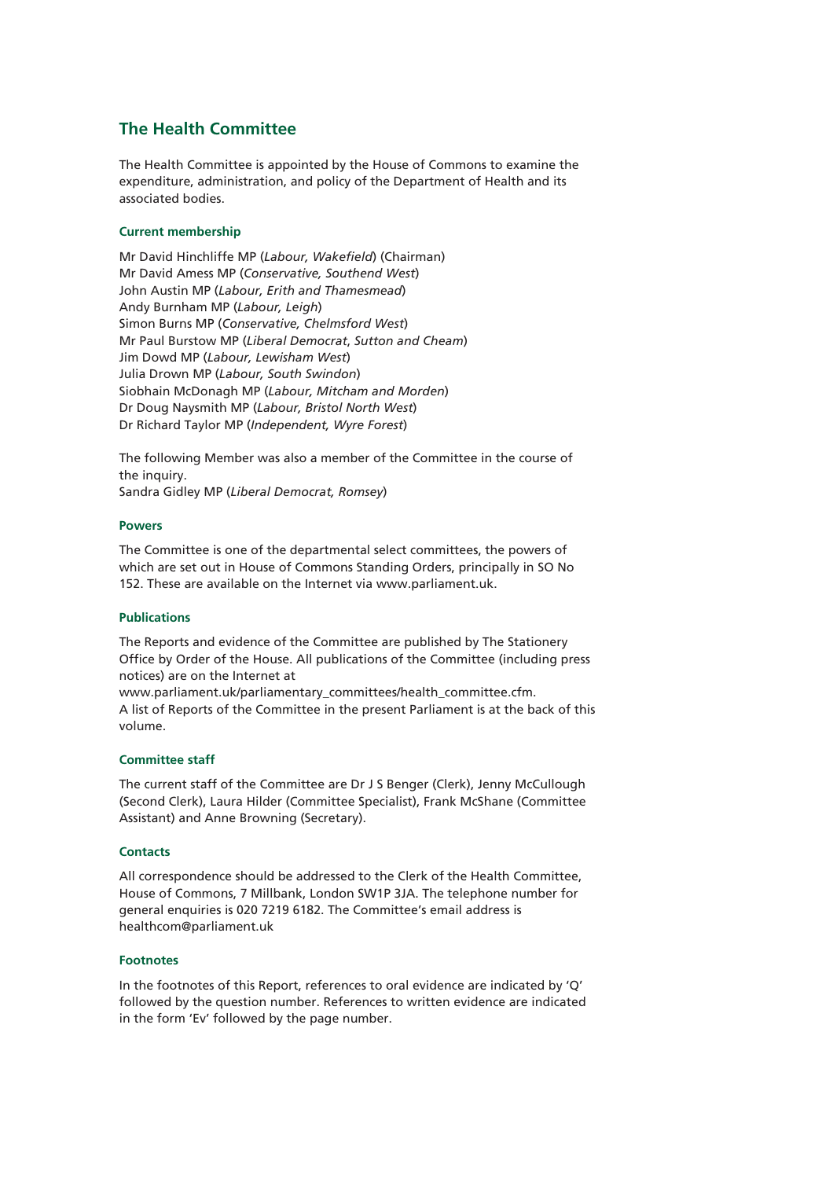## The Health Committee

The Health Committee is appointed by the House of Commons to examine the expenditure, administration, and policy of the Department of Health and its associated bodies.

### Current membership

Mr David Hinchliffe MP (*Labour, Wakefield*) (Chairman)
Mr David Amess MP (*Conservative, Southend West*)
John Austin MP (*Labour, Erith and Thamesmead*)
Andy Burnham MP (*Labour, Leigh*)
Simon Burns MP (*Conservative, Chelmsford West*)
Mr Paul Burstow MP (*Liberal Democrat*, *Sutton and Cheam*)
Jim Dowd MP (*Labour, Lewisham West*)
Julia Drown MP (*Labour, South Swindon*)
Siobhain McDonagh MP (*Labour, Mitcham and Morden*)
Dr Doug Naysmith MP (*Labour, Bristol North West*)
Dr Richard Taylor MP (*Independent, Wyre Forest*)

The following Member was also a member of the Committee in the course of the inquiry.
Sandra Gidley MP (*Liberal Democrat, Romsey*)

### Powers

The Committee is one of the departmental select committees, the powers of which are set out in House of Commons Standing Orders, principally in SO No 152. These are available on the Internet via www.parliament.uk.

### Publications

The Reports and evidence of the Committee are published by The Stationery Office by Order of the House. All publications of the Committee (including press notices) are on the Internet at
www.parliament.uk/parliamentary_committees/health_committee.cfm.
A list of Reports of the Committee in the present Parliament is at the back of this volume.

### Committee staff

The current staff of the Committee are Dr J S Benger (Clerk), Jenny McCullough (Second Clerk), Laura Hilder (Committee Specialist), Frank McShane (Committee Assistant) and Anne Browning (Secretary).

### Contacts

All correspondence should be addressed to the Clerk of the Health Committee, House of Commons, 7 Millbank, London SW1P 3JA. The telephone number for general enquiries is 020 7219 6182. The Committee's email address is healthcom@parliament.uk

### Footnotes

In the footnotes of this Report, references to oral evidence are indicated by 'Q' followed by the question number. References to written evidence are indicated in the form 'Ev' followed by the page number.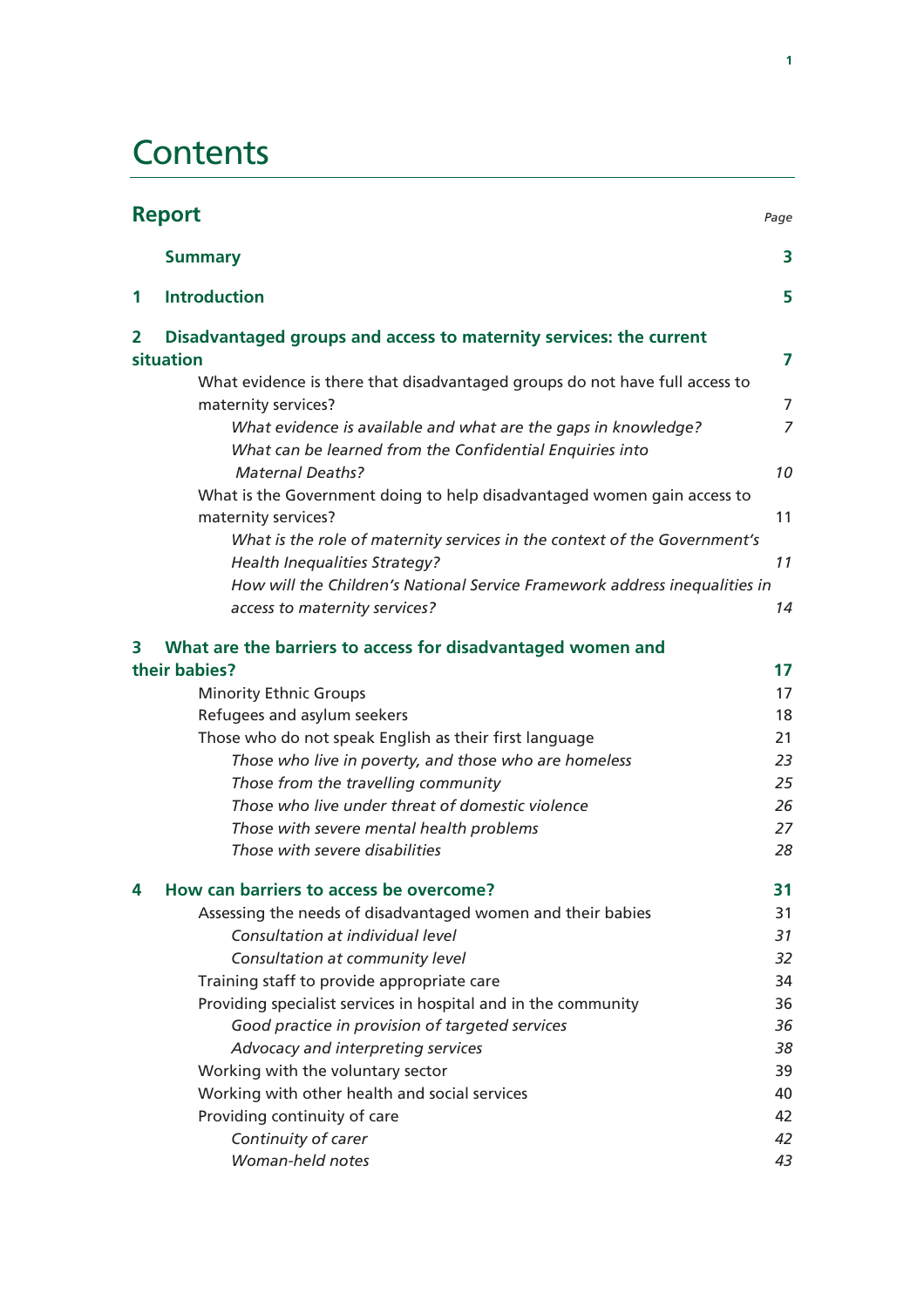# Contents

| **Report** | *Page* |
|---|---|
| **Summary** | **3** |
| **1 Introduction** | **5** |
| **2 Disadvantaged groups and access to maternity services: the current situation** | **7** |
| What evidence is there that disadvantaged groups do not have full access to maternity services? | 7 |
| *What evidence is available and what are the gaps in knowledge?* | *7* |
| *What can be learned from the Confidential Enquiries into Maternal Deaths?* | *10* |
| What is the Government doing to help disadvantaged women gain access to maternity services? | 11 |
| *What is the role of maternity services in the context of the Government's Health Inequalities Strategy?* | *11* |
| *How will the Children's National Service Framework address inequalities in access to maternity services?* | *14* |
| **3 What are the barriers to access for disadvantaged women and their babies?** | **17** |
| Minority Ethnic Groups | 17 |
| Refugees and asylum seekers | 18 |
| Those who do not speak English as their first language | 21 |
| *Those who live in poverty, and those who are homeless* | *23* |
| *Those from the travelling community* | *25* |
| *Those who live under threat of domestic violence* | *26* |
| *Those with severe mental health problems* | *27* |
| *Those with severe disabilities* | *28* |
| **4 How can barriers to access be overcome?** | **31** |
| Assessing the needs of disadvantaged women and their babies | 31 |
| *Consultation at individual level* | *31* |
| *Consultation at community level* | *32* |
| Training staff to provide appropriate care | 34 |
| Providing specialist services in hospital and in the community | 36 |
| *Good practice in provision of targeted services* | *36* |
| *Advocacy and interpreting services* | *38* |
| Working with the voluntary sector | 39 |
| Working with other health and social services | 40 |
| Providing continuity of care | 42 |
| *Continuity of carer* | *42* |
| *Woman-held notes* | *43* |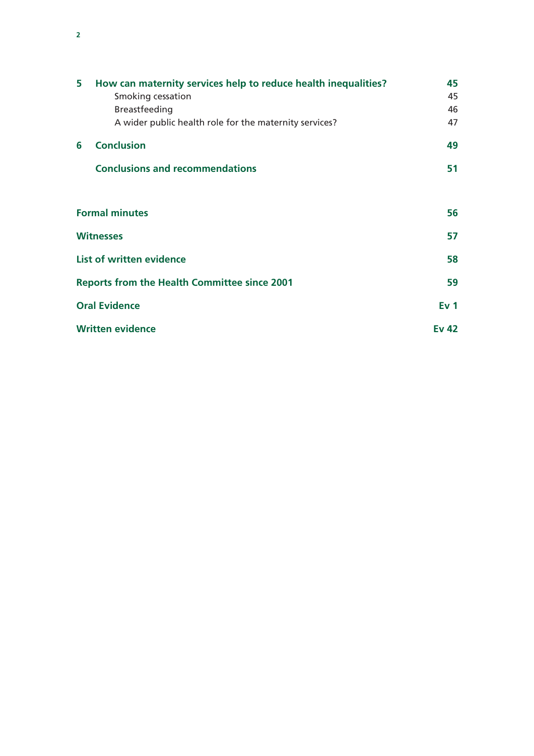| | | |
|---|---|---|
| **5** | **How can maternity services help to reduce health inequalities?** | **45** |
| | Smoking cessation | 45 |
| | Breastfeeding | 46 |
| | A wider public health role for the maternity services? | 47 |
| **6** | **Conclusion** | **49** |
| | **Conclusions and recommendations** | **51** |

| | |
|---|---|
| **Formal minutes** | **56** |
| **Witnesses** | **57** |
| **List of written evidence** | **58** |
| **Reports from the Health Committee since 2001** | **59** |
| **Oral Evidence** | **Ev 1** |
| **Written evidence** | **Ev 42** |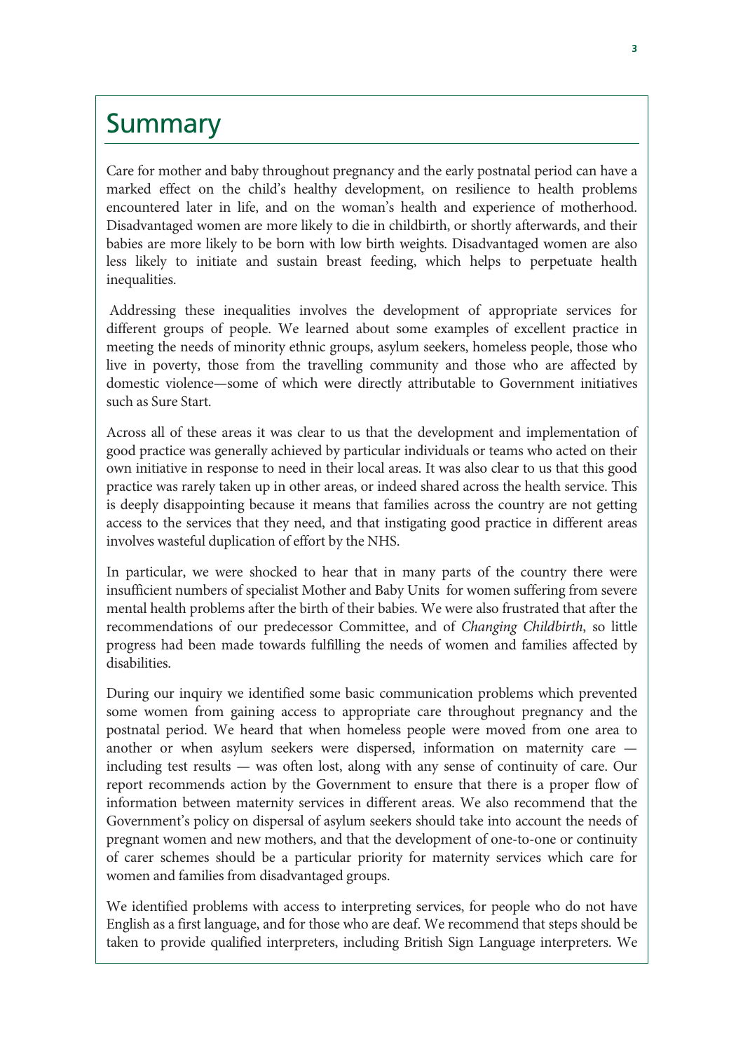# Summary

Care for mother and baby throughout pregnancy and the early postnatal period can have a marked effect on the child's healthy development, on resilience to health problems encountered later in life, and on the woman's health and experience of motherhood. Disadvantaged women are more likely to die in childbirth, or shortly afterwards, and their babies are more likely to be born with low birth weights. Disadvantaged women are also less likely to initiate and sustain breast feeding, which helps to perpetuate health inequalities.

Addressing these inequalities involves the development of appropriate services for different groups of people. We learned about some examples of excellent practice in meeting the needs of minority ethnic groups, asylum seekers, homeless people, those who live in poverty, those from the travelling community and those who are affected by domestic violence—some of which were directly attributable to Government initiatives such as Sure Start.

Across all of these areas it was clear to us that the development and implementation of good practice was generally achieved by particular individuals or teams who acted on their own initiative in response to need in their local areas. It was also clear to us that this good practice was rarely taken up in other areas, or indeed shared across the health service. This is deeply disappointing because it means that families across the country are not getting access to the services that they need, and that instigating good practice in different areas involves wasteful duplication of effort by the NHS.

In particular, we were shocked to hear that in many parts of the country there were insufficient numbers of specialist Mother and Baby Units for women suffering from severe mental health problems after the birth of their babies. We were also frustrated that after the recommendations of our predecessor Committee, and of *Changing Childbirth*, so little progress had been made towards fulfilling the needs of women and families affected by disabilities.

During our inquiry we identified some basic communication problems which prevented some women from gaining access to appropriate care throughout pregnancy and the postnatal period. We heard that when homeless people were moved from one area to another or when asylum seekers were dispersed, information on maternity care — including test results — was often lost, along with any sense of continuity of care. Our report recommends action by the Government to ensure that there is a proper flow of information between maternity services in different areas. We also recommend that the Government's policy on dispersal of asylum seekers should take into account the needs of pregnant women and new mothers, and that the development of one-to-one or continuity of carer schemes should be a particular priority for maternity services which care for women and families from disadvantaged groups.

We identified problems with access to interpreting services, for people who do not have English as a first language, and for those who are deaf. We recommend that steps should be taken to provide qualified interpreters, including British Sign Language interpreters. We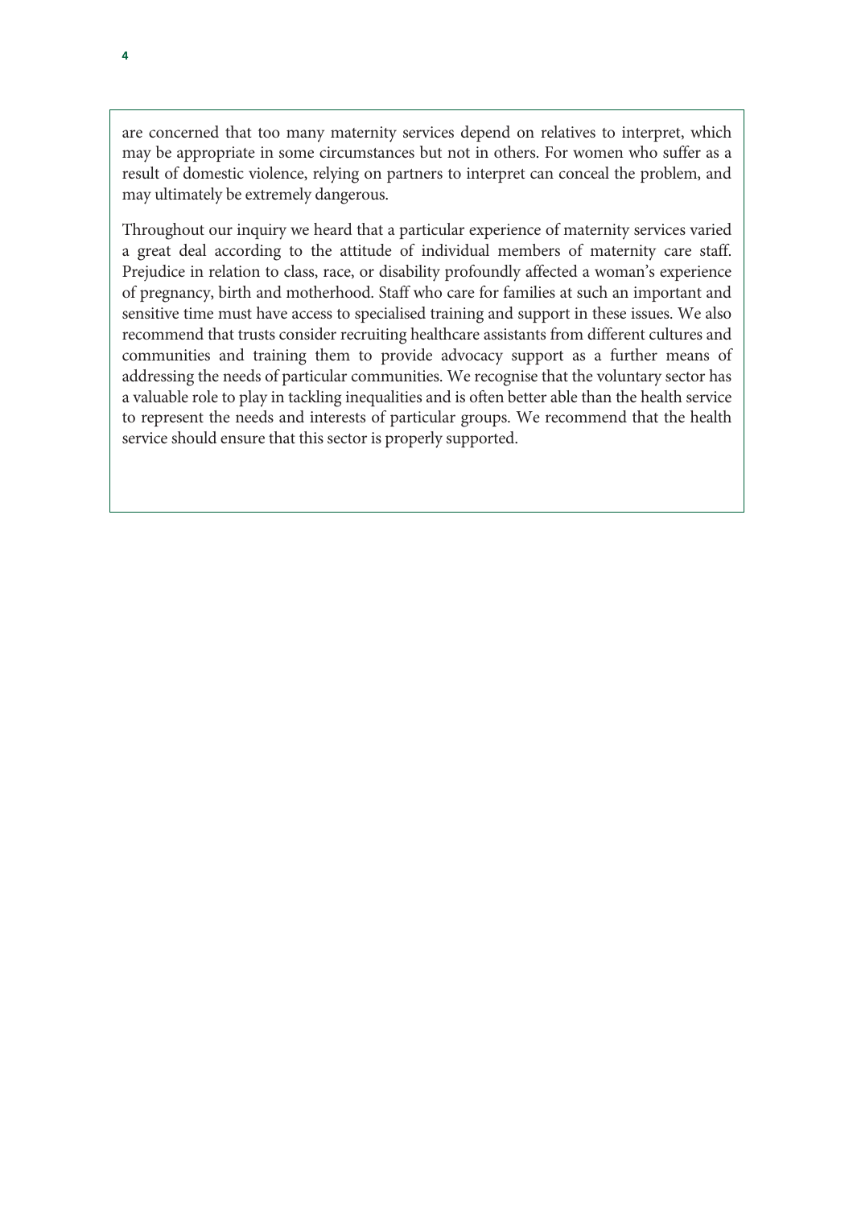are concerned that too many maternity services depend on relatives to interpret, which may be appropriate in some circumstances but not in others. For women who suffer as a result of domestic violence, relying on partners to interpret can conceal the problem, and may ultimately be extremely dangerous.

Throughout our inquiry we heard that a particular experience of maternity services varied a great deal according to the attitude of individual members of maternity care staff. Prejudice in relation to class, race, or disability profoundly affected a woman's experience of pregnancy, birth and motherhood. Staff who care for families at such an important and sensitive time must have access to specialised training and support in these issues. We also recommend that trusts consider recruiting healthcare assistants from different cultures and communities and training them to provide advocacy support as a further means of addressing the needs of particular communities. We recognise that the voluntary sector has a valuable role to play in tackling inequalities and is often better able than the health service to represent the needs and interests of particular groups. We recommend that the health service should ensure that this sector is properly supported.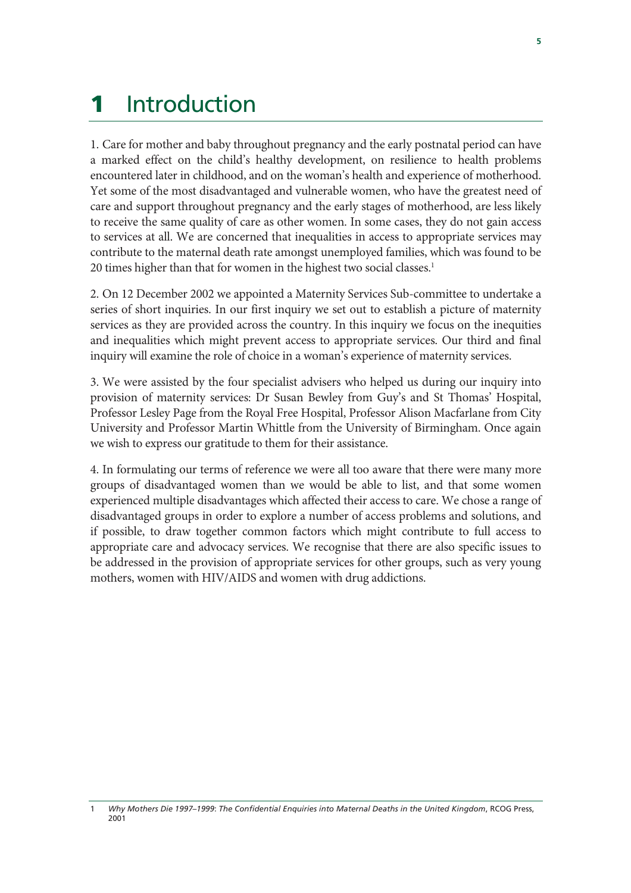# 1 Introduction

1. Care for mother and baby throughout pregnancy and the early postnatal period can have a marked effect on the child's healthy development, on resilience to health problems encountered later in childhood, and on the woman's health and experience of motherhood. Yet some of the most disadvantaged and vulnerable women, who have the greatest need of care and support throughout pregnancy and the early stages of motherhood, are less likely to receive the same quality of care as other women. In some cases, they do not gain access to services at all. We are concerned that inequalities in access to appropriate services may contribute to the maternal death rate amongst unemployed families, which was found to be 20 times higher than that for women in the highest two social classes.[1]

2. On 12 December 2002 we appointed a Maternity Services Sub-committee to undertake a series of short inquiries. In our first inquiry we set out to establish a picture of maternity services as they are provided across the country. In this inquiry we focus on the inequities and inequalities which might prevent access to appropriate services. Our third and final inquiry will examine the role of choice in a woman's experience of maternity services.

3. We were assisted by the four specialist advisers who helped us during our inquiry into provision of maternity services: Dr Susan Bewley from Guy's and St Thomas' Hospital, Professor Lesley Page from the Royal Free Hospital, Professor Alison Macfarlane from City University and Professor Martin Whittle from the University of Birmingham. Once again we wish to express our gratitude to them for their assistance.

4. In formulating our terms of reference we were all too aware that there were many more groups of disadvantaged women than we would be able to list, and that some women experienced multiple disadvantages which affected their access to care. We chose a range of disadvantaged groups in order to explore a number of access problems and solutions, and if possible, to draw together common factors which might contribute to full access to appropriate care and advocacy services. We recognise that there are also specific issues to be addressed in the provision of appropriate services for other groups, such as very young mothers, women with HIV/AIDS and women with drug addictions.

---

1 *Why Mothers Die 1997–1999*: *The Confidential Enquiries into Maternal Deaths in the United Kingdom*, RCOG Press, 2001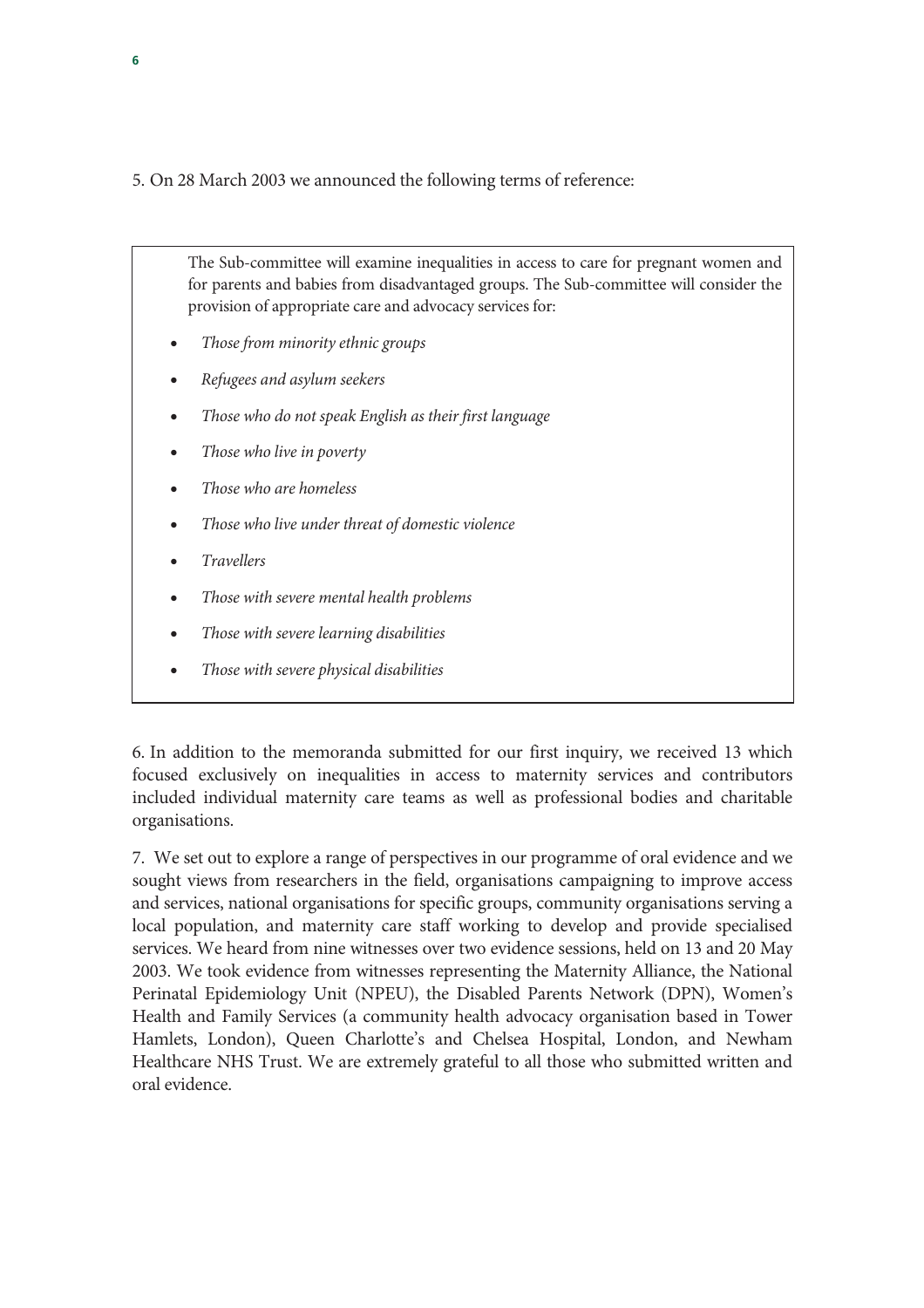5. On 28 March 2003 we announced the following terms of reference:

> The Sub-committee will examine inequalities in access to care for pregnant women and for parents and babies from disadvantaged groups. The Sub-committee will consider the provision of appropriate care and advocacy services for:
>
> - *Those from minority ethnic groups*
> - *Refugees and asylum seekers*
> - *Those who do not speak English as their first language*
> - *Those who live in poverty*
> - *Those who are homeless*
> - *Those who live under threat of domestic violence*
> - *Travellers*
> - *Those with severe mental health problems*
> - *Those with severe learning disabilities*
> - *Those with severe physical disabilities*

6. In addition to the memoranda submitted for our first inquiry, we received 13 which focused exclusively on inequalities in access to maternity services and contributors included individual maternity care teams as well as professional bodies and charitable organisations.

7. We set out to explore a range of perspectives in our programme of oral evidence and we sought views from researchers in the field, organisations campaigning to improve access and services, national organisations for specific groups, community organisations serving a local population, and maternity care staff working to develop and provide specialised services. We heard from nine witnesses over two evidence sessions, held on 13 and 20 May 2003. We took evidence from witnesses representing the Maternity Alliance, the National Perinatal Epidemiology Unit (NPEU), the Disabled Parents Network (DPN), Women's Health and Family Services (a community health advocacy organisation based in Tower Hamlets, London), Queen Charlotte's and Chelsea Hospital, London, and Newham Healthcare NHS Trust. We are extremely grateful to all those who submitted written and oral evidence.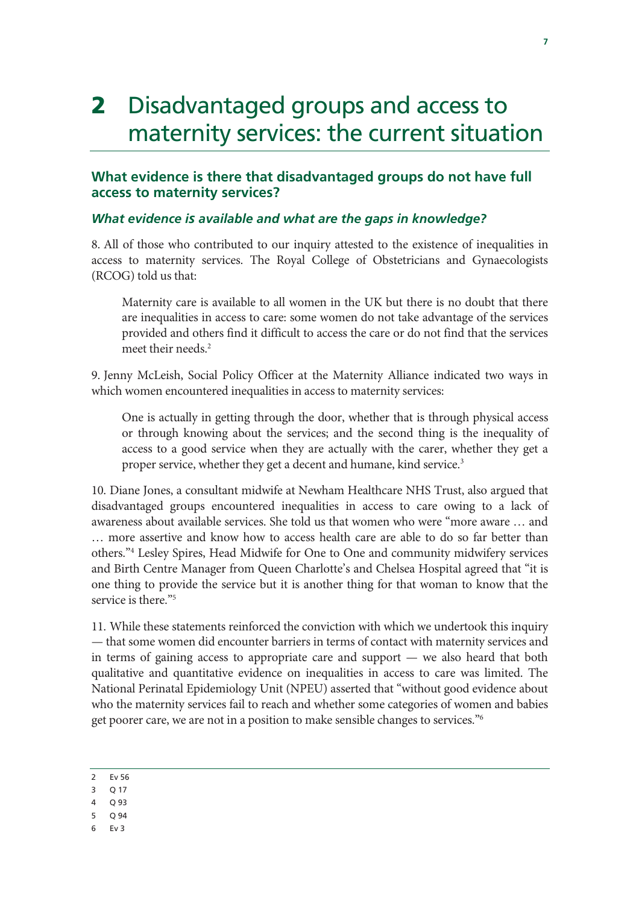# 2 Disadvantaged groups and access to maternity services: the current situation

## What evidence is there that disadvantaged groups do not have full access to maternity services?

### *What evidence is available and what are the gaps in knowledge?*

8. All of those who contributed to our inquiry attested to the existence of inequalities in access to maternity services. The Royal College of Obstetricians and Gynaecologists (RCOG) told us that:

> Maternity care is available to all women in the UK but there is no doubt that there are inequalities in access to care: some women do not take advantage of the services provided and others find it difficult to access the care or do not find that the services meet their needs.[2]

9. Jenny McLeish, Social Policy Officer at the Maternity Alliance indicated two ways in which women encountered inequalities in access to maternity services:

> One is actually in getting through the door, whether that is through physical access or through knowing about the services; and the second thing is the inequality of access to a good service when they are actually with the carer, whether they get a proper service, whether they get a decent and humane, kind service.[3]

10. Diane Jones, a consultant midwife at Newham Healthcare NHS Trust, also argued that disadvantaged groups encountered inequalities in access to care owing to a lack of awareness about available services. She told us that women who were "more aware … and … more assertive and know how to access health care are able to do so far better than others."[4] Lesley Spires, Head Midwife for One to One and community midwifery services and Birth Centre Manager from Queen Charlotte's and Chelsea Hospital agreed that "it is one thing to provide the service but it is another thing for that woman to know that the service is there."[5]

11. While these statements reinforced the conviction with which we undertook this inquiry — that some women did encounter barriers in terms of contact with maternity services and in terms of gaining access to appropriate care and support — we also heard that both qualitative and quantitative evidence on inequalities in access to care was limited. The National Perinatal Epidemiology Unit (NPEU) asserted that "without good evidence about who the maternity services fail to reach and whether some categories of women and babies get poorer care, we are not in a position to make sensible changes to services."[6]

---

2 Ev 56

3 Q 17

4 Q 93

5 Q 94

6 Ev 3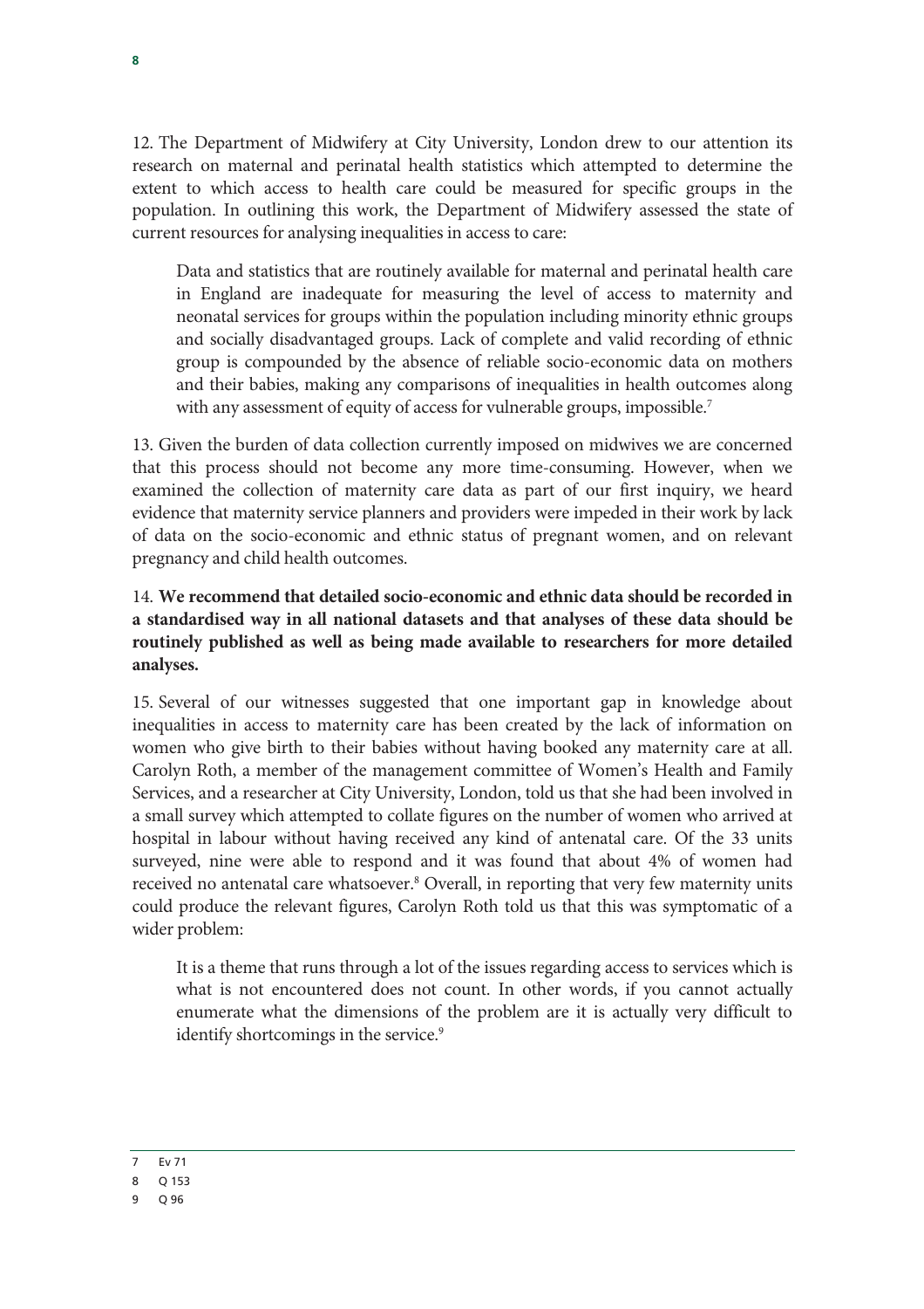12. The Department of Midwifery at City University, London drew to our attention its research on maternal and perinatal health statistics which attempted to determine the extent to which access to health care could be measured for specific groups in the population. In outlining this work, the Department of Midwifery assessed the state of current resources for analysing inequalities in access to care:

> Data and statistics that are routinely available for maternal and perinatal health care in England are inadequate for measuring the level of access to maternity and neonatal services for groups within the population including minority ethnic groups and socially disadvantaged groups. Lack of complete and valid recording of ethnic group is compounded by the absence of reliable socio-economic data on mothers and their babies, making any comparisons of inequalities in health outcomes along with any assessment of equity of access for vulnerable groups, impossible.[7]

13. Given the burden of data collection currently imposed on midwives we are concerned that this process should not become any more time-consuming. However, when we examined the collection of maternity care data as part of our first inquiry, we heard evidence that maternity service planners and providers were impeded in their work by lack of data on the socio-economic and ethnic status of pregnant women, and on relevant pregnancy and child health outcomes.

14. **We recommend that detailed socio-economic and ethnic data should be recorded in a standardised way in all national datasets and that analyses of these data should be routinely published as well as being made available to researchers for more detailed analyses.**

15. Several of our witnesses suggested that one important gap in knowledge about inequalities in access to maternity care has been created by the lack of information on women who give birth to their babies without having booked any maternity care at all. Carolyn Roth, a member of the management committee of Women's Health and Family Services, and a researcher at City University, London, told us that she had been involved in a small survey which attempted to collate figures on the number of women who arrived at hospital in labour without having received any kind of antenatal care. Of the 33 units surveyed, nine were able to respond and it was found that about 4% of women had received no antenatal care whatsoever.[8] Overall, in reporting that very few maternity units could produce the relevant figures, Carolyn Roth told us that this was symptomatic of a wider problem:

> It is a theme that runs through a lot of the issues regarding access to services which is what is not encountered does not count. In other words, if you cannot actually enumerate what the dimensions of the problem are it is actually very difficult to identify shortcomings in the service.[9]

---

7 Ev 71

8 Q 153

9 Q 96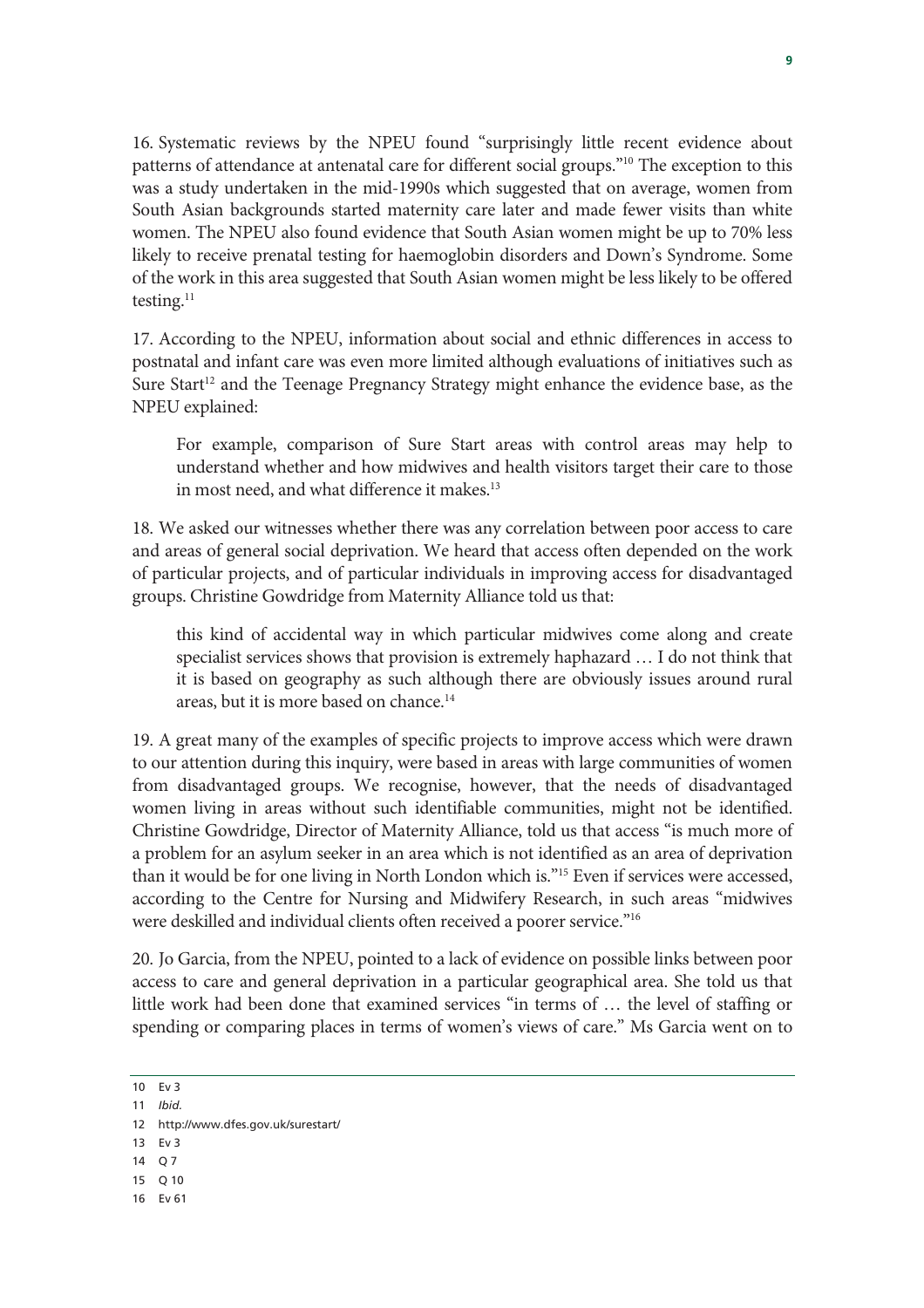16. Systematic reviews by the NPEU found "surprisingly little recent evidence about patterns of attendance at antenatal care for different social groups."[10] The exception to this was a study undertaken in the mid-1990s which suggested that on average, women from South Asian backgrounds started maternity care later and made fewer visits than white women. The NPEU also found evidence that South Asian women might be up to 70% less likely to receive prenatal testing for haemoglobin disorders and Down's Syndrome. Some of the work in this area suggested that South Asian women might be less likely to be offered testing.[11]

17. According to the NPEU, information about social and ethnic differences in access to postnatal and infant care was even more limited although evaluations of initiatives such as Sure Start[12] and the Teenage Pregnancy Strategy might enhance the evidence base, as the NPEU explained:

> For example, comparison of Sure Start areas with control areas may help to understand whether and how midwives and health visitors target their care to those in most need, and what difference it makes.[13]

18. We asked our witnesses whether there was any correlation between poor access to care and areas of general social deprivation. We heard that access often depended on the work of particular projects, and of particular individuals in improving access for disadvantaged groups. Christine Gowdridge from Maternity Alliance told us that:

> this kind of accidental way in which particular midwives come along and create specialist services shows that provision is extremely haphazard … I do not think that it is based on geography as such although there are obviously issues around rural areas, but it is more based on chance.[14]

19. A great many of the examples of specific projects to improve access which were drawn to our attention during this inquiry, were based in areas with large communities of women from disadvantaged groups. We recognise, however, that the needs of disadvantaged women living in areas without such identifiable communities, might not be identified. Christine Gowdridge, Director of Maternity Alliance, told us that access "is much more of a problem for an asylum seeker in an area which is not identified as an area of deprivation than it would be for one living in North London which is."[15] Even if services were accessed, according to the Centre for Nursing and Midwifery Research, in such areas "midwives were deskilled and individual clients often received a poorer service."[16]

20. Jo Garcia, from the NPEU, pointed to a lack of evidence on possible links between poor access to care and general deprivation in a particular geographical area. She told us that little work had been done that examined services "in terms of … the level of staffing or spending or comparing places in terms of women's views of care." Ms Garcia went on to

---

10 Ev 3

11 *Ibid.*

12 http://www.dfes.gov.uk/surestart/

13 Ev 3

14 Q 7

15 Q 10

16 Ev 61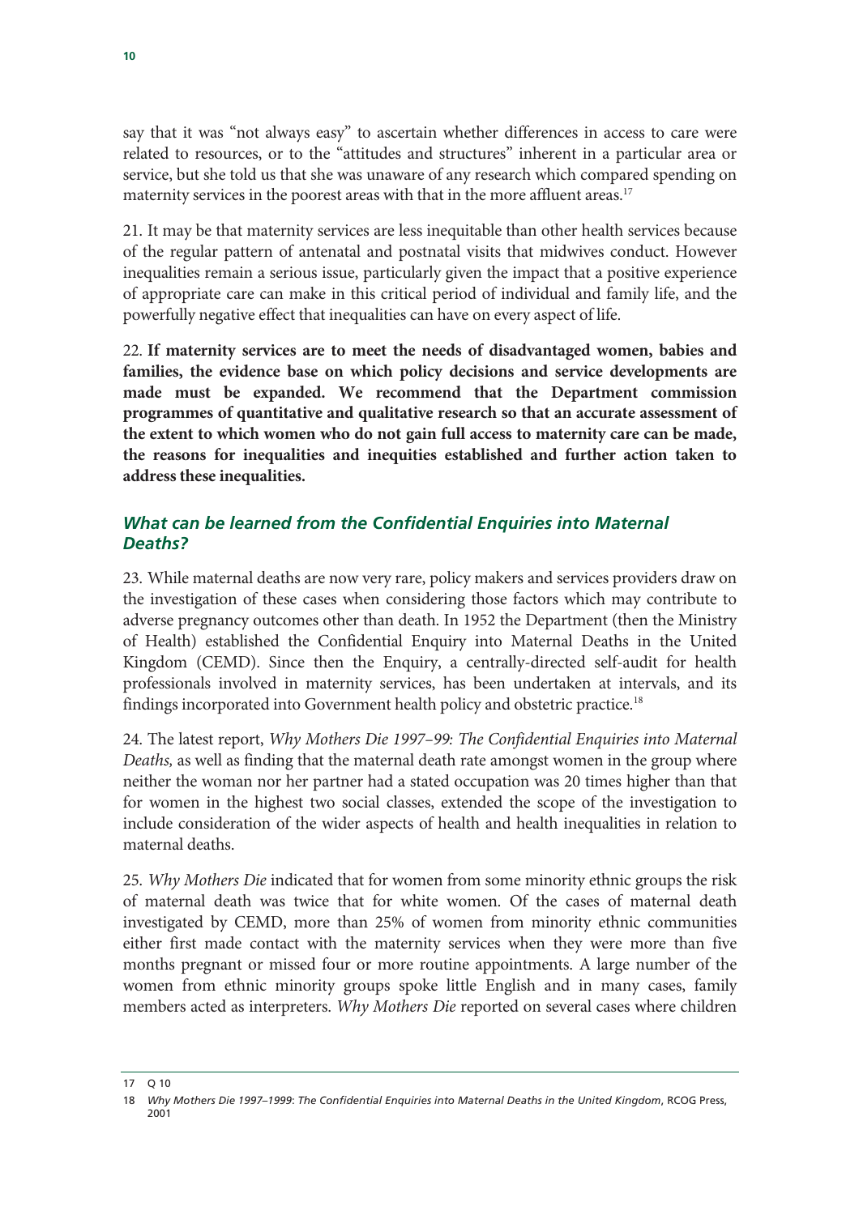say that it was "not always easy" to ascertain whether differences in access to care were related to resources, or to the "attitudes and structures" inherent in a particular area or service, but she told us that she was unaware of any research which compared spending on maternity services in the poorest areas with that in the more affluent areas.[17]

21. It may be that maternity services are less inequitable than other health services because of the regular pattern of antenatal and postnatal visits that midwives conduct. However inequalities remain a serious issue, particularly given the impact that a positive experience of appropriate care can make in this critical period of individual and family life, and the powerfully negative effect that inequalities can have on every aspect of life.

22. **If maternity services are to meet the needs of disadvantaged women, babies and families, the evidence base on which policy decisions and service developments are made must be expanded. We recommend that the Department commission programmes of quantitative and qualitative research so that an accurate assessment of the extent to which women who do not gain full access to maternity care can be made, the reasons for inequalities and inequities established and further action taken to address these inequalities.**

### *What can be learned from the Confidential Enquiries into Maternal Deaths?*

23. While maternal deaths are now very rare, policy makers and services providers draw on the investigation of these cases when considering those factors which may contribute to adverse pregnancy outcomes other than death. In 1952 the Department (then the Ministry of Health) established the Confidential Enquiry into Maternal Deaths in the United Kingdom (CEMD). Since then the Enquiry, a centrally-directed self-audit for health professionals involved in maternity services, has been undertaken at intervals, and its findings incorporated into Government health policy and obstetric practice.[18]

24. The latest report, *Why Mothers Die 1997–99: The Confidential Enquiries into Maternal Deaths,* as well as finding that the maternal death rate amongst women in the group where neither the woman nor her partner had a stated occupation was 20 times higher than that for women in the highest two social classes, extended the scope of the investigation to include consideration of the wider aspects of health and health inequalities in relation to maternal deaths.

25. *Why Mothers Die* indicated that for women from some minority ethnic groups the risk of maternal death was twice that for white women. Of the cases of maternal death investigated by CEMD, more than 25% of women from minority ethnic communities either first made contact with the maternity services when they were more than five months pregnant or missed four or more routine appointments. A large number of the women from ethnic minority groups spoke little English and in many cases, family members acted as interpreters. *Why Mothers Die* reported on several cases where children

17 Q 10

18 *Why Mothers Die 1997–1999: The Confidential Enquiries into Maternal Deaths in the United Kingdom*, RCOG Press, 2001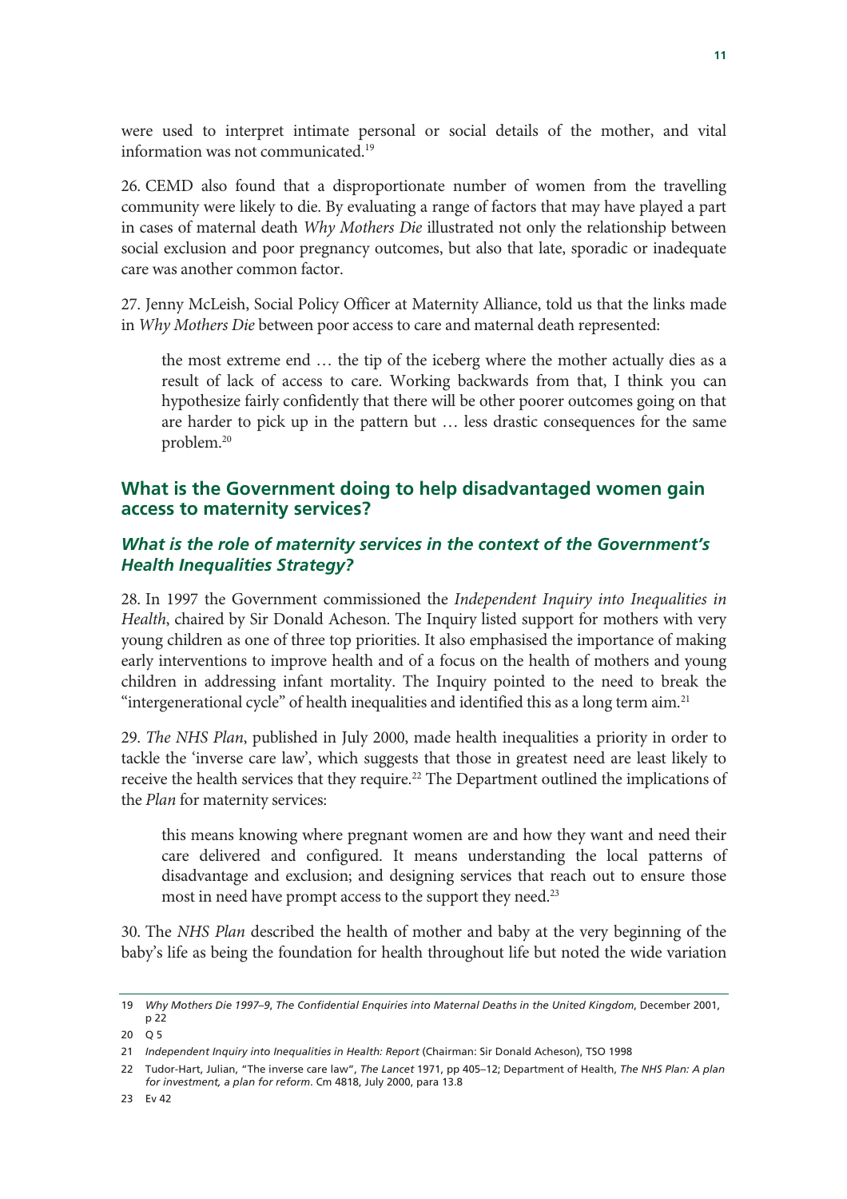were used to interpret intimate personal or social details of the mother, and vital information was not communicated.[19]

26. CEMD also found that a disproportionate number of women from the travelling community were likely to die. By evaluating a range of factors that may have played a part in cases of maternal death *Why Mothers Die* illustrated not only the relationship between social exclusion and poor pregnancy outcomes, but also that late, sporadic or inadequate care was another common factor.

27. Jenny McLeish, Social Policy Officer at Maternity Alliance, told us that the links made in *Why Mothers Die* between poor access to care and maternal death represented:

> the most extreme end … the tip of the iceberg where the mother actually dies as a result of lack of access to care. Working backwards from that, I think you can hypothesize fairly confidently that there will be other poorer outcomes going on that are harder to pick up in the pattern but … less drastic consequences for the same problem.[20]

## What is the Government doing to help disadvantaged women gain access to maternity services?

### *What is the role of maternity services in the context of the Government's Health Inequalities Strategy?*

28. In 1997 the Government commissioned the *Independent Inquiry into Inequalities in Health*, chaired by Sir Donald Acheson. The Inquiry listed support for mothers with very young children as one of three top priorities. It also emphasised the importance of making early interventions to improve health and of a focus on the health of mothers and young children in addressing infant mortality. The Inquiry pointed to the need to break the "intergenerational cycle" of health inequalities and identified this as a long term aim.[21]

29. *The NHS Plan*, published in July 2000, made health inequalities a priority in order to tackle the 'inverse care law', which suggests that those in greatest need are least likely to receive the health services that they require.[22] The Department outlined the implications of the *Plan* for maternity services:

> this means knowing where pregnant women are and how they want and need their care delivered and configured. It means understanding the local patterns of disadvantage and exclusion; and designing services that reach out to ensure those most in need have prompt access to the support they need.[23]

30. The *NHS Plan* described the health of mother and baby at the very beginning of the baby's life as being the foundation for health throughout life but noted the wide variation

---

19 *Why Mothers Die 1997–9*, *The Confidential Enquiries into Maternal Deaths in the United Kingdom*, December 2001, p 22

20 Q 5

21 *Independent Inquiry into Inequalities in Health: Report* (Chairman: Sir Donald Acheson), TSO 1998

22 Tudor-Hart, Julian, "The inverse care law", *The Lancet* 1971, pp 405–12; Department of Health, *The NHS Plan: A plan for investment, a plan for reform*. Cm 4818, July 2000, para 13.8

23 Ev 42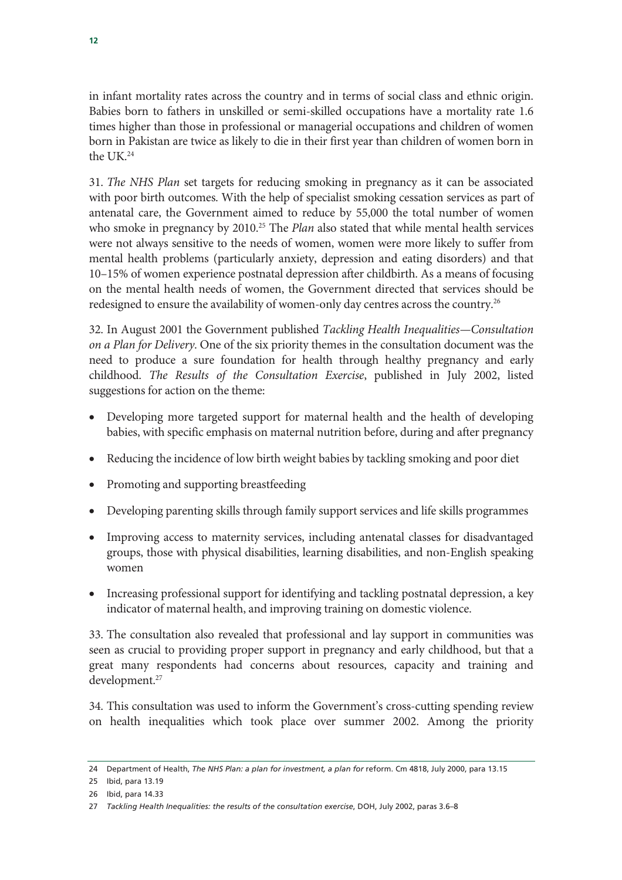in infant mortality rates across the country and in terms of social class and ethnic origin. Babies born to fathers in unskilled or semi-skilled occupations have a mortality rate 1.6 times higher than those in professional or managerial occupations and children of women born in Pakistan are twice as likely to die in their first year than children of women born in the UK.[24]

31. *The NHS Plan* set targets for reducing smoking in pregnancy as it can be associated with poor birth outcomes. With the help of specialist smoking cessation services as part of antenatal care, the Government aimed to reduce by 55,000 the total number of women who smoke in pregnancy by 2010.[25] The *Plan* also stated that while mental health services were not always sensitive to the needs of women, women were more likely to suffer from mental health problems (particularly anxiety, depression and eating disorders) and that 10–15% of women experience postnatal depression after childbirth. As a means of focusing on the mental health needs of women, the Government directed that services should be redesigned to ensure the availability of women-only day centres across the country.[26]

32. In August 2001 the Government published *Tackling Health Inequalities—Consultation on a Plan for Delivery*. One of the six priority themes in the consultation document was the need to produce a sure foundation for health through healthy pregnancy and early childhood. *The Results of the Consultation Exercise*, published in July 2002, listed suggestions for action on the theme:

- Developing more targeted support for maternal health and the health of developing babies, with specific emphasis on maternal nutrition before, during and after pregnancy
- Reducing the incidence of low birth weight babies by tackling smoking and poor diet
- Promoting and supporting breastfeeding
- Developing parenting skills through family support services and life skills programmes
- Improving access to maternity services, including antenatal classes for disadvantaged groups, those with physical disabilities, learning disabilities, and non-English speaking women
- Increasing professional support for identifying and tackling postnatal depression, a key indicator of maternal health, and improving training on domestic violence.

33. The consultation also revealed that professional and lay support in communities was seen as crucial to providing proper support in pregnancy and early childhood, but that a great many respondents had concerns about resources, capacity and training and development.[27]

34. This consultation was used to inform the Government's cross-cutting spending review on health inequalities which took place over summer 2002. Among the priority

---

24 Department of Health, *The NHS Plan: a plan for investment, a plan for* reform. Cm 4818, July 2000, para 13.15

25 Ibid, para 13.19

26 Ibid, para 14.33

27 *Tackling Health Inequalities: the results of the consultation exercise*, DOH, July 2002, paras 3.6–8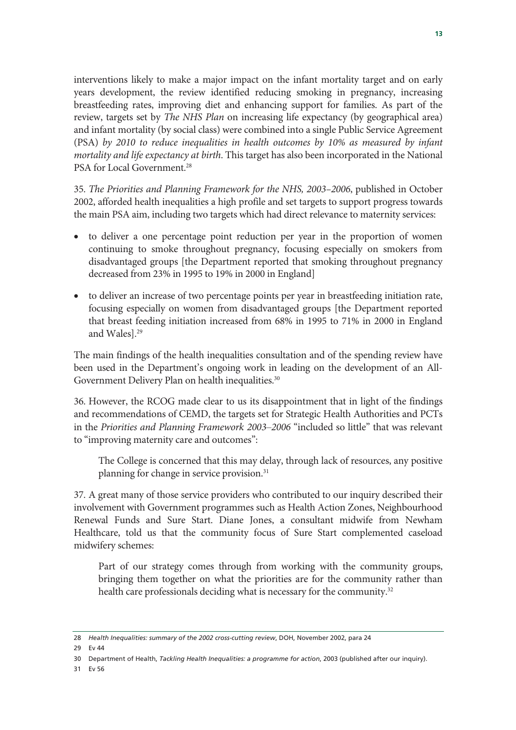interventions likely to make a major impact on the infant mortality target and on early years development, the review identified reducing smoking in pregnancy, increasing breastfeeding rates, improving diet and enhancing support for families. As part of the review, targets set by *The NHS Plan* on increasing life expectancy (by geographical area) and infant mortality (by social class) were combined into a single Public Service Agreement (PSA) *by 2010 to reduce inequalities in health outcomes by 10% as measured by infant mortality and life expectancy at birth*. This target has also been incorporated in the National PSA for Local Government.[28]

35. *The Priorities and Planning Framework for the NHS, 2003–2006*, published in October 2002, afforded health inequalities a high profile and set targets to support progress towards the main PSA aim, including two targets which had direct relevance to maternity services:

- to deliver a one percentage point reduction per year in the proportion of women continuing to smoke throughout pregnancy, focusing especially on smokers from disadvantaged groups [the Department reported that smoking throughout pregnancy decreased from 23% in 1995 to 19% in 2000 in England]
- to deliver an increase of two percentage points per year in breastfeeding initiation rate, focusing especially on women from disadvantaged groups [the Department reported that breast feeding initiation increased from 68% in 1995 to 71% in 2000 in England and Wales].[29]

The main findings of the health inequalities consultation and of the spending review have been used in the Department's ongoing work in leading on the development of an All-Government Delivery Plan on health inequalities.[30]

36. However, the RCOG made clear to us its disappointment that in light of the findings and recommendations of CEMD, the targets set for Strategic Health Authorities and PCTs in the *Priorities and Planning Framework 2003–2006* "included so little" that was relevant to "improving maternity care and outcomes":

> The College is concerned that this may delay, through lack of resources, any positive planning for change in service provision.[31]

37. A great many of those service providers who contributed to our inquiry described their involvement with Government programmes such as Health Action Zones, Neighbourhood Renewal Funds and Sure Start. Diane Jones, a consultant midwife from Newham Healthcare, told us that the community focus of Sure Start complemented caseload midwifery schemes:

> Part of our strategy comes through from working with the community groups, bringing them together on what the priorities are for the community rather than health care professionals deciding what is necessary for the community.[32]

---

28 *Health Inequalities: summary of the 2002 cross-cutting review*, DOH, November 2002, para 24

29 Ev 44

30 Department of Health, *Tackling Health Inequalities: a programme for action*, 2003 (published after our inquiry).

31 Ev 56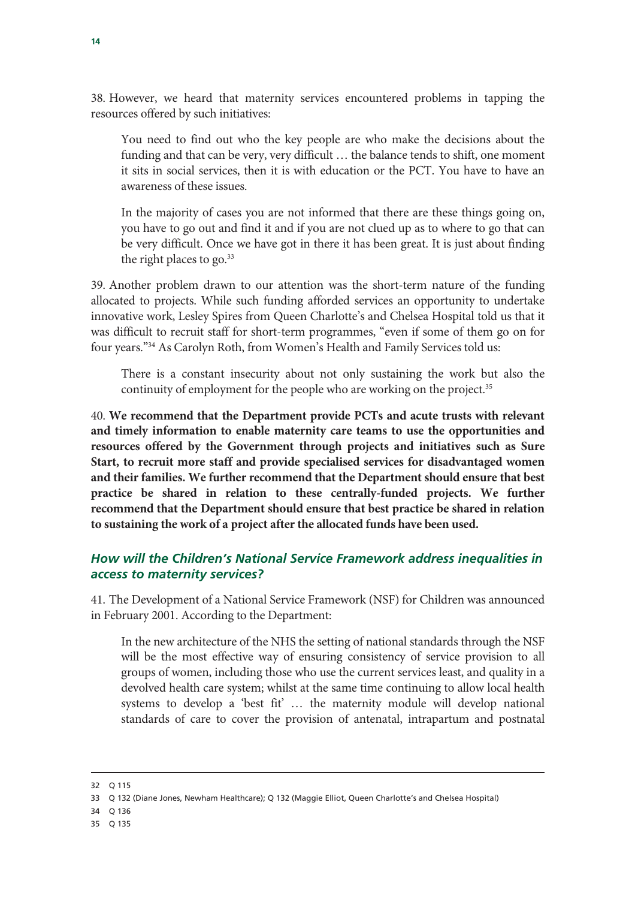38. However, we heard that maternity services encountered problems in tapping the resources offered by such initiatives:

> You need to find out who the key people are who make the decisions about the funding and that can be very, very difficult … the balance tends to shift, one moment it sits in social services, then it is with education or the PCT. You have to have an awareness of these issues.
>
> In the majority of cases you are not informed that there are these things going on, you have to go out and find it and if you are not clued up as to where to go that can be very difficult. Once we have got in there it has been great. It is just about finding the right places to go.[33]

39. Another problem drawn to our attention was the short-term nature of the funding allocated to projects. While such funding afforded services an opportunity to undertake innovative work, Lesley Spires from Queen Charlotte's and Chelsea Hospital told us that it was difficult to recruit staff for short-term programmes, "even if some of them go on for four years."[34] As Carolyn Roth, from Women's Health and Family Services told us:

> There is a constant insecurity about not only sustaining the work but also the continuity of employment for the people who are working on the project.[35]

40. **We recommend that the Department provide PCTs and acute trusts with relevant and timely information to enable maternity care teams to use the opportunities and resources offered by the Government through projects and initiatives such as Sure Start, to recruit more staff and provide specialised services for disadvantaged women and their families. We further recommend that the Department should ensure that best practice be shared in relation to these centrally-funded projects. We further recommend that the Department should ensure that best practice be shared in relation to sustaining the work of a project after the allocated funds have been used.**

### *How will the Children's National Service Framework address inequalities in access to maternity services?*

41. The Development of a National Service Framework (NSF) for Children was announced in February 2001. According to the Department:

> In the new architecture of the NHS the setting of national standards through the NSF will be the most effective way of ensuring consistency of service provision to all groups of women, including those who use the current services least, and quality in a devolved health care system; whilst at the same time continuing to allow local health systems to develop a 'best fit' … the maternity module will develop national standards of care to cover the provision of antenatal, intrapartum and postnatal

---

32 Q 115

33 Q 132 (Diane Jones, Newham Healthcare); Q 132 (Maggie Elliot, Queen Charlotte's and Chelsea Hospital)

34 Q 136

35 Q 135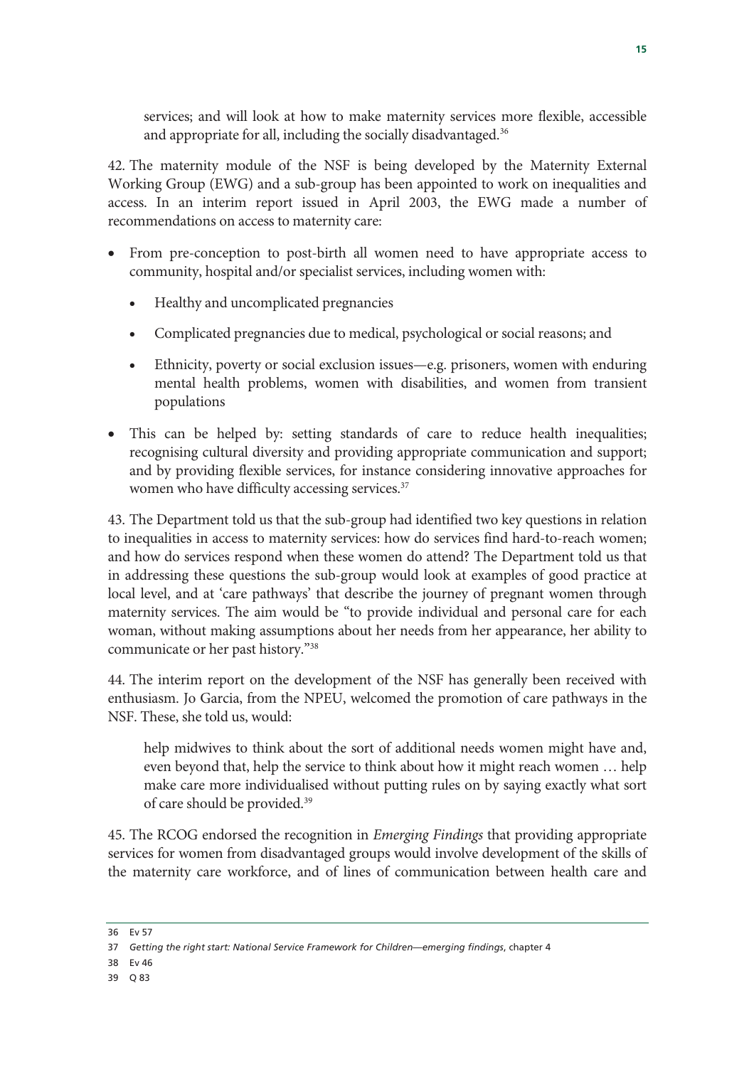services; and will look at how to make maternity services more flexible, accessible and appropriate for all, including the socially disadvantaged.[36]

42. The maternity module of the NSF is being developed by the Maternity External Working Group (EWG) and a sub-group has been appointed to work on inequalities and access. In an interim report issued in April 2003, the EWG made a number of recommendations on access to maternity care:

- From pre-conception to post-birth all women need to have appropriate access to community, hospital and/or specialist services, including women with:
    - Healthy and uncomplicated pregnancies
    - Complicated pregnancies due to medical, psychological or social reasons; and
    - Ethnicity, poverty or social exclusion issues—e.g. prisoners, women with enduring mental health problems, women with disabilities, and women from transient populations
- This can be helped by: setting standards of care to reduce health inequalities; recognising cultural diversity and providing appropriate communication and support; and by providing flexible services, for instance considering innovative approaches for women who have difficulty accessing services.[37]

43. The Department told us that the sub-group had identified two key questions in relation to inequalities in access to maternity services: how do services find hard-to-reach women; and how do services respond when these women do attend? The Department told us that in addressing these questions the sub-group would look at examples of good practice at local level, and at 'care pathways' that describe the journey of pregnant women through maternity services. The aim would be "to provide individual and personal care for each woman, without making assumptions about her needs from her appearance, her ability to communicate or her past history."[38]

44. The interim report on the development of the NSF has generally been received with enthusiasm. Jo Garcia, from the NPEU, welcomed the promotion of care pathways in the NSF. These, she told us, would:

> help midwives to think about the sort of additional needs women might have and, even beyond that, help the service to think about how it might reach women … help make care more individualised without putting rules on by saying exactly what sort of care should be provided.[39]

45. The RCOG endorsed the recognition in *Emerging Findings* that providing appropriate services for women from disadvantaged groups would involve development of the skills of the maternity care workforce, and of lines of communication between health care and

---

36 Ev 57

37 *Getting the right start: National Service Framework for Children—emerging findings*, chapter 4

38 Ev 46

39 Q 83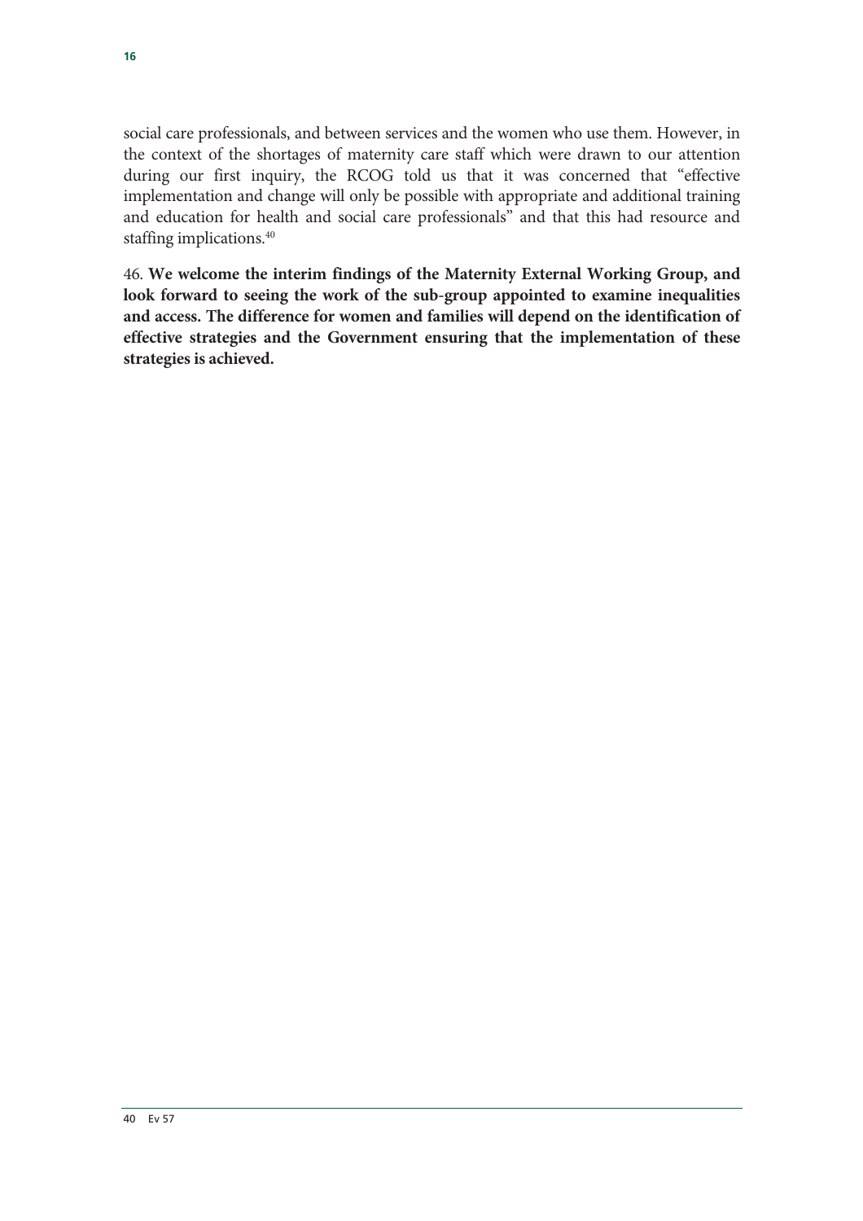social care professionals, and between services and the women who use them. However, in the context of the shortages of maternity care staff which were drawn to our attention during our first inquiry, the RCOG told us that it was concerned that "effective implementation and change will only be possible with appropriate and additional training and education for health and social care professionals" and that this had resource and staffing implications.[40]

46. **We welcome the interim findings of the Maternity External Working Group, and look forward to seeing the work of the sub-group appointed to examine inequalities and access. The difference for women and families will depend on the identification of effective strategies and the Government ensuring that the implementation of these strategies is achieved.**

---

40 Ev 57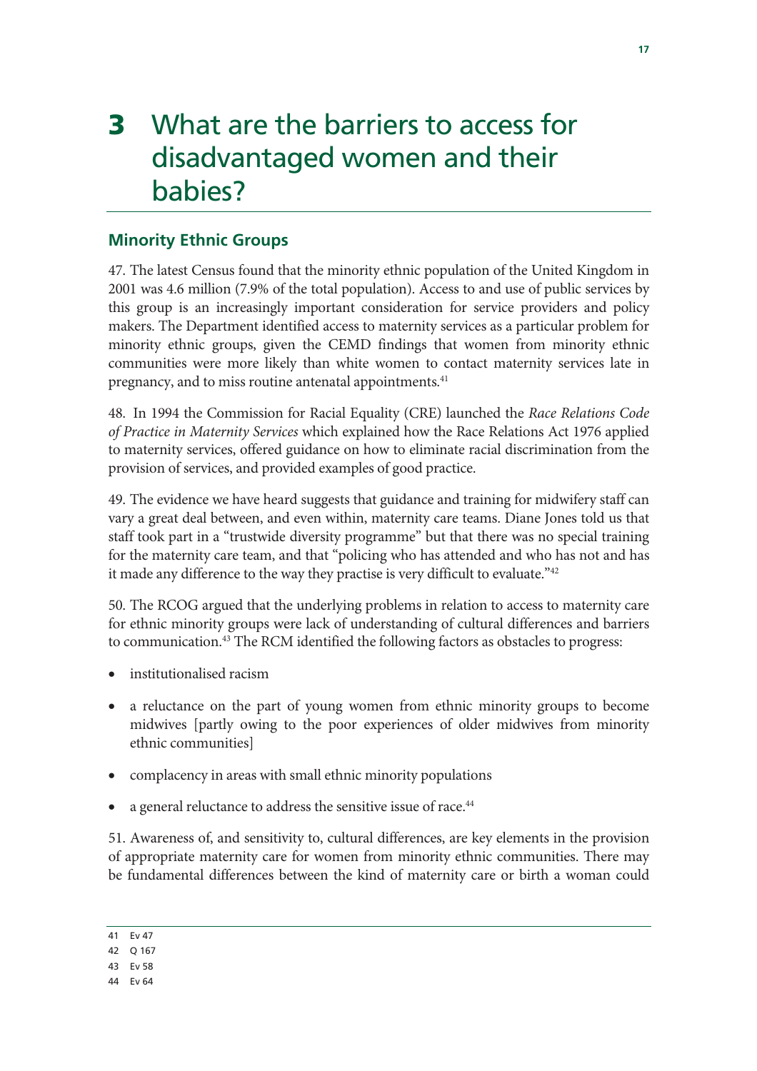# 3 What are the barriers to access for disadvantaged women and their babies?

## Minority Ethnic Groups

47. The latest Census found that the minority ethnic population of the United Kingdom in 2001 was 4.6 million (7.9% of the total population). Access to and use of public services by this group is an increasingly important consideration for service providers and policy makers. The Department identified access to maternity services as a particular problem for minority ethnic groups, given the CEMD findings that women from minority ethnic communities were more likely than white women to contact maternity services late in pregnancy, and to miss routine antenatal appointments.[41]

48. In 1994 the Commission for Racial Equality (CRE) launched the *Race Relations Code of Practice in Maternity Services* which explained how the Race Relations Act 1976 applied to maternity services, offered guidance on how to eliminate racial discrimination from the provision of services, and provided examples of good practice.

49. The evidence we have heard suggests that guidance and training for midwifery staff can vary a great deal between, and even within, maternity care teams. Diane Jones told us that staff took part in a "trustwide diversity programme" but that there was no special training for the maternity care team, and that "policing who has attended and who has not and has it made any difference to the way they practise is very difficult to evaluate."[42]

50. The RCOG argued that the underlying problems in relation to access to maternity care for ethnic minority groups were lack of understanding of cultural differences and barriers to communication.[43] The RCM identified the following factors as obstacles to progress:

- institutionalised racism
- a reluctance on the part of young women from ethnic minority groups to become midwives [partly owing to the poor experiences of older midwives from minority ethnic communities]
- complacency in areas with small ethnic minority populations
- a general reluctance to address the sensitive issue of race.[44]

51. Awareness of, and sensitivity to, cultural differences, are key elements in the provision of appropriate maternity care for women from minority ethnic communities. There may be fundamental differences between the kind of maternity care or birth a woman could

---

41 Ev 47

42 Q 167

43 Ev 58

44 Ev 64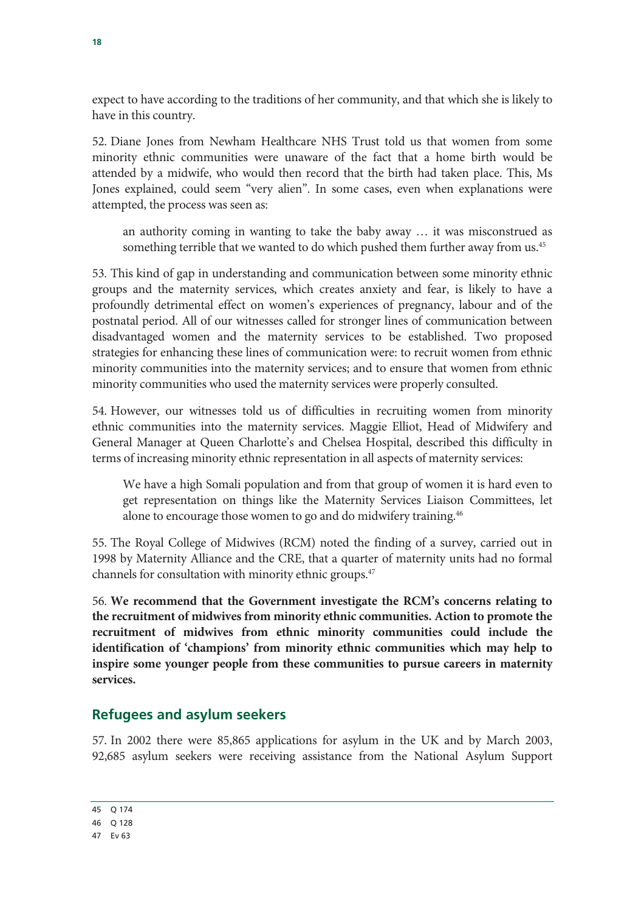expect to have according to the traditions of her community, and that which she is likely to have in this country.

52. Diane Jones from Newham Healthcare NHS Trust told us that women from some minority ethnic communities were unaware of the fact that a home birth would be attended by a midwife, who would then record that the birth had taken place. This, Ms Jones explained, could seem "very alien". In some cases, even when explanations were attempted, the process was seen as:

> an authority coming in wanting to take the baby away … it was misconstrued as something terrible that we wanted to do which pushed them further away from us.[45]

53. This kind of gap in understanding and communication between some minority ethnic groups and the maternity services, which creates anxiety and fear, is likely to have a profoundly detrimental effect on women's experiences of pregnancy, labour and of the postnatal period. All of our witnesses called for stronger lines of communication between disadvantaged women and the maternity services to be established. Two proposed strategies for enhancing these lines of communication were: to recruit women from ethnic minority communities into the maternity services; and to ensure that women from ethnic minority communities who used the maternity services were properly consulted.

54. However, our witnesses told us of difficulties in recruiting women from minority ethnic communities into the maternity services. Maggie Elliot, Head of Midwifery and General Manager at Queen Charlotte's and Chelsea Hospital, described this difficulty in terms of increasing minority ethnic representation in all aspects of maternity services:

> We have a high Somali population and from that group of women it is hard even to get representation on things like the Maternity Services Liaison Committees, let alone to encourage those women to go and do midwifery training.[46]

55. The Royal College of Midwives (RCM) noted the finding of a survey, carried out in 1998 by Maternity Alliance and the CRE, that a quarter of maternity units had no formal channels for consultation with minority ethnic groups.[47]

56. **We recommend that the Government investigate the RCM's concerns relating to the recruitment of midwives from minority ethnic communities. Action to promote the recruitment of midwives from ethnic minority communities could include the identification of 'champions' from minority ethnic communities which may help to inspire some younger people from these communities to pursue careers in maternity services.**

## Refugees and asylum seekers

57. In 2002 there were 85,865 applications for asylum in the UK and by March 2003, 92,685 asylum seekers were receiving assistance from the National Asylum Support

---

45 Q 174

46 Q 128

47 Ev 63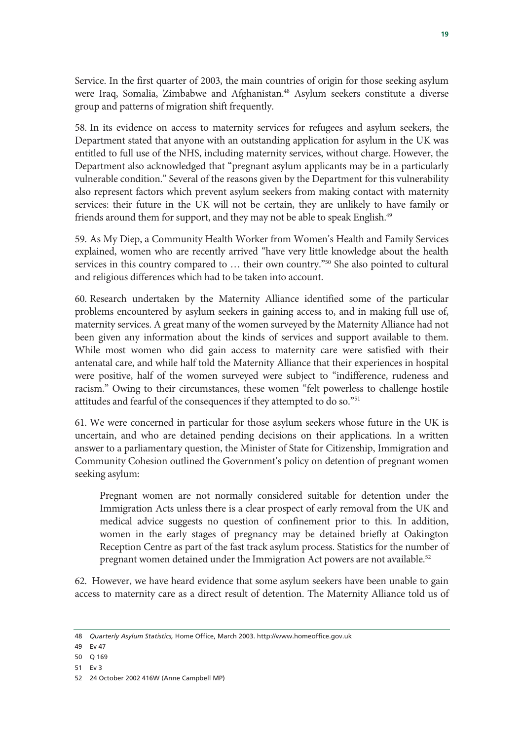Service. In the first quarter of 2003, the main countries of origin for those seeking asylum were Iraq, Somalia, Zimbabwe and Afghanistan.[48] Asylum seekers constitute a diverse group and patterns of migration shift frequently.

58. In its evidence on access to maternity services for refugees and asylum seekers, the Department stated that anyone with an outstanding application for asylum in the UK was entitled to full use of the NHS, including maternity services, without charge. However, the Department also acknowledged that "pregnant asylum applicants may be in a particularly vulnerable condition." Several of the reasons given by the Department for this vulnerability also represent factors which prevent asylum seekers from making contact with maternity services: their future in the UK will not be certain, they are unlikely to have family or friends around them for support, and they may not be able to speak English.[49]

59. As My Diep, a Community Health Worker from Women's Health and Family Services explained, women who are recently arrived "have very little knowledge about the health services in this country compared to … their own country."[50] She also pointed to cultural and religious differences which had to be taken into account.

60. Research undertaken by the Maternity Alliance identified some of the particular problems encountered by asylum seekers in gaining access to, and in making full use of, maternity services. A great many of the women surveyed by the Maternity Alliance had not been given any information about the kinds of services and support available to them. While most women who did gain access to maternity care were satisfied with their antenatal care, and while half told the Maternity Alliance that their experiences in hospital were positive, half of the women surveyed were subject to "indifference, rudeness and racism." Owing to their circumstances, these women "felt powerless to challenge hostile attitudes and fearful of the consequences if they attempted to do so."[51]

61. We were concerned in particular for those asylum seekers whose future in the UK is uncertain, and who are detained pending decisions on their applications. In a written answer to a parliamentary question, the Minister of State for Citizenship, Immigration and Community Cohesion outlined the Government's policy on detention of pregnant women seeking asylum:

> Pregnant women are not normally considered suitable for detention under the Immigration Acts unless there is a clear prospect of early removal from the UK and medical advice suggests no question of confinement prior to this. In addition, women in the early stages of pregnancy may be detained briefly at Oakington Reception Centre as part of the fast track asylum process. Statistics for the number of pregnant women detained under the Immigration Act powers are not available.[52]

62. However, we have heard evidence that some asylum seekers have been unable to gain access to maternity care as a direct result of detention. The Maternity Alliance told us of

---

48 *Quarterly Asylum Statistics,* Home Office, March 2003. http://www.homeoffice.gov.uk

49 Ev 47

50 Q 169

51 Ev 3

52 24 October 2002 416W (Anne Campbell MP)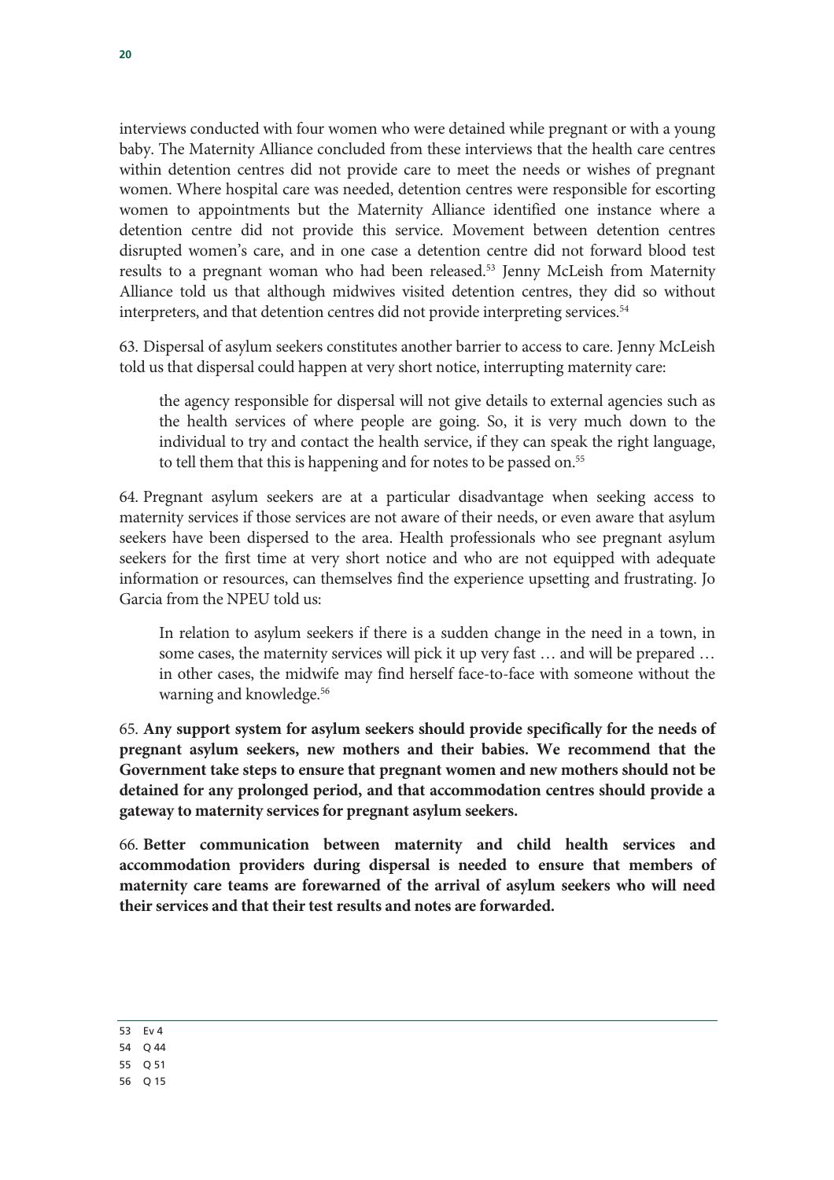interviews conducted with four women who were detained while pregnant or with a young baby. The Maternity Alliance concluded from these interviews that the health care centres within detention centres did not provide care to meet the needs or wishes of pregnant women. Where hospital care was needed, detention centres were responsible for escorting women to appointments but the Maternity Alliance identified one instance where a detention centre did not provide this service. Movement between detention centres disrupted women's care, and in one case a detention centre did not forward blood test results to a pregnant woman who had been released.[53] Jenny McLeish from Maternity Alliance told us that although midwives visited detention centres, they did so without interpreters, and that detention centres did not provide interpreting services.[54]

63. Dispersal of asylum seekers constitutes another barrier to access to care. Jenny McLeish told us that dispersal could happen at very short notice, interrupting maternity care:

> the agency responsible for dispersal will not give details to external agencies such as the health services of where people are going. So, it is very much down to the individual to try and contact the health service, if they can speak the right language, to tell them that this is happening and for notes to be passed on.[55]

64. Pregnant asylum seekers are at a particular disadvantage when seeking access to maternity services if those services are not aware of their needs, or even aware that asylum seekers have been dispersed to the area. Health professionals who see pregnant asylum seekers for the first time at very short notice and who are not equipped with adequate information or resources, can themselves find the experience upsetting and frustrating. Jo Garcia from the NPEU told us:

> In relation to asylum seekers if there is a sudden change in the need in a town, in some cases, the maternity services will pick it up very fast … and will be prepared … in other cases, the midwife may find herself face-to-face with someone without the warning and knowledge.[56]

65. **Any support system for asylum seekers should provide specifically for the needs of pregnant asylum seekers, new mothers and their babies. We recommend that the Government take steps to ensure that pregnant women and new mothers should not be detained for any prolonged period, and that accommodation centres should provide a gateway to maternity services for pregnant asylum seekers.**

66. **Better communication between maternity and child health services and accommodation providers during dispersal is needed to ensure that members of maternity care teams are forewarned of the arrival of asylum seekers who will need their services and that their test results and notes are forwarded.**

---

53 Ev 4

54 Q 44

55 Q 51

56 Q 15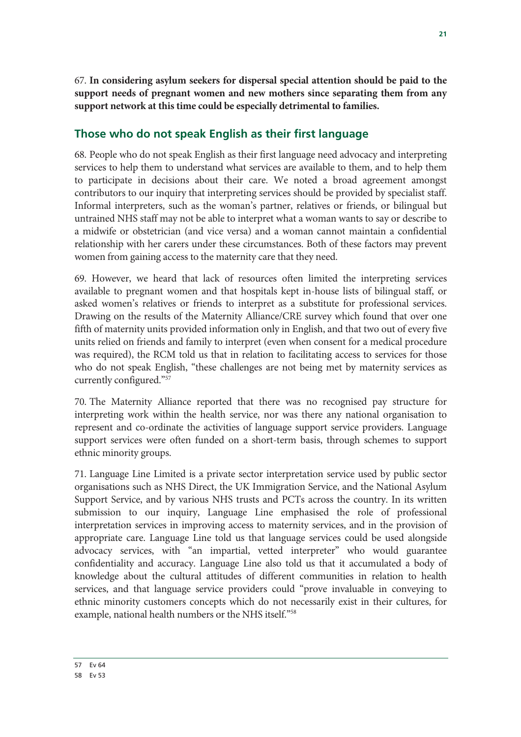67. **In considering asylum seekers for dispersal special attention should be paid to the support needs of pregnant women and new mothers since separating them from any support network at this time could be especially detrimental to families.**

## Those who do not speak English as their first language

68. People who do not speak English as their first language need advocacy and interpreting services to help them to understand what services are available to them, and to help them to participate in decisions about their care. We noted a broad agreement amongst contributors to our inquiry that interpreting services should be provided by specialist staff. Informal interpreters, such as the woman's partner, relatives or friends, or bilingual but untrained NHS staff may not be able to interpret what a woman wants to say or describe to a midwife or obstetrician (and vice versa) and a woman cannot maintain a confidential relationship with her carers under these circumstances. Both of these factors may prevent women from gaining access to the maternity care that they need.

69. However, we heard that lack of resources often limited the interpreting services available to pregnant women and that hospitals kept in-house lists of bilingual staff, or asked women's relatives or friends to interpret as a substitute for professional services. Drawing on the results of the Maternity Alliance/CRE survey which found that over one fifth of maternity units provided information only in English, and that two out of every five units relied on friends and family to interpret (even when consent for a medical procedure was required), the RCM told us that in relation to facilitating access to services for those who do not speak English, "these challenges are not being met by maternity services as currently configured."[57]

70. The Maternity Alliance reported that there was no recognised pay structure for interpreting work within the health service, nor was there any national organisation to represent and co-ordinate the activities of language support service providers. Language support services were often funded on a short-term basis, through schemes to support ethnic minority groups.

71. Language Line Limited is a private sector interpretation service used by public sector organisations such as NHS Direct, the UK Immigration Service, and the National Asylum Support Service, and by various NHS trusts and PCTs across the country. In its written submission to our inquiry, Language Line emphasised the role of professional interpretation services in improving access to maternity services, and in the provision of appropriate care. Language Line told us that language services could be used alongside advocacy services, with "an impartial, vetted interpreter" who would guarantee confidentiality and accuracy. Language Line also told us that it accumulated a body of knowledge about the cultural attitudes of different communities in relation to health services, and that language service providers could "prove invaluable in conveying to ethnic minority customers concepts which do not necessarily exist in their cultures, for example, national health numbers or the NHS itself."[58]

---

57 Ev 64

58 Ev 53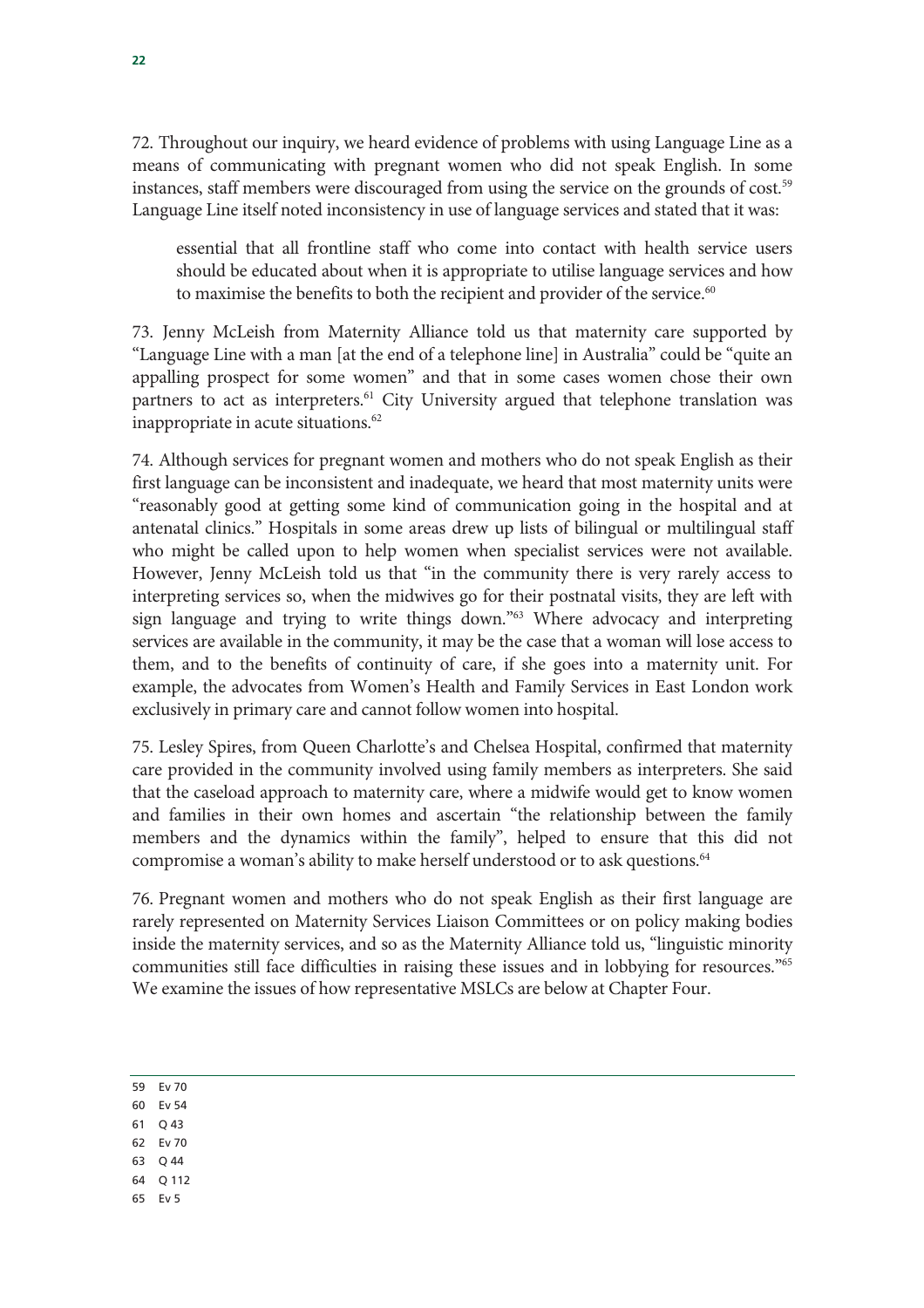72. Throughout our inquiry, we heard evidence of problems with using Language Line as a means of communicating with pregnant women who did not speak English. In some instances, staff members were discouraged from using the service on the grounds of cost.[59] Language Line itself noted inconsistency in use of language services and stated that it was:

> essential that all frontline staff who come into contact with health service users should be educated about when it is appropriate to utilise language services and how to maximise the benefits to both the recipient and provider of the service.[60]

73. Jenny McLeish from Maternity Alliance told us that maternity care supported by "Language Line with a man [at the end of a telephone line] in Australia" could be "quite an appalling prospect for some women" and that in some cases women chose their own partners to act as interpreters.[61] City University argued that telephone translation was inappropriate in acute situations.[62]

74. Although services for pregnant women and mothers who do not speak English as their first language can be inconsistent and inadequate, we heard that most maternity units were "reasonably good at getting some kind of communication going in the hospital and at antenatal clinics." Hospitals in some areas drew up lists of bilingual or multilingual staff who might be called upon to help women when specialist services were not available. However, Jenny McLeish told us that "in the community there is very rarely access to interpreting services so, when the midwives go for their postnatal visits, they are left with sign language and trying to write things down."[63] Where advocacy and interpreting services are available in the community, it may be the case that a woman will lose access to them, and to the benefits of continuity of care, if she goes into a maternity unit. For example, the advocates from Women's Health and Family Services in East London work exclusively in primary care and cannot follow women into hospital.

75. Lesley Spires, from Queen Charlotte's and Chelsea Hospital, confirmed that maternity care provided in the community involved using family members as interpreters. She said that the caseload approach to maternity care, where a midwife would get to know women and families in their own homes and ascertain "the relationship between the family members and the dynamics within the family", helped to ensure that this did not compromise a woman's ability to make herself understood or to ask questions.[64]

76. Pregnant women and mothers who do not speak English as their first language are rarely represented on Maternity Services Liaison Committees or on policy making bodies inside the maternity services, and so as the Maternity Alliance told us, "linguistic minority communities still face difficulties in raising these issues and in lobbying for resources."[65] We examine the issues of how representative MSLCs are below at Chapter Four.

---

59 Ev 70
60 Ev 54
61 Q 43
62 Ev 70
63 Q 44
64 Q 112
65 Ev 5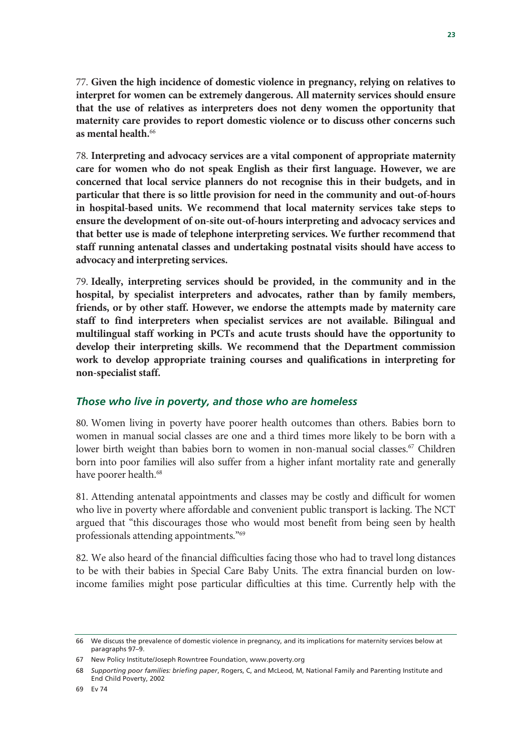77. **Given the high incidence of domestic violence in pregnancy, relying on relatives to interpret for women can be extremely dangerous. All maternity services should ensure that the use of relatives as interpreters does not deny women the opportunity that maternity care provides to report domestic violence or to discuss other concerns such as mental health.**[66]

78. **Interpreting and advocacy services are a vital component of appropriate maternity care for women who do not speak English as their first language. However, we are concerned that local service planners do not recognise this in their budgets, and in particular that there is so little provision for need in the community and out-of-hours in hospital-based units. We recommend that local maternity services take steps to ensure the development of on-site out-of-hours interpreting and advocacy services and that better use is made of telephone interpreting services. We further recommend that staff running antenatal classes and undertaking postnatal visits should have access to advocacy and interpreting services.**

79. **Ideally, interpreting services should be provided, in the community and in the hospital, by specialist interpreters and advocates, rather than by family members, friends, or by other staff. However, we endorse the attempts made by maternity care staff to find interpreters when specialist services are not available. Bilingual and multilingual staff working in PCTs and acute trusts should have the opportunity to develop their interpreting skills. We recommend that the Department commission work to develop appropriate training courses and qualifications in interpreting for non-specialist staff.**

### *Those who live in poverty, and those who are homeless*

80. Women living in poverty have poorer health outcomes than others. Babies born to women in manual social classes are one and a third times more likely to be born with a lower birth weight than babies born to women in non-manual social classes.[67] Children born into poor families will also suffer from a higher infant mortality rate and generally have poorer health.[68]

81. Attending antenatal appointments and classes may be costly and difficult for women who live in poverty where affordable and convenient public transport is lacking. The NCT argued that "this discourages those who would most benefit from being seen by health professionals attending appointments."[69]

82. We also heard of the financial difficulties facing those who had to travel long distances to be with their babies in Special Care Baby Units. The extra financial burden on low-income families might pose particular difficulties at this time. Currently help with the

---

66 We discuss the prevalence of domestic violence in pregnancy, and its implications for maternity services below at paragraphs 97–9.

67 New Policy Institute/Joseph Rowntree Foundation, www.poverty.org

68 *Supporting poor families: briefing paper*, Rogers, C, and McLeod, M, National Family and Parenting Institute and End Child Poverty, 2002

69 Ev 74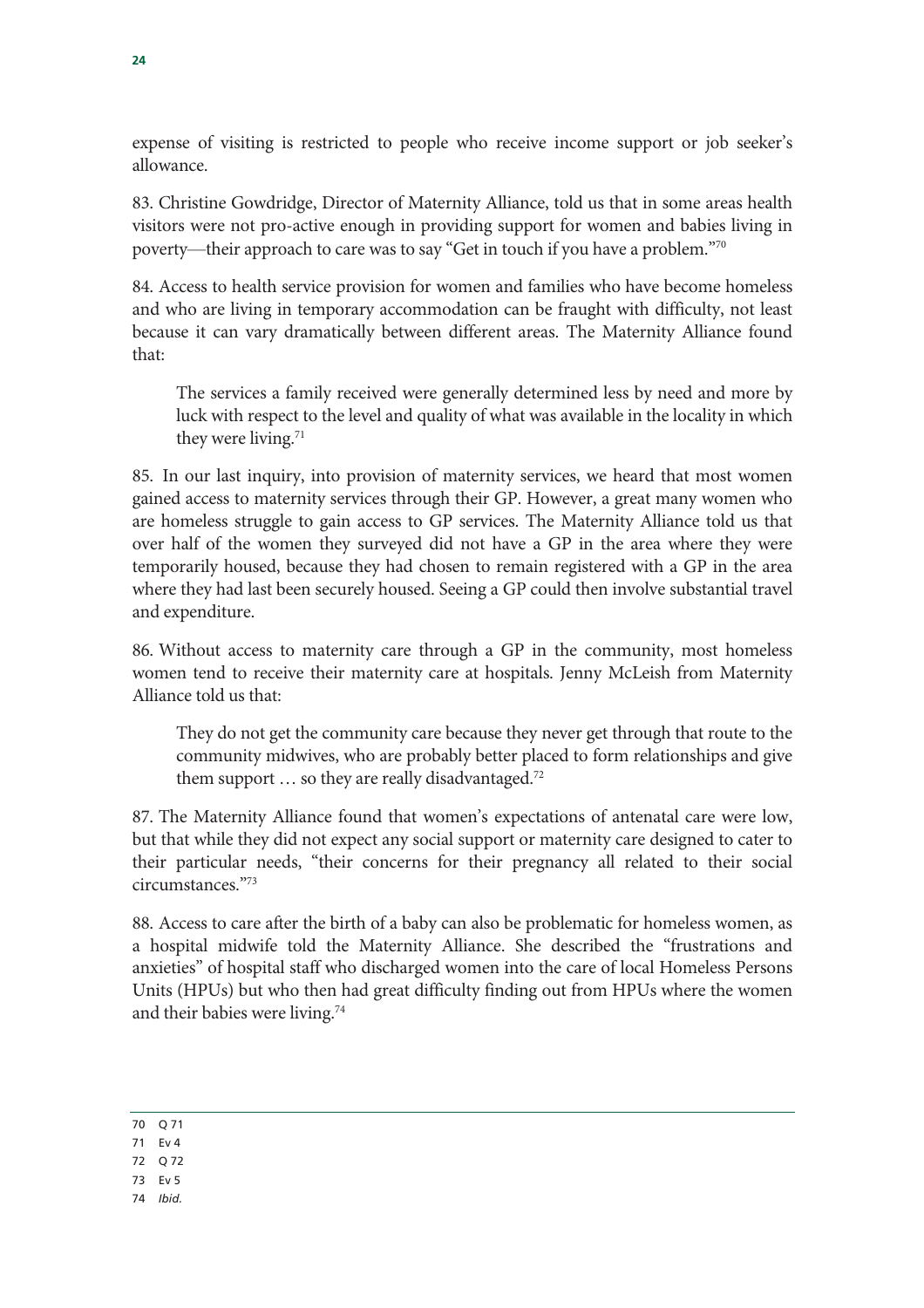expense of visiting is restricted to people who receive income support or job seeker's allowance.

83. Christine Gowdridge, Director of Maternity Alliance, told us that in some areas health visitors were not pro-active enough in providing support for women and babies living in poverty—their approach to care was to say "Get in touch if you have a problem."[70]

84. Access to health service provision for women and families who have become homeless and who are living in temporary accommodation can be fraught with difficulty, not least because it can vary dramatically between different areas. The Maternity Alliance found that:

> The services a family received were generally determined less by need and more by luck with respect to the level and quality of what was available in the locality in which they were living.[71]

85. In our last inquiry, into provision of maternity services, we heard that most women gained access to maternity services through their GP. However, a great many women who are homeless struggle to gain access to GP services. The Maternity Alliance told us that over half of the women they surveyed did not have a GP in the area where they were temporarily housed, because they had chosen to remain registered with a GP in the area where they had last been securely housed. Seeing a GP could then involve substantial travel and expenditure.

86. Without access to maternity care through a GP in the community, most homeless women tend to receive their maternity care at hospitals. Jenny McLeish from Maternity Alliance told us that:

> They do not get the community care because they never get through that route to the community midwives, who are probably better placed to form relationships and give them support … so they are really disadvantaged.[72]

87. The Maternity Alliance found that women's expectations of antenatal care were low, but that while they did not expect any social support or maternity care designed to cater to their particular needs, "their concerns for their pregnancy all related to their social circumstances."[73]

88. Access to care after the birth of a baby can also be problematic for homeless women, as a hospital midwife told the Maternity Alliance. She described the "frustrations and anxieties" of hospital staff who discharged women into the care of local Homeless Persons Units (HPUs) but who then had great difficulty finding out from HPUs where the women and their babies were living.[74]

---

70 Q 71

71 Ev 4

72 Q 72

73 Ev 5

74 *Ibid.*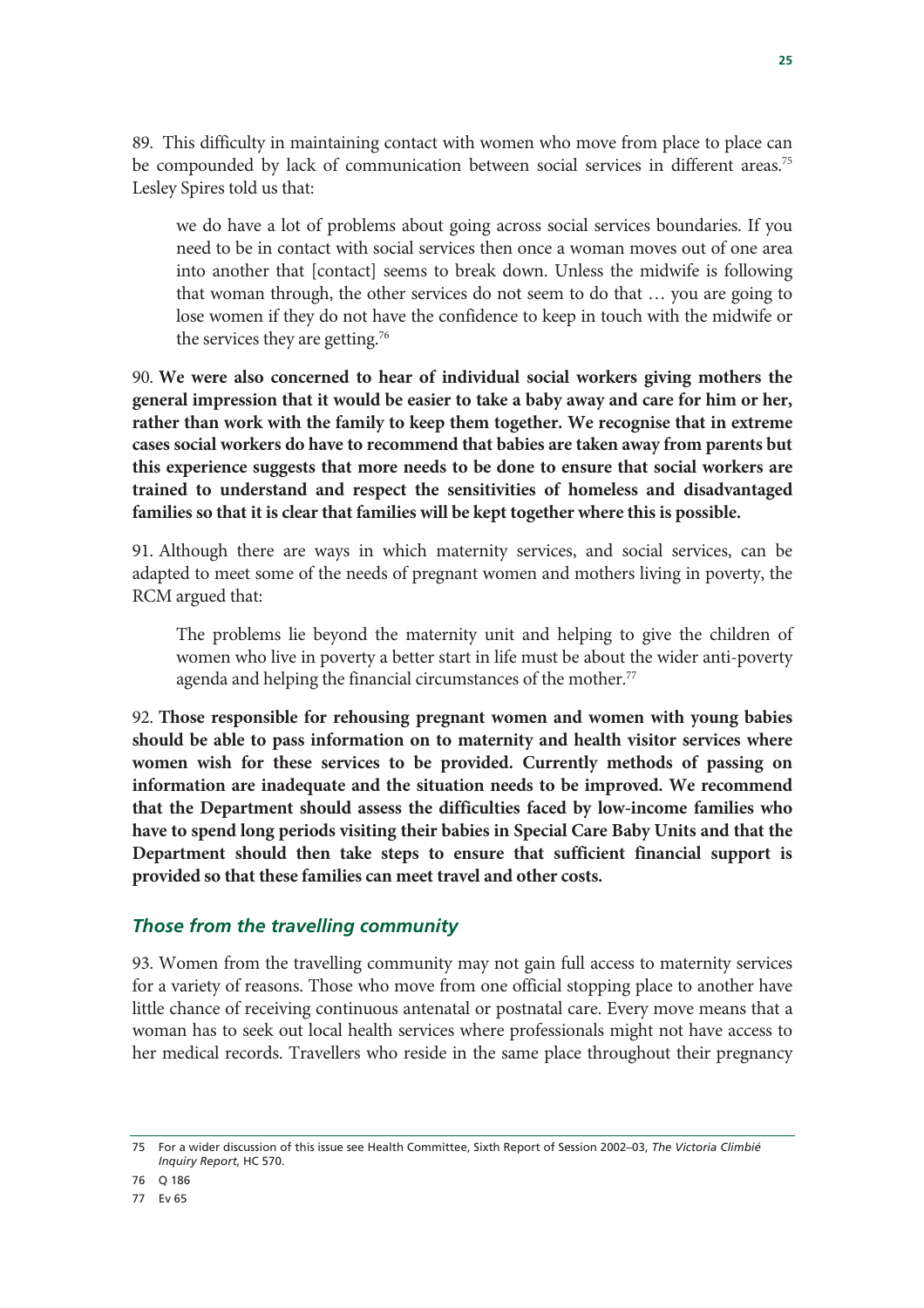89. This difficulty in maintaining contact with women who move from place to place can be compounded by lack of communication between social services in different areas.[75] Lesley Spires told us that:

> we do have a lot of problems about going across social services boundaries. If you need to be in contact with social services then once a woman moves out of one area into another that [contact] seems to break down. Unless the midwife is following that woman through, the other services do not seem to do that … you are going to lose women if they do not have the confidence to keep in touch with the midwife or the services they are getting.[76]

90. **We were also concerned to hear of individual social workers giving mothers the general impression that it would be easier to take a baby away and care for him or her, rather than work with the family to keep them together. We recognise that in extreme cases social workers do have to recommend that babies are taken away from parents but this experience suggests that more needs to be done to ensure that social workers are trained to understand and respect the sensitivities of homeless and disadvantaged families so that it is clear that families will be kept together where this is possible.**

91. Although there are ways in which maternity services, and social services, can be adapted to meet some of the needs of pregnant women and mothers living in poverty, the RCM argued that:

> The problems lie beyond the maternity unit and helping to give the children of women who live in poverty a better start in life must be about the wider anti-poverty agenda and helping the financial circumstances of the mother.[77]

92. **Those responsible for rehousing pregnant women and women with young babies should be able to pass information on to maternity and health visitor services where women wish for these services to be provided. Currently methods of passing on information are inadequate and the situation needs to be improved. We recommend that the Department should assess the difficulties faced by low-income families who have to spend long periods visiting their babies in Special Care Baby Units and that the Department should then take steps to ensure that sufficient financial support is provided so that these families can meet travel and other costs.**

### *Those from the travelling community*

93. Women from the travelling community may not gain full access to maternity services for a variety of reasons. Those who move from one official stopping place to another have little chance of receiving continuous antenatal or postnatal care. Every move means that a woman has to seek out local health services where professionals might not have access to her medical records. Travellers who reside in the same place throughout their pregnancy

---

75 For a wider discussion of this issue see Health Committee, Sixth Report of Session 2002–03, *The Victoria Climbié Inquiry Report*, HC 570.

76 Q 186

77 Ev 65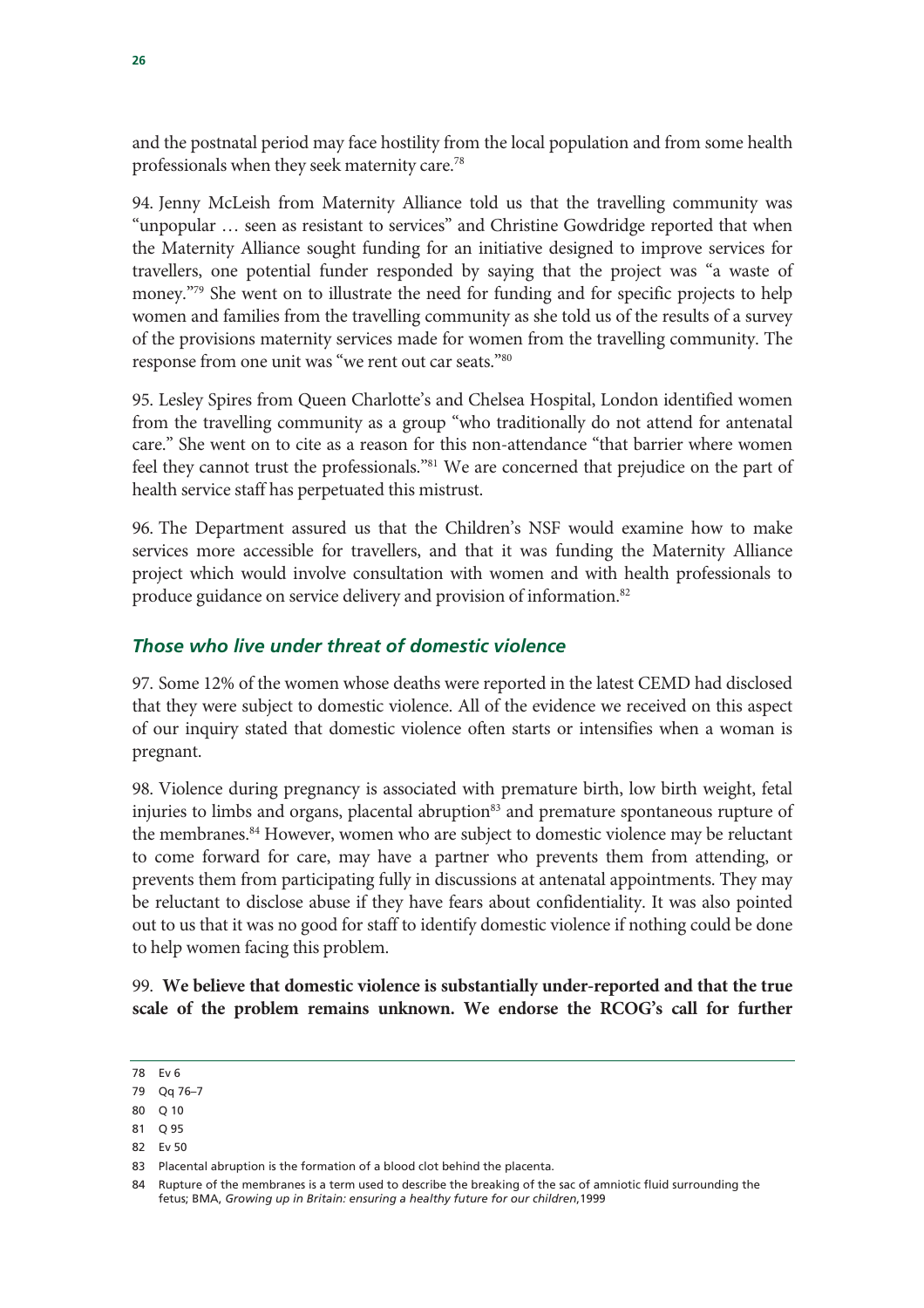and the postnatal period may face hostility from the local population and from some health professionals when they seek maternity care.[78]

94. Jenny McLeish from Maternity Alliance told us that the travelling community was "unpopular … seen as resistant to services" and Christine Gowdridge reported that when the Maternity Alliance sought funding for an initiative designed to improve services for travellers, one potential funder responded by saying that the project was "a waste of money."[79] She went on to illustrate the need for funding and for specific projects to help women and families from the travelling community as she told us of the results of a survey of the provisions maternity services made for women from the travelling community. The response from one unit was "we rent out car seats."[80]

95. Lesley Spires from Queen Charlotte's and Chelsea Hospital, London identified women from the travelling community as a group "who traditionally do not attend for antenatal care." She went on to cite as a reason for this non-attendance "that barrier where women feel they cannot trust the professionals."[81] We are concerned that prejudice on the part of health service staff has perpetuated this mistrust.

96. The Department assured us that the Children's NSF would examine how to make services more accessible for travellers, and that it was funding the Maternity Alliance project which would involve consultation with women and with health professionals to produce guidance on service delivery and provision of information.[82]

### *Those who live under threat of domestic violence*

97. Some 12% of the women whose deaths were reported in the latest CEMD had disclosed that they were subject to domestic violence. All of the evidence we received on this aspect of our inquiry stated that domestic violence often starts or intensifies when a woman is pregnant.

98. Violence during pregnancy is associated with premature birth, low birth weight, fetal injuries to limbs and organs, placental abruption[83] and premature spontaneous rupture of the membranes.[84] However, women who are subject to domestic violence may be reluctant to come forward for care, may have a partner who prevents them from attending, or prevents them from participating fully in discussions at antenatal appointments. They may be reluctant to disclose abuse if they have fears about confidentiality. It was also pointed out to us that it was no good for staff to identify domestic violence if nothing could be done to help women facing this problem.

99. **We believe that domestic violence is substantially under-reported and that the true scale of the problem remains unknown. We endorse the RCOG's call for further**

---

78 Ev 6

79 Qq 76–7

80 Q 10

81 Q 95

82 Ev 50

83 Placental abruption is the formation of a blood clot behind the placenta.

84 Rupture of the membranes is a term used to describe the breaking of the sac of amniotic fluid surrounding the fetus; BMA, *Growing up in Britain: ensuring a healthy future for our children*,1999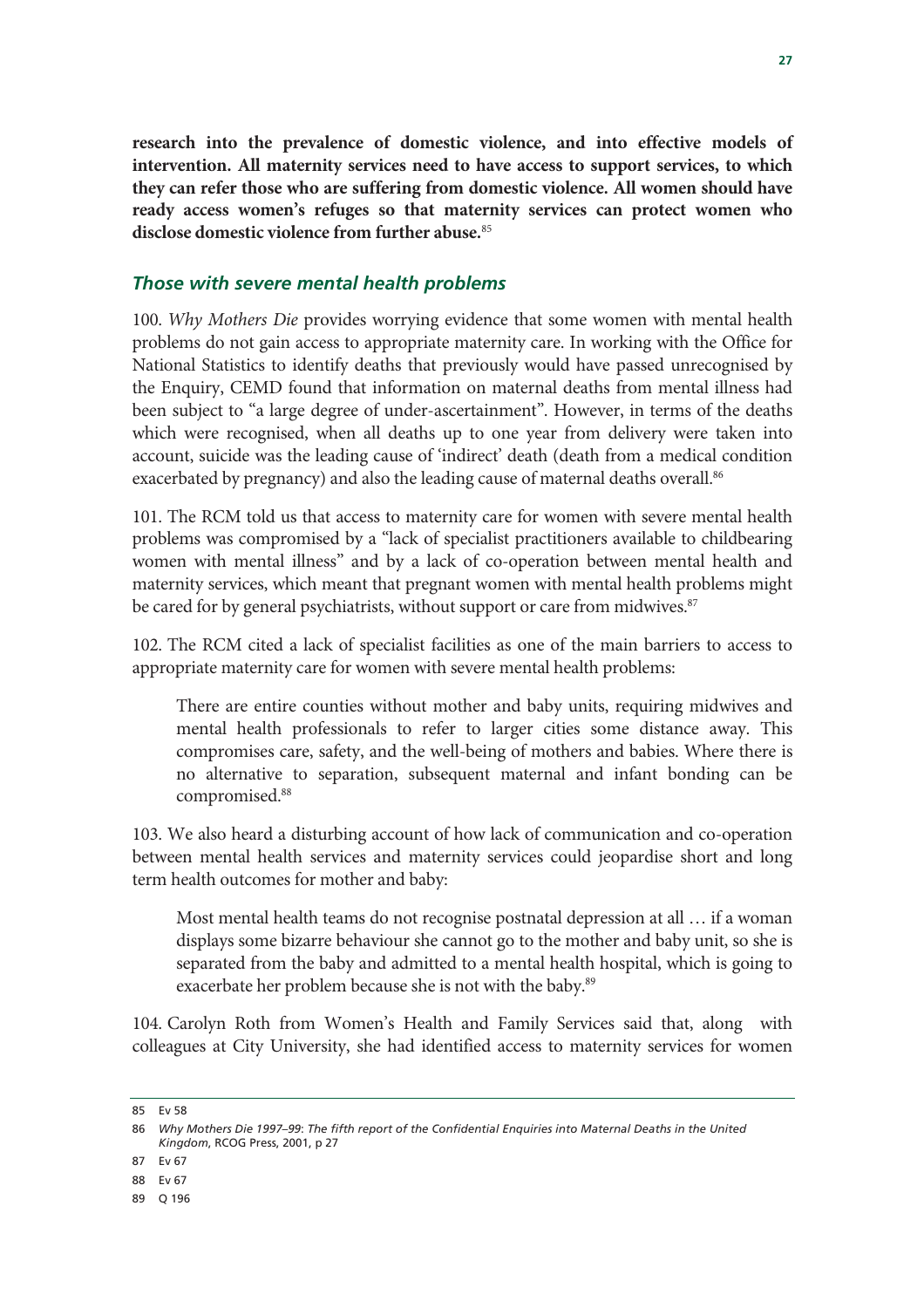**research into the prevalence of domestic violence, and into effective models of intervention. All maternity services need to have access to support services, to which they can refer those who are suffering from domestic violence. All women should have ready access women's refuges so that maternity services can protect women who disclose domestic violence from further abuse.**[85]

### *Those with severe mental health problems*

100. *Why Mothers Die* provides worrying evidence that some women with mental health problems do not gain access to appropriate maternity care. In working with the Office for National Statistics to identify deaths that previously would have passed unrecognised by the Enquiry, CEMD found that information on maternal deaths from mental illness had been subject to "a large degree of under-ascertainment". However, in terms of the deaths which were recognised, when all deaths up to one year from delivery were taken into account, suicide was the leading cause of 'indirect' death (death from a medical condition exacerbated by pregnancy) and also the leading cause of maternal deaths overall.[86]

101. The RCM told us that access to maternity care for women with severe mental health problems was compromised by a "lack of specialist practitioners available to childbearing women with mental illness" and by a lack of co-operation between mental health and maternity services, which meant that pregnant women with mental health problems might be cared for by general psychiatrists, without support or care from midwives.[87]

102. The RCM cited a lack of specialist facilities as one of the main barriers to access to appropriate maternity care for women with severe mental health problems:

> There are entire counties without mother and baby units, requiring midwives and mental health professionals to refer to larger cities some distance away. This compromises care, safety, and the well-being of mothers and babies. Where there is no alternative to separation, subsequent maternal and infant bonding can be compromised.[88]

103. We also heard a disturbing account of how lack of communication and co-operation between mental health services and maternity services could jeopardise short and long term health outcomes for mother and baby:

> Most mental health teams do not recognise postnatal depression at all … if a woman displays some bizarre behaviour she cannot go to the mother and baby unit, so she is separated from the baby and admitted to a mental health hospital, which is going to exacerbate her problem because she is not with the baby.[89]

104. Carolyn Roth from Women's Health and Family Services said that, along with colleagues at City University, she had identified access to maternity services for women

---

85 Ev 58

86 *Why Mothers Die 1997–99: The fifth report of the Confidential Enquiries into Maternal Deaths in the United Kingdom*, RCOG Press, 2001, p 27

87 Ev 67

88 Ev 67

89 Q 196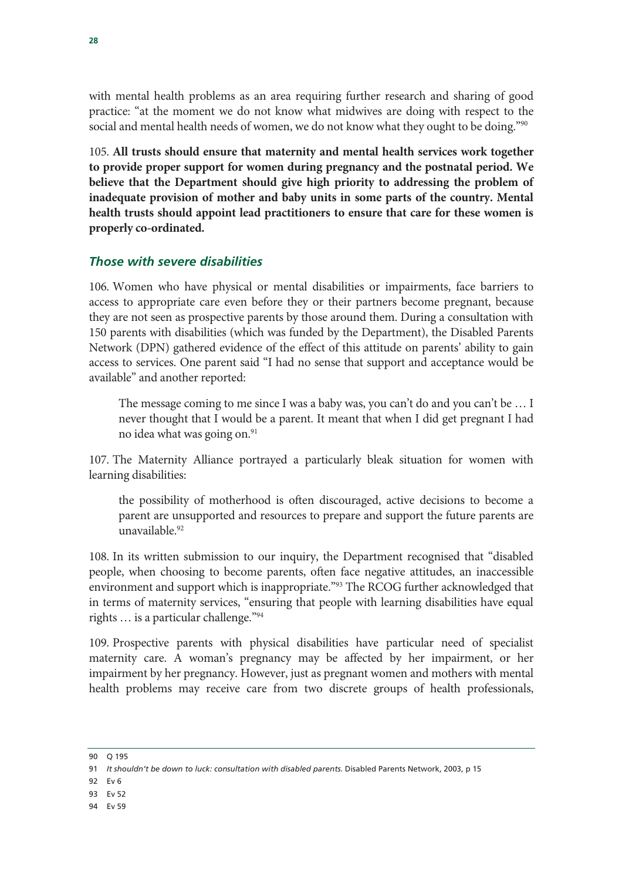with mental health problems as an area requiring further research and sharing of good practice: "at the moment we do not know what midwives are doing with respect to the social and mental health needs of women, we do not know what they ought to be doing."[90]

105. **All trusts should ensure that maternity and mental health services work together to provide proper support for women during pregnancy and the postnatal period. We believe that the Department should give high priority to addressing the problem of inadequate provision of mother and baby units in some parts of the country. Mental health trusts should appoint lead practitioners to ensure that care for these women is properly co-ordinated.**

### *Those with severe disabilities*

106. Women who have physical or mental disabilities or impairments, face barriers to access to appropriate care even before they or their partners become pregnant, because they are not seen as prospective parents by those around them. During a consultation with 150 parents with disabilities (which was funded by the Department), the Disabled Parents Network (DPN) gathered evidence of the effect of this attitude on parents' ability to gain access to services. One parent said "I had no sense that support and acceptance would be available" and another reported:

> The message coming to me since I was a baby was, you can't do and you can't be … I never thought that I would be a parent. It meant that when I did get pregnant I had no idea what was going on.[91]

107. The Maternity Alliance portrayed a particularly bleak situation for women with learning disabilities:

> the possibility of motherhood is often discouraged, active decisions to become a parent are unsupported and resources to prepare and support the future parents are unavailable.[92]

108. In its written submission to our inquiry, the Department recognised that "disabled people, when choosing to become parents, often face negative attitudes, an inaccessible environment and support which is inappropriate."[93] The RCOG further acknowledged that in terms of maternity services, "ensuring that people with learning disabilities have equal rights … is a particular challenge."[94]

109. Prospective parents with physical disabilities have particular need of specialist maternity care. A woman's pregnancy may be affected by her impairment, or her impairment by her pregnancy. However, just as pregnant women and mothers with mental health problems may receive care from two discrete groups of health professionals,

---

90 Q 195

91 *It shouldn't be down to luck: consultation with disabled parents*. Disabled Parents Network, 2003, p 15

92 Ev 6

93 Ev 52

94 Ev 59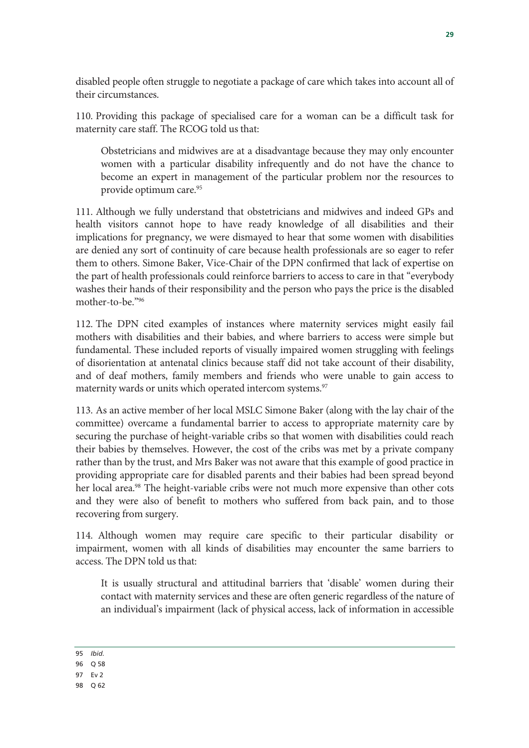disabled people often struggle to negotiate a package of care which takes into account all of their circumstances.

110. Providing this package of specialised care for a woman can be a difficult task for maternity care staff. The RCOG told us that:

> Obstetricians and midwives are at a disadvantage because they may only encounter women with a particular disability infrequently and do not have the chance to become an expert in management of the particular problem nor the resources to provide optimum care.[95]

111. Although we fully understand that obstetricians and midwives and indeed GPs and health visitors cannot hope to have ready knowledge of all disabilities and their implications for pregnancy, we were dismayed to hear that some women with disabilities are denied any sort of continuity of care because health professionals are so eager to refer them to others. Simone Baker, Vice-Chair of the DPN confirmed that lack of expertise on the part of health professionals could reinforce barriers to access to care in that "everybody washes their hands of their responsibility and the person who pays the price is the disabled mother-to-be."[96]

112. The DPN cited examples of instances where maternity services might easily fail mothers with disabilities and their babies, and where barriers to access were simple but fundamental. These included reports of visually impaired women struggling with feelings of disorientation at antenatal clinics because staff did not take account of their disability, and of deaf mothers, family members and friends who were unable to gain access to maternity wards or units which operated intercom systems.[97]

113. As an active member of her local MSLC Simone Baker (along with the lay chair of the committee) overcame a fundamental barrier to access to appropriate maternity care by securing the purchase of height-variable cribs so that women with disabilities could reach their babies by themselves. However, the cost of the cribs was met by a private company rather than by the trust, and Mrs Baker was not aware that this example of good practice in providing appropriate care for disabled parents and their babies had been spread beyond her local area.[98] The height-variable cribs were not much more expensive than other cots and they were also of benefit to mothers who suffered from back pain, and to those recovering from surgery.

114. Although women may require care specific to their particular disability or impairment, women with all kinds of disabilities may encounter the same barriers to access. The DPN told us that:

> It is usually structural and attitudinal barriers that 'disable' women during their contact with maternity services and these are often generic regardless of the nature of an individual's impairment (lack of physical access, lack of information in accessible

---

95 *Ibid.*

96 Q 58

97 Ev 2

98 Q 62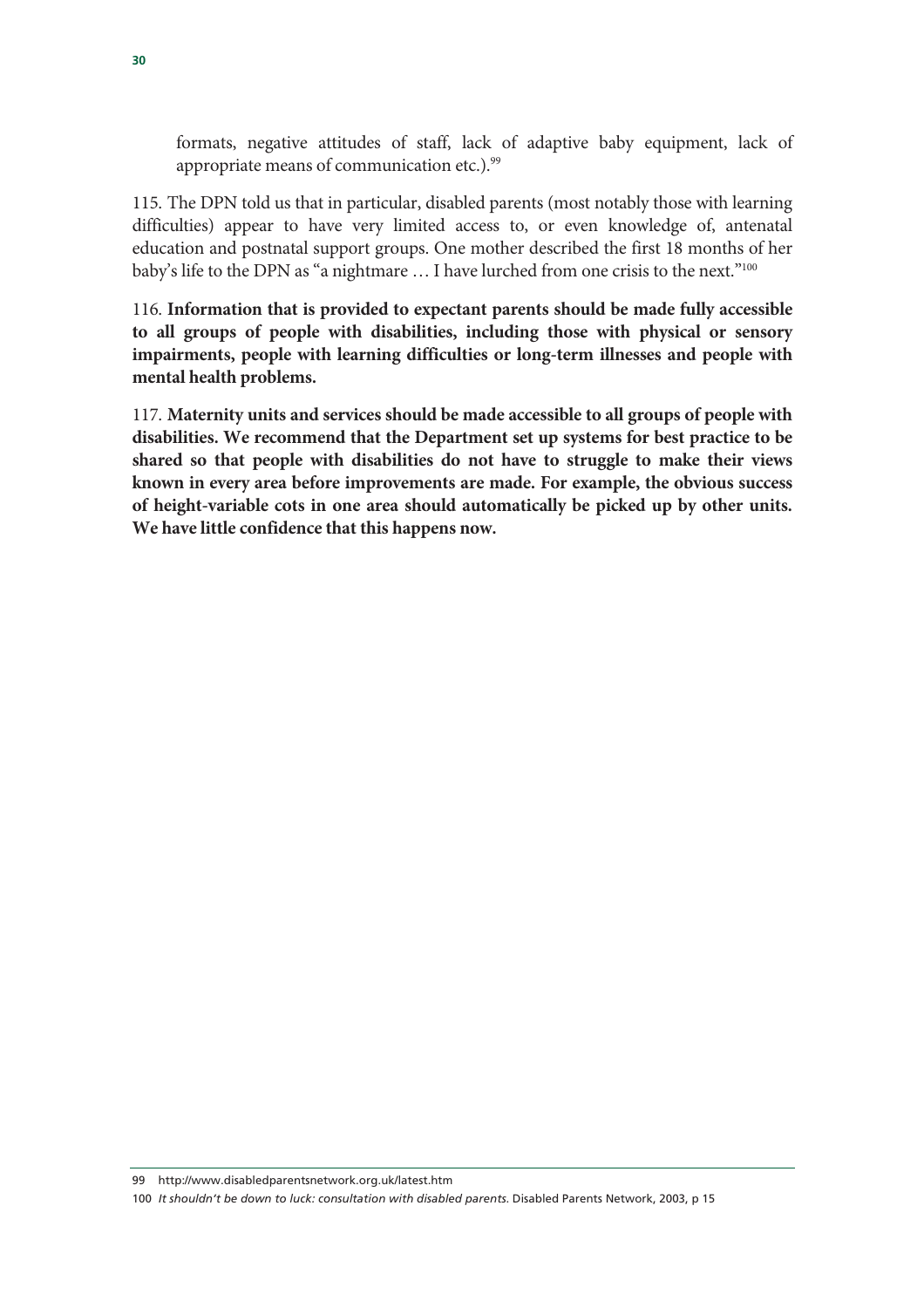formats, negative attitudes of staff, lack of adaptive baby equipment, lack of appropriate means of communication etc.).[99]

115. The DPN told us that in particular, disabled parents (most notably those with learning difficulties) appear to have very limited access to, or even knowledge of, antenatal education and postnatal support groups. One mother described the first 18 months of her baby's life to the DPN as "a nightmare … I have lurched from one crisis to the next."[100]

116. **Information that is provided to expectant parents should be made fully accessible to all groups of people with disabilities, including those with physical or sensory impairments, people with learning difficulties or long-term illnesses and people with mental health problems.**

117. **Maternity units and services should be made accessible to all groups of people with disabilities. We recommend that the Department set up systems for best practice to be shared so that people with disabilities do not have to struggle to make their views known in every area before improvements are made. For example, the obvious success of height-variable cots in one area should automatically be picked up by other units. We have little confidence that this happens now.**

99 http://www.disabledparentsnetwork.org.uk/latest.htm

100 *It shouldn't be down to luck: consultation with disabled parents*. Disabled Parents Network, 2003, p 15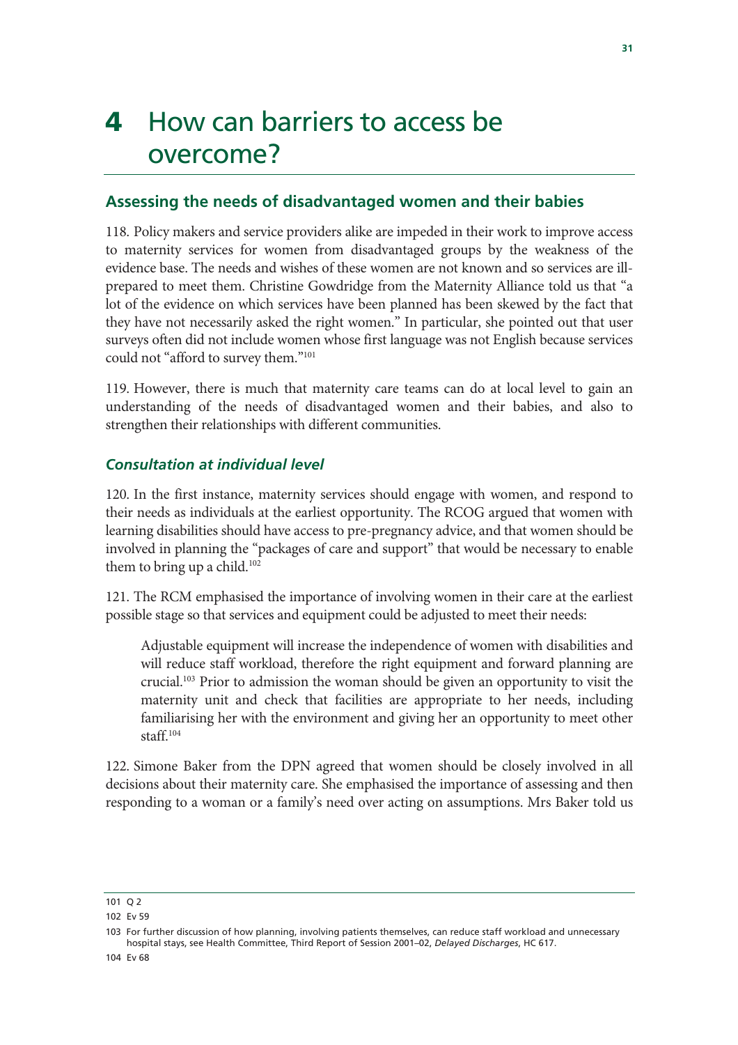# 4 How can barriers to access be overcome?

## Assessing the needs of disadvantaged women and their babies

118. Policy makers and service providers alike are impeded in their work to improve access to maternity services for women from disadvantaged groups by the weakness of the evidence base. The needs and wishes of these women are not known and so services are ill-prepared to meet them. Christine Gowdridge from the Maternity Alliance told us that "a lot of the evidence on which services have been planned has been skewed by the fact that they have not necessarily asked the right women." In particular, she pointed out that user surveys often did not include women whose first language was not English because services could not "afford to survey them."[101]

119. However, there is much that maternity care teams can do at local level to gain an understanding of the needs of disadvantaged women and their babies, and also to strengthen their relationships with different communities.

### *Consultation at individual level*

120. In the first instance, maternity services should engage with women, and respond to their needs as individuals at the earliest opportunity. The RCOG argued that women with learning disabilities should have access to pre-pregnancy advice, and that women should be involved in planning the "packages of care and support" that would be necessary to enable them to bring up a child.[102]

121. The RCM emphasised the importance of involving women in their care at the earliest possible stage so that services and equipment could be adjusted to meet their needs:

> Adjustable equipment will increase the independence of women with disabilities and will reduce staff workload, therefore the right equipment and forward planning are crucial.[103] Prior to admission the woman should be given an opportunity to visit the maternity unit and check that facilities are appropriate to her needs, including familiarising her with the environment and giving her an opportunity to meet other staff.[104]

122. Simone Baker from the DPN agreed that women should be closely involved in all decisions about their maternity care. She emphasised the importance of assessing and then responding to a woman or a family's need over acting on assumptions. Mrs Baker told us

---

101 Q 2

102 Ev 59

103 For further discussion of how planning, involving patients themselves, can reduce staff workload and unnecessary hospital stays, see Health Committee, Third Report of Session 2001–02, *Delayed Discharges*, HC 617.

104 Ev 68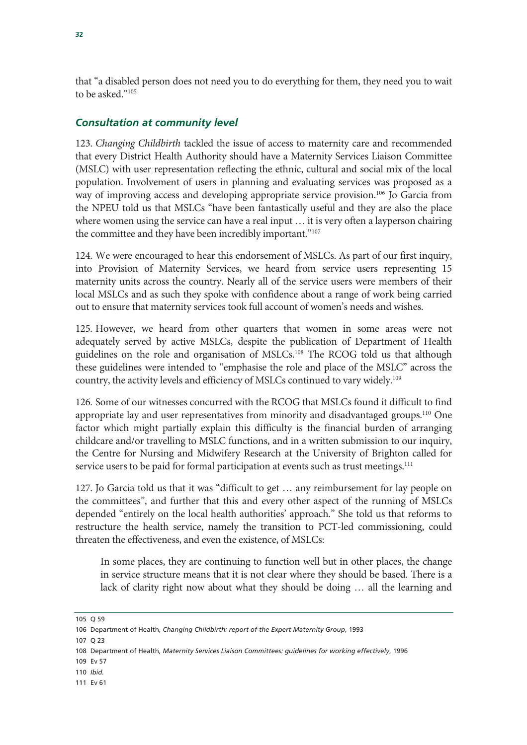that "a disabled person does not need you to do everything for them, they need you to wait to be asked."[105]

### *Consultation at community level*

123. *Changing Childbirth* tackled the issue of access to maternity care and recommended that every District Health Authority should have a Maternity Services Liaison Committee (MSLC) with user representation reflecting the ethnic, cultural and social mix of the local population. Involvement of users in planning and evaluating services was proposed as a way of improving access and developing appropriate service provision.[106] Jo Garcia from the NPEU told us that MSLCs "have been fantastically useful and they are also the place where women using the service can have a real input … it is very often a layperson chairing the committee and they have been incredibly important."[107]

124. We were encouraged to hear this endorsement of MSLCs. As part of our first inquiry, into Provision of Maternity Services, we heard from service users representing 15 maternity units across the country. Nearly all of the service users were members of their local MSLCs and as such they spoke with confidence about a range of work being carried out to ensure that maternity services took full account of women's needs and wishes.

125. However, we heard from other quarters that women in some areas were not adequately served by active MSLCs, despite the publication of Department of Health guidelines on the role and organisation of MSLCs.[108] The RCOG told us that although these guidelines were intended to "emphasise the role and place of the MSLC" across the country, the activity levels and efficiency of MSLCs continued to vary widely.[109]

126. Some of our witnesses concurred with the RCOG that MSLCs found it difficult to find appropriate lay and user representatives from minority and disadvantaged groups.[110] One factor which might partially explain this difficulty is the financial burden of arranging childcare and/or travelling to MSLC functions, and in a written submission to our inquiry, the Centre for Nursing and Midwifery Research at the University of Brighton called for service users to be paid for formal participation at events such as trust meetings.[111]

127. Jo Garcia told us that it was "difficult to get … any reimbursement for lay people on the committees", and further that this and every other aspect of the running of MSLCs depended "entirely on the local health authorities' approach." She told us that reforms to restructure the health service, namely the transition to PCT-led commissioning, could threaten the effectiveness, and even the existence, of MSLCs:

> In some places, they are continuing to function well but in other places, the change in service structure means that it is not clear where they should be based. There is a lack of clarity right now about what they should be doing … all the learning and

---

105 Q 59

106 Department of Health, *Changing Childbirth: report of the Expert Maternity Group*, 1993

107 Q 23

108 Department of Health, *Maternity Services Liaison Committees: guidelines for working effectively*, 1996

109 Ev 57

110 *Ibid.*

111 Ev 61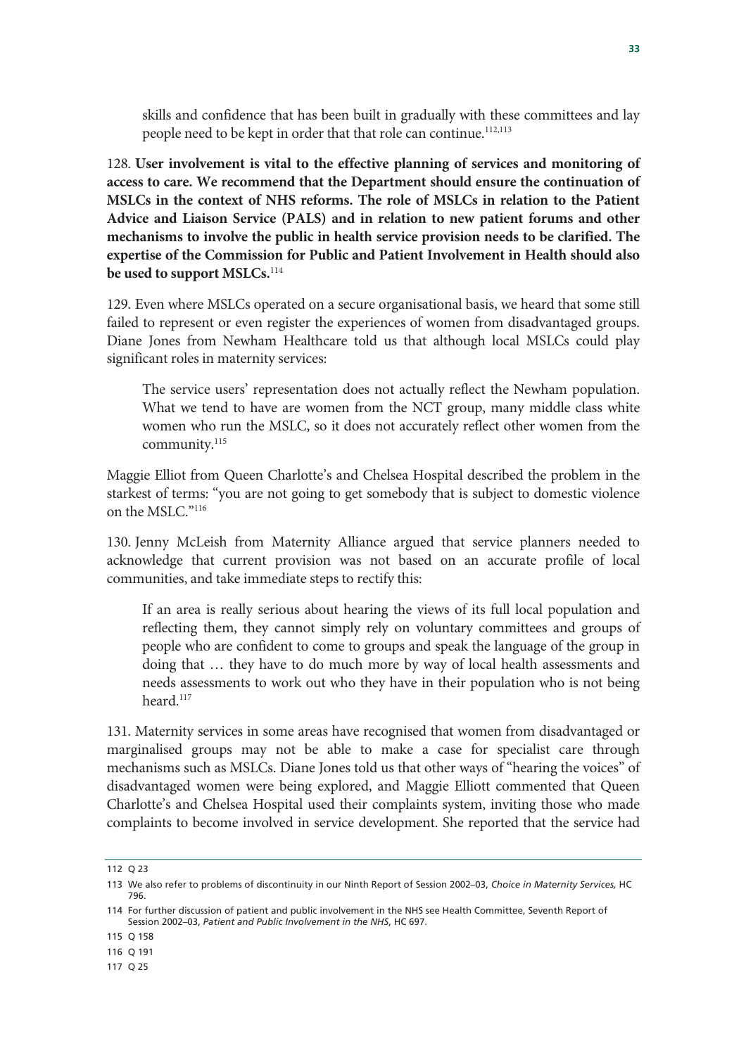skills and confidence that has been built in gradually with these committees and lay people need to be kept in order that that role can continue.[112,113]

128. **User involvement is vital to the effective planning of services and monitoring of access to care. We recommend that the Department should ensure the continuation of MSLCs in the context of NHS reforms. The role of MSLCs in relation to the Patient Advice and Liaison Service (PALS) and in relation to new patient forums and other mechanisms to involve the public in health service provision needs to be clarified. The expertise of the Commission for Public and Patient Involvement in Health should also be used to support MSLCs.**[114]

129. Even where MSLCs operated on a secure organisational basis, we heard that some still failed to represent or even register the experiences of women from disadvantaged groups. Diane Jones from Newham Healthcare told us that although local MSLCs could play significant roles in maternity services:

> The service users' representation does not actually reflect the Newham population. What we tend to have are women from the NCT group, many middle class white women who run the MSLC, so it does not accurately reflect other women from the community.[115]

Maggie Elliot from Queen Charlotte's and Chelsea Hospital described the problem in the starkest of terms: "you are not going to get somebody that is subject to domestic violence on the MSLC."[116]

130. Jenny McLeish from Maternity Alliance argued that service planners needed to acknowledge that current provision was not based on an accurate profile of local communities, and take immediate steps to rectify this:

> If an area is really serious about hearing the views of its full local population and reflecting them, they cannot simply rely on voluntary committees and groups of people who are confident to come to groups and speak the language of the group in doing that … they have to do much more by way of local health assessments and needs assessments to work out who they have in their population who is not being heard.[117]

131. Maternity services in some areas have recognised that women from disadvantaged or marginalised groups may not be able to make a case for specialist care through mechanisms such as MSLCs. Diane Jones told us that other ways of "hearing the voices" of disadvantaged women were being explored, and Maggie Elliott commented that Queen Charlotte's and Chelsea Hospital used their complaints system, inviting those who made complaints to become involved in service development. She reported that the service had

---

112 Q 23

113 We also refer to problems of discontinuity in our Ninth Report of Session 2002–03, *Choice in Maternity Services,* HC 796.

114 For further discussion of patient and public involvement in the NHS see Health Committee, Seventh Report of Session 2002–03, *Patient and Public Involvement in the NHS*, HC 697.

115 Q 158

116 Q 191

117 Q 25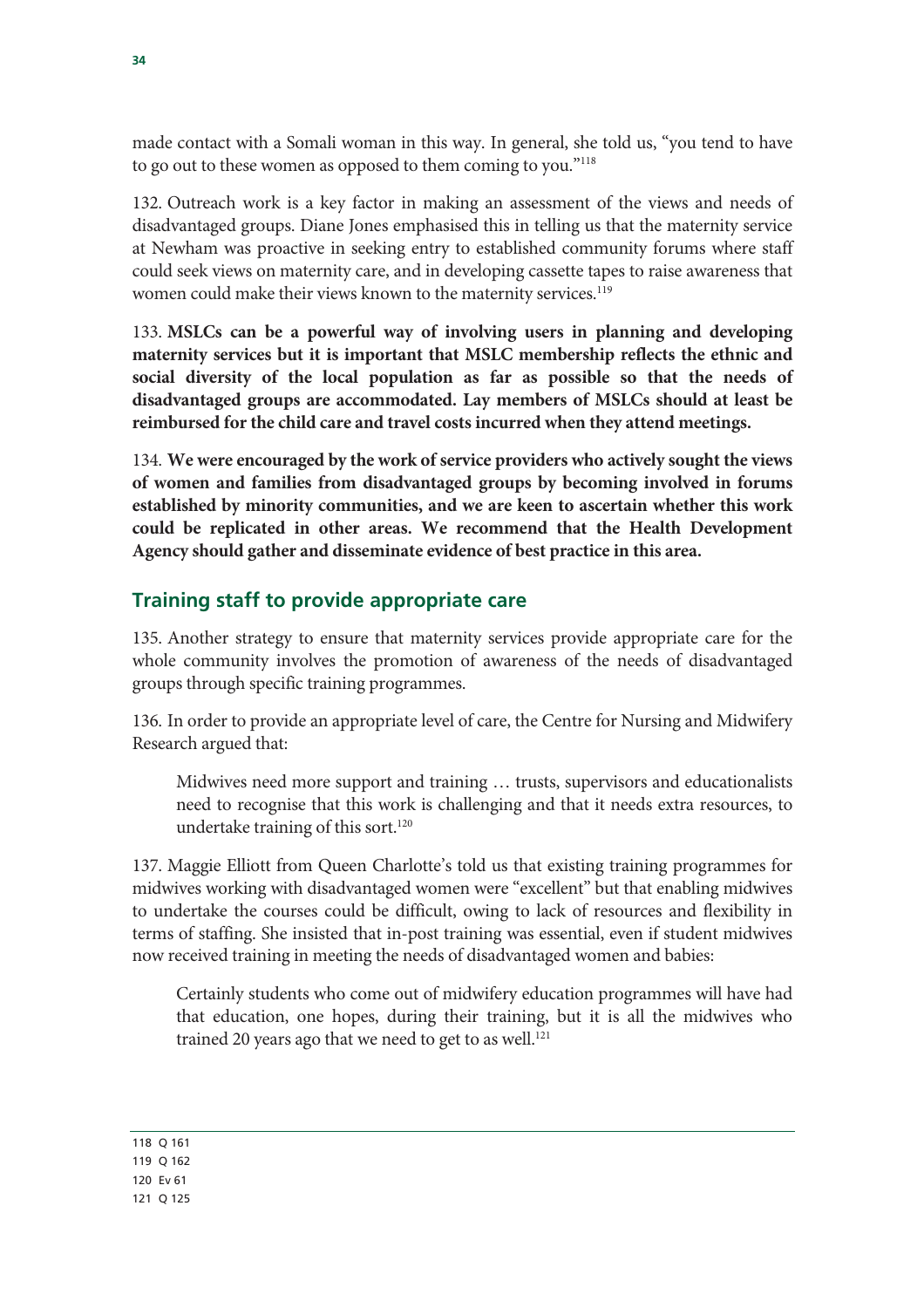made contact with a Somali woman in this way. In general, she told us, "you tend to have to go out to these women as opposed to them coming to you."[118]

132. Outreach work is a key factor in making an assessment of the views and needs of disadvantaged groups. Diane Jones emphasised this in telling us that the maternity service at Newham was proactive in seeking entry to established community forums where staff could seek views on maternity care, and in developing cassette tapes to raise awareness that women could make their views known to the maternity services.[119]

133. **MSLCs can be a powerful way of involving users in planning and developing maternity services but it is important that MSLC membership reflects the ethnic and social diversity of the local population as far as possible so that the needs of disadvantaged groups are accommodated. Lay members of MSLCs should at least be reimbursed for the child care and travel costs incurred when they attend meetings.**

134. **We were encouraged by the work of service providers who actively sought the views of women and families from disadvantaged groups by becoming involved in forums established by minority communities, and we are keen to ascertain whether this work could be replicated in other areas. We recommend that the Health Development Agency should gather and disseminate evidence of best practice in this area.**

## Training staff to provide appropriate care

135. Another strategy to ensure that maternity services provide appropriate care for the whole community involves the promotion of awareness of the needs of disadvantaged groups through specific training programmes.

136. In order to provide an appropriate level of care, the Centre for Nursing and Midwifery Research argued that:

> Midwives need more support and training … trusts, supervisors and educationalists need to recognise that this work is challenging and that it needs extra resources, to undertake training of this sort.[120]

137. Maggie Elliott from Queen Charlotte's told us that existing training programmes for midwives working with disadvantaged women were "excellent" but that enabling midwives to undertake the courses could be difficult, owing to lack of resources and flexibility in terms of staffing. She insisted that in-post training was essential, even if student midwives now received training in meeting the needs of disadvantaged women and babies:

> Certainly students who come out of midwifery education programmes will have had that education, one hopes, during their training, but it is all the midwives who trained 20 years ago that we need to get to as well.[121]

---

118 Q 161
119 Q 162
120 Ev 61
121 Q 125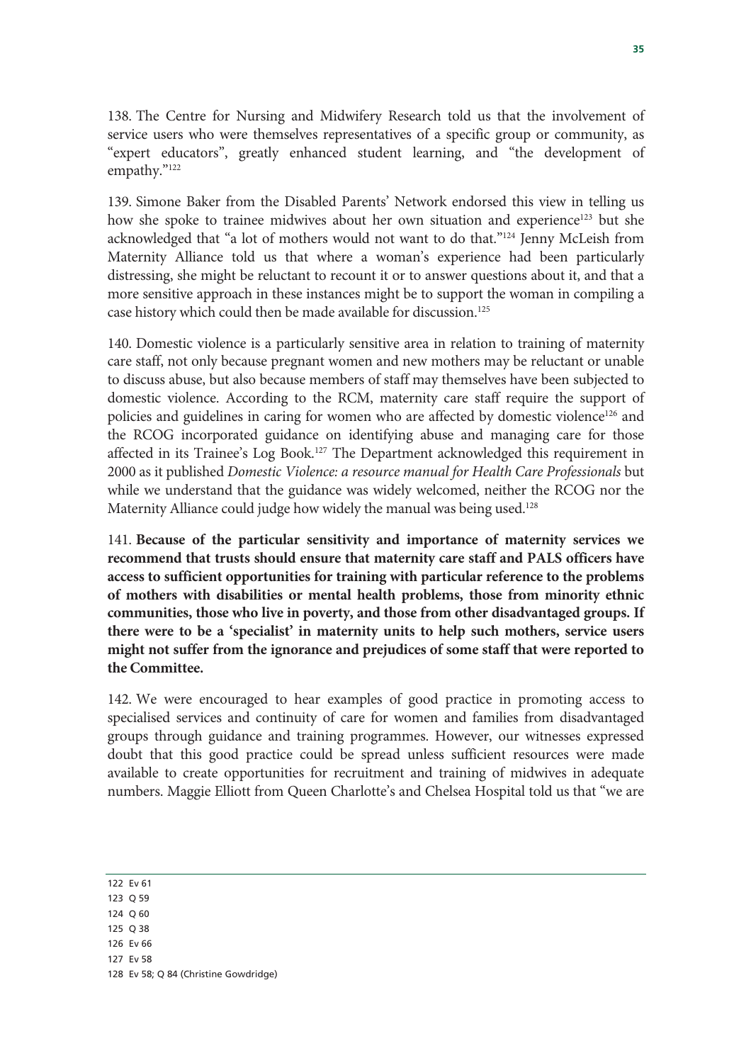138. The Centre for Nursing and Midwifery Research told us that the involvement of service users who were themselves representatives of a specific group or community, as "expert educators", greatly enhanced student learning, and "the development of empathy."[122]

139. Simone Baker from the Disabled Parents' Network endorsed this view in telling us how she spoke to trainee midwives about her own situation and experience[123] but she acknowledged that "a lot of mothers would not want to do that."[124] Jenny McLeish from Maternity Alliance told us that where a woman's experience had been particularly distressing, she might be reluctant to recount it or to answer questions about it, and that a more sensitive approach in these instances might be to support the woman in compiling a case history which could then be made available for discussion.[125]

140. Domestic violence is a particularly sensitive area in relation to training of maternity care staff, not only because pregnant women and new mothers may be reluctant or unable to discuss abuse, but also because members of staff may themselves have been subjected to domestic violence. According to the RCM, maternity care staff require the support of policies and guidelines in caring for women who are affected by domestic violence[126] and the RCOG incorporated guidance on identifying abuse and managing care for those affected in its Trainee's Log Book.[127] The Department acknowledged this requirement in 2000 as it published *Domestic Violence: a resource manual for Health Care Professionals* but while we understand that the guidance was widely welcomed, neither the RCOG nor the Maternity Alliance could judge how widely the manual was being used.[128]

141. **Because of the particular sensitivity and importance of maternity services we recommend that trusts should ensure that maternity care staff and PALS officers have access to sufficient opportunities for training with particular reference to the problems of mothers with disabilities or mental health problems, those from minority ethnic communities, those who live in poverty, and those from other disadvantaged groups. If there were to be a 'specialist' in maternity units to help such mothers, service users might not suffer from the ignorance and prejudices of some staff that were reported to the Committee.**

142. We were encouraged to hear examples of good practice in promoting access to specialised services and continuity of care for women and families from disadvantaged groups through guidance and training programmes. However, our witnesses expressed doubt that this good practice could be spread unless sufficient resources were made available to create opportunities for recruitment and training of midwives in adequate numbers. Maggie Elliott from Queen Charlotte's and Chelsea Hospital told us that "we are

---

122 Ev 61

123 Q 59

124 Q 60

125 Q 38

126 Ev 66

127 Ev 58

128 Ev 58; Q 84 (Christine Gowdridge)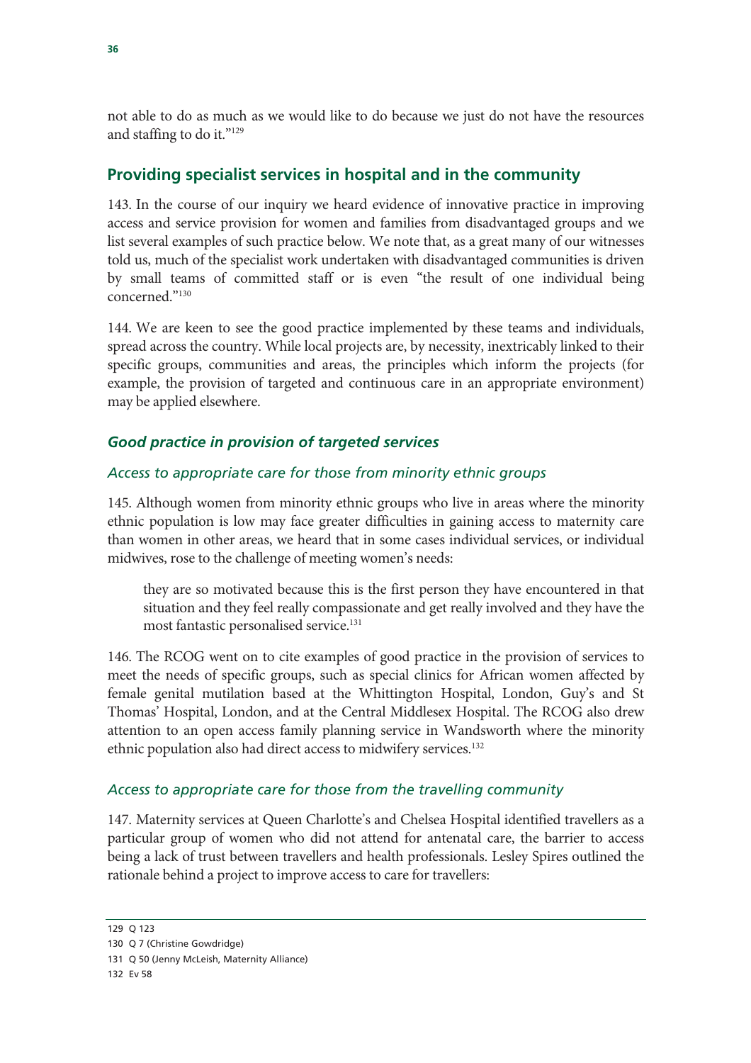not able to do as much as we would like to do because we just do not have the resources and staffing to do it."[129]

## Providing specialist services in hospital and in the community

143. In the course of our inquiry we heard evidence of innovative practice in improving access and service provision for women and families from disadvantaged groups and we list several examples of such practice below. We note that, as a great many of our witnesses told us, much of the specialist work undertaken with disadvantaged communities is driven by small teams of committed staff or is even "the result of one individual being concerned."[130]

144. We are keen to see the good practice implemented by these teams and individuals, spread across the country. While local projects are, by necessity, inextricably linked to their specific groups, communities and areas, the principles which inform the projects (for example, the provision of targeted and continuous care in an appropriate environment) may be applied elsewhere.

### *Good practice in provision of targeted services*

#### *Access to appropriate care for those from minority ethnic groups*

145. Although women from minority ethnic groups who live in areas where the minority ethnic population is low may face greater difficulties in gaining access to maternity care than women in other areas, we heard that in some cases individual services, or individual midwives, rose to the challenge of meeting women's needs:

> they are so motivated because this is the first person they have encountered in that situation and they feel really compassionate and get really involved and they have the most fantastic personalised service.[131]

146. The RCOG went on to cite examples of good practice in the provision of services to meet the needs of specific groups, such as special clinics for African women affected by female genital mutilation based at the Whittington Hospital, London, Guy's and St Thomas' Hospital, London, and at the Central Middlesex Hospital. The RCOG also drew attention to an open access family planning service in Wandsworth where the minority ethnic population also had direct access to midwifery services.[132]

#### *Access to appropriate care for those from the travelling community*

147. Maternity services at Queen Charlotte's and Chelsea Hospital identified travellers as a particular group of women who did not attend for antenatal care, the barrier to access being a lack of trust between travellers and health professionals. Lesley Spires outlined the rationale behind a project to improve access to care for travellers:

---

129 Q 123

130 Q 7 (Christine Gowdridge)

131 Q 50 (Jenny McLeish, Maternity Alliance)

132 Ev 58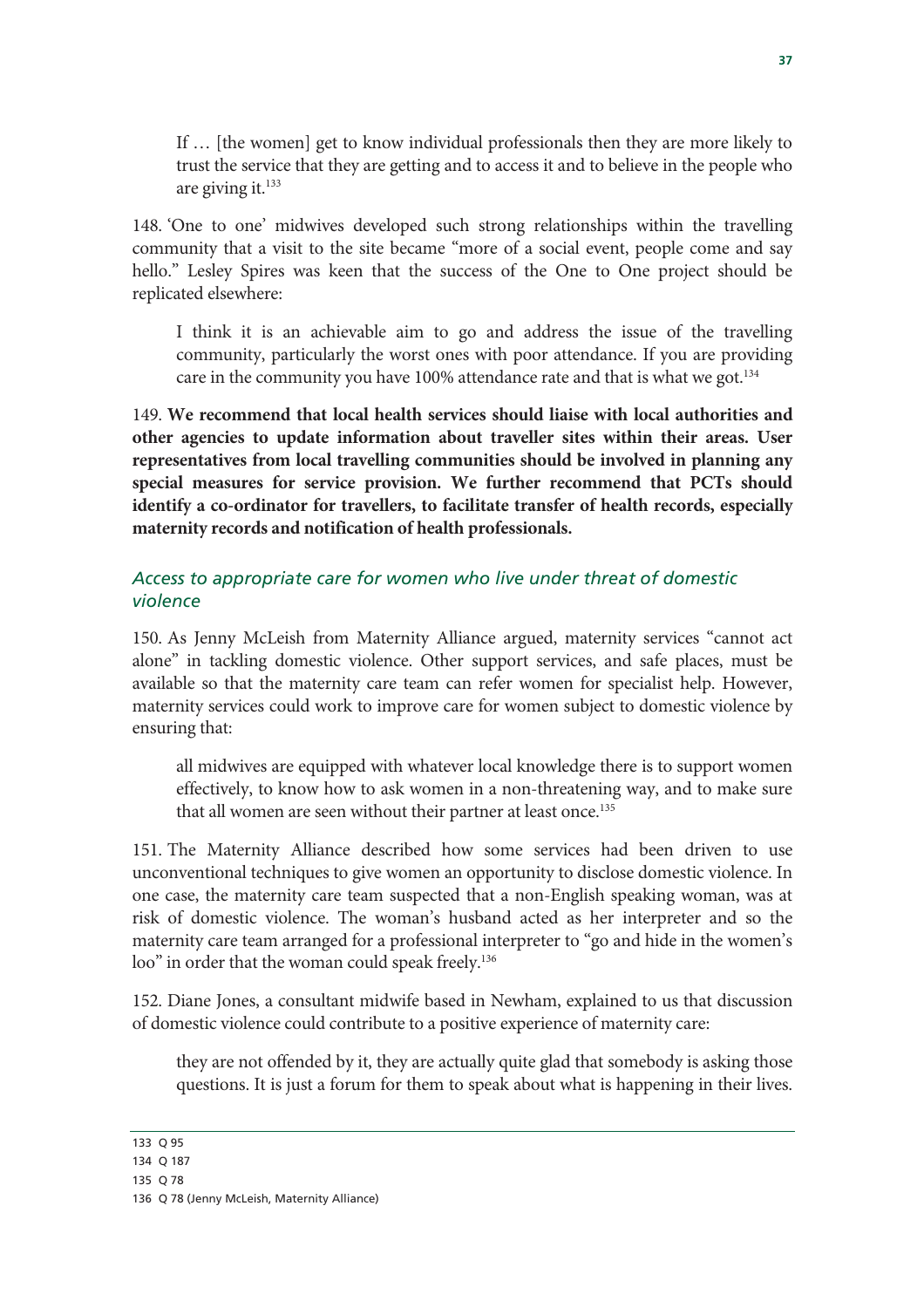> If … [the women] get to know individual professionals then they are more likely to trust the service that they are getting and to access it and to believe in the people who are giving it.[133]

148. 'One to one' midwives developed such strong relationships within the travelling community that a visit to the site became "more of a social event, people come and say hello." Lesley Spires was keen that the success of the One to One project should be replicated elsewhere:

> I think it is an achievable aim to go and address the issue of the travelling community, particularly the worst ones with poor attendance. If you are providing care in the community you have 100% attendance rate and that is what we got.[134]

149. **We recommend that local health services should liaise with local authorities and other agencies to update information about traveller sites within their areas. User representatives from local travelling communities should be involved in planning any special measures for service provision. We further recommend that PCTs should identify a co-ordinator for travellers, to facilitate transfer of health records, especially maternity records and notification of health professionals.**

### *Access to appropriate care for women who live under threat of domestic violence*

150. As Jenny McLeish from Maternity Alliance argued, maternity services "cannot act alone" in tackling domestic violence. Other support services, and safe places, must be available so that the maternity care team can refer women for specialist help. However, maternity services could work to improve care for women subject to domestic violence by ensuring that:

> all midwives are equipped with whatever local knowledge there is to support women effectively, to know how to ask women in a non-threatening way, and to make sure that all women are seen without their partner at least once.[135]

151. The Maternity Alliance described how some services had been driven to use unconventional techniques to give women an opportunity to disclose domestic violence. In one case, the maternity care team suspected that a non-English speaking woman, was at risk of domestic violence. The woman's husband acted as her interpreter and so the maternity care team arranged for a professional interpreter to "go and hide in the women's loo" in order that the woman could speak freely.[136]

152. Diane Jones, a consultant midwife based in Newham, explained to us that discussion of domestic violence could contribute to a positive experience of maternity care:

> they are not offended by it, they are actually quite glad that somebody is asking those questions. It is just a forum for them to speak about what is happening in their lives.

---

133 Q 95

134 Q 187

135 Q 78

136 Q 78 (Jenny McLeish, Maternity Alliance)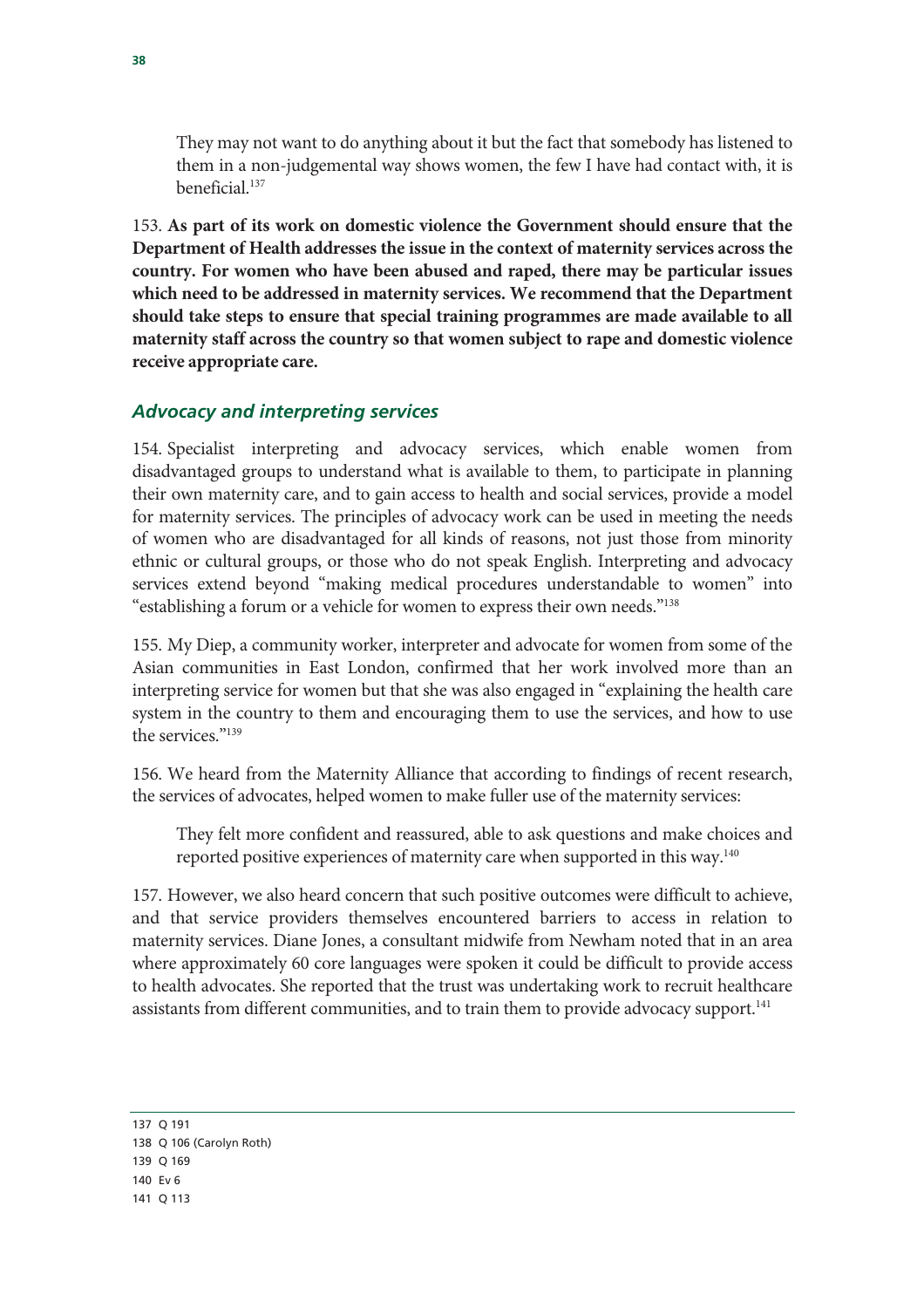> They may not want to do anything about it but the fact that somebody has listened to them in a non-judgemental way shows women, the few I have had contact with, it is beneficial.[137]

153. **As part of its work on domestic violence the Government should ensure that the Department of Health addresses the issue in the context of maternity services across the country. For women who have been abused and raped, there may be particular issues which need to be addressed in maternity services. We recommend that the Department should take steps to ensure that special training programmes are made available to all maternity staff across the country so that women subject to rape and domestic violence receive appropriate care.**

### *Advocacy and interpreting services*

154. Specialist interpreting and advocacy services, which enable women from disadvantaged groups to understand what is available to them, to participate in planning their own maternity care, and to gain access to health and social services, provide a model for maternity services. The principles of advocacy work can be used in meeting the needs of women who are disadvantaged for all kinds of reasons, not just those from minority ethnic or cultural groups, or those who do not speak English. Interpreting and advocacy services extend beyond "making medical procedures understandable to women" into "establishing a forum or a vehicle for women to express their own needs."[138]

155. My Diep, a community worker, interpreter and advocate for women from some of the Asian communities in East London, confirmed that her work involved more than an interpreting service for women but that she was also engaged in "explaining the health care system in the country to them and encouraging them to use the services, and how to use the services."[139]

156. We heard from the Maternity Alliance that according to findings of recent research, the services of advocates, helped women to make fuller use of the maternity services:

> They felt more confident and reassured, able to ask questions and make choices and reported positive experiences of maternity care when supported in this way.[140]

157. However, we also heard concern that such positive outcomes were difficult to achieve, and that service providers themselves encountered barriers to access in relation to maternity services. Diane Jones, a consultant midwife from Newham noted that in an area where approximately 60 core languages were spoken it could be difficult to provide access to health advocates. She reported that the trust was undertaking work to recruit healthcare assistants from different communities, and to train them to provide advocacy support.[141]

---

137 Q 191

138 Q 106 (Carolyn Roth)

139 Q 169

140 Ev 6

141 Q 113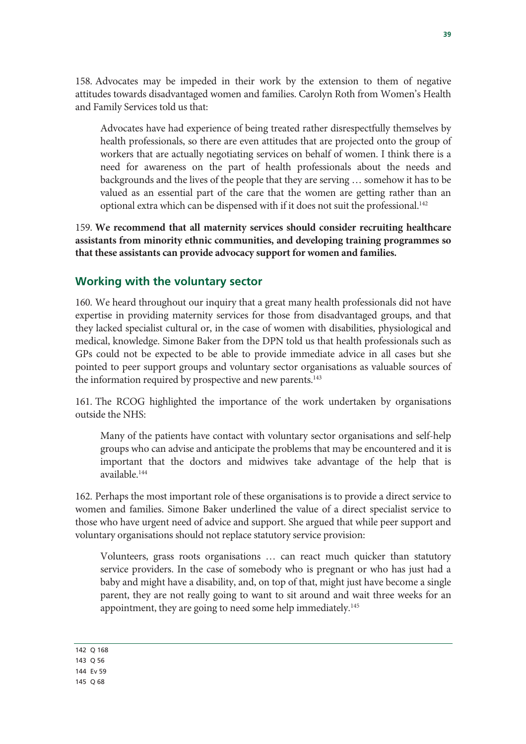158. Advocates may be impeded in their work by the extension to them of negative attitudes towards disadvantaged women and families. Carolyn Roth from Women's Health and Family Services told us that:

> Advocates have had experience of being treated rather disrespectfully themselves by health professionals, so there are even attitudes that are projected onto the group of workers that are actually negotiating services on behalf of women. I think there is a need for awareness on the part of health professionals about the needs and backgrounds and the lives of the people that they are serving … somehow it has to be valued as an essential part of the care that the women are getting rather than an optional extra which can be dispensed with if it does not suit the professional.[142]

159. **We recommend that all maternity services should consider recruiting healthcare assistants from minority ethnic communities, and developing training programmes so that these assistants can provide advocacy support for women and families.**

## Working with the voluntary sector

160. We heard throughout our inquiry that a great many health professionals did not have expertise in providing maternity services for those from disadvantaged groups, and that they lacked specialist cultural or, in the case of women with disabilities, physiological and medical, knowledge. Simone Baker from the DPN told us that health professionals such as GPs could not be expected to be able to provide immediate advice in all cases but she pointed to peer support groups and voluntary sector organisations as valuable sources of the information required by prospective and new parents.[143]

161. The RCOG highlighted the importance of the work undertaken by organisations outside the NHS:

> Many of the patients have contact with voluntary sector organisations and self-help groups who can advise and anticipate the problems that may be encountered and it is important that the doctors and midwives take advantage of the help that is available.[144]

162. Perhaps the most important role of these organisations is to provide a direct service to women and families. Simone Baker underlined the value of a direct specialist service to those who have urgent need of advice and support. She argued that while peer support and voluntary organisations should not replace statutory service provision:

> Volunteers, grass roots organisations … can react much quicker than statutory service providers. In the case of somebody who is pregnant or who has just had a baby and might have a disability, and, on top of that, might just have become a single parent, they are not really going to want to sit around and wait three weeks for an appointment, they are going to need some help immediately.[145]

---

142 Q 168

143 Q 56

144 Ev 59

145 Q 68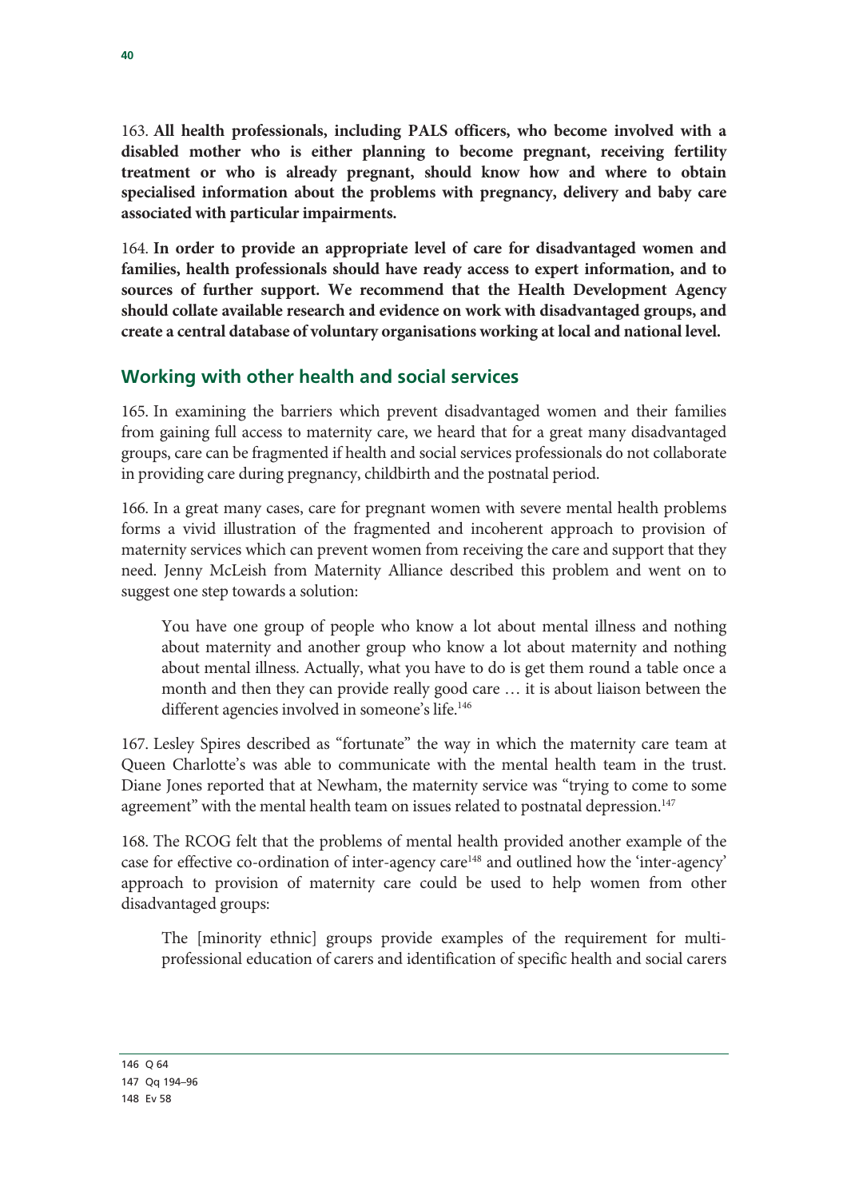163. **All health professionals, including PALS officers, who become involved with a disabled mother who is either planning to become pregnant, receiving fertility treatment or who is already pregnant, should know how and where to obtain specialised information about the problems with pregnancy, delivery and baby care associated with particular impairments.**

164. **In order to provide an appropriate level of care for disadvantaged women and families, health professionals should have ready access to expert information, and to sources of further support. We recommend that the Health Development Agency should collate available research and evidence on work with disadvantaged groups, and create a central database of voluntary organisations working at local and national level.**

## Working with other health and social services

165. In examining the barriers which prevent disadvantaged women and their families from gaining full access to maternity care, we heard that for a great many disadvantaged groups, care can be fragmented if health and social services professionals do not collaborate in providing care during pregnancy, childbirth and the postnatal period.

166. In a great many cases, care for pregnant women with severe mental health problems forms a vivid illustration of the fragmented and incoherent approach to provision of maternity services which can prevent women from receiving the care and support that they need. Jenny McLeish from Maternity Alliance described this problem and went on to suggest one step towards a solution:

> You have one group of people who know a lot about mental illness and nothing about maternity and another group who know a lot about maternity and nothing about mental illness. Actually, what you have to do is get them round a table once a month and then they can provide really good care … it is about liaison between the different agencies involved in someone's life.[146]

167. Lesley Spires described as "fortunate" the way in which the maternity care team at Queen Charlotte's was able to communicate with the mental health team in the trust. Diane Jones reported that at Newham, the maternity service was "trying to come to some agreement" with the mental health team on issues related to postnatal depression.[147]

168. The RCOG felt that the problems of mental health provided another example of the case for effective co-ordination of inter-agency care[148] and outlined how the 'inter-agency' approach to provision of maternity care could be used to help women from other disadvantaged groups:

> The [minority ethnic] groups provide examples of the requirement for multi-professional education of carers and identification of specific health and social carers

146 Q 64

147 Qq 194–96

148 Ev 58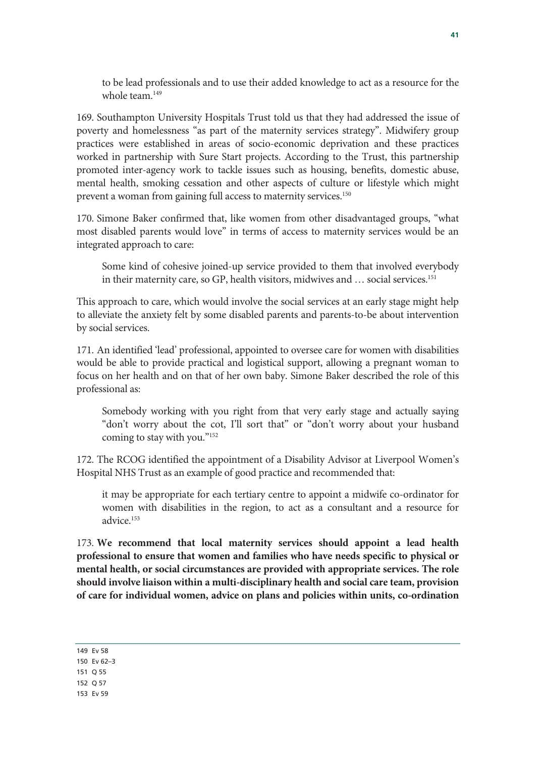> to be lead professionals and to use their added knowledge to act as a resource for the whole team.[149]

169. Southampton University Hospitals Trust told us that they had addressed the issue of poverty and homelessness "as part of the maternity services strategy". Midwifery group practices were established in areas of socio-economic deprivation and these practices worked in partnership with Sure Start projects. According to the Trust, this partnership promoted inter-agency work to tackle issues such as housing, benefits, domestic abuse, mental health, smoking cessation and other aspects of culture or lifestyle which might prevent a woman from gaining full access to maternity services.[150]

170. Simone Baker confirmed that, like women from other disadvantaged groups, "what most disabled parents would love" in terms of access to maternity services would be an integrated approach to care:

> Some kind of cohesive joined-up service provided to them that involved everybody in their maternity care, so GP, health visitors, midwives and … social services.[151]

This approach to care, which would involve the social services at an early stage might help to alleviate the anxiety felt by some disabled parents and parents-to-be about intervention by social services.

171. An identified 'lead' professional, appointed to oversee care for women with disabilities would be able to provide practical and logistical support, allowing a pregnant woman to focus on her health and on that of her own baby. Simone Baker described the role of this professional as:

> Somebody working with you right from that very early stage and actually saying "don't worry about the cot, I'll sort that" or "don't worry about your husband coming to stay with you."[152]

172. The RCOG identified the appointment of a Disability Advisor at Liverpool Women's Hospital NHS Trust as an example of good practice and recommended that:

> it may be appropriate for each tertiary centre to appoint a midwife co-ordinator for women with disabilities in the region, to act as a consultant and a resource for advice.[153]

173. **We recommend that local maternity services should appoint a lead health professional to ensure that women and families who have needs specific to physical or mental health, or social circumstances are provided with appropriate services. The role should involve liaison within a multi-disciplinary health and social care team, provision of care for individual women, advice on plans and policies within units, co-ordination**

149 Ev 58
150 Ev 62–3
151 Q 55
152 Q 57
153 Ev 59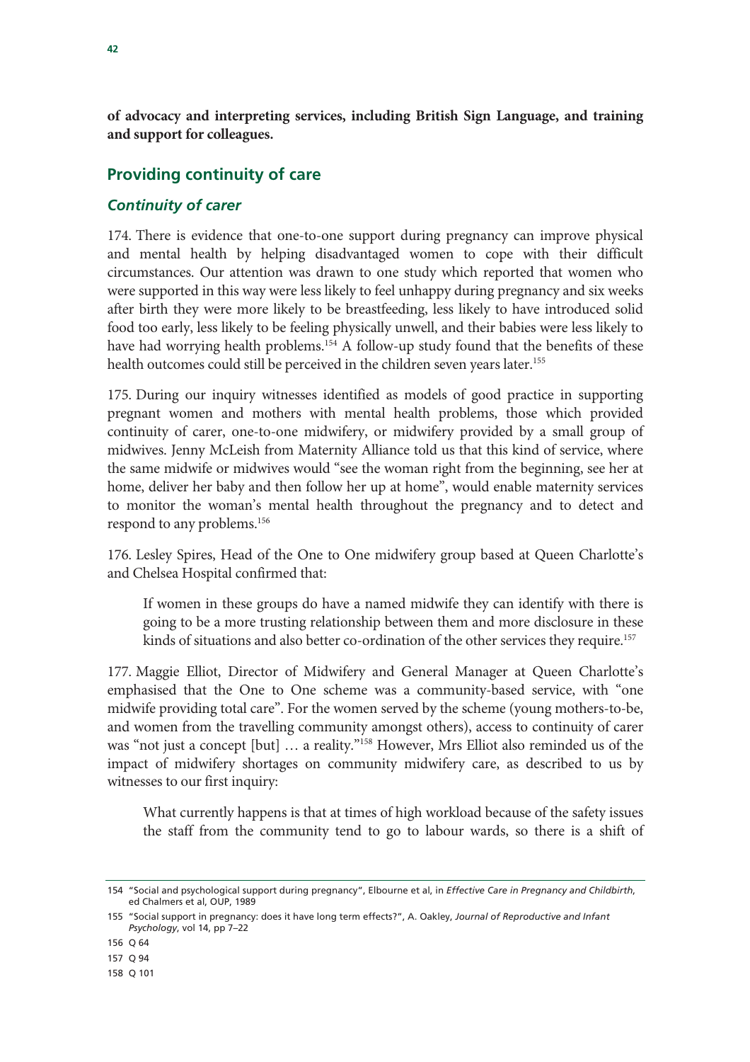**of advocacy and interpreting services, including British Sign Language, and training and support for colleagues.**

## Providing continuity of care

### *Continuity of carer*

174. There is evidence that one-to-one support during pregnancy can improve physical and mental health by helping disadvantaged women to cope with their difficult circumstances. Our attention was drawn to one study which reported that women who were supported in this way were less likely to feel unhappy during pregnancy and six weeks after birth they were more likely to be breastfeeding, less likely to have introduced solid food too early, less likely to be feeling physically unwell, and their babies were less likely to have had worrying health problems.[154] A follow-up study found that the benefits of these health outcomes could still be perceived in the children seven years later.[155]

175. During our inquiry witnesses identified as models of good practice in supporting pregnant women and mothers with mental health problems, those which provided continuity of carer, one-to-one midwifery, or midwifery provided by a small group of midwives. Jenny McLeish from Maternity Alliance told us that this kind of service, where the same midwife or midwives would "see the woman right from the beginning, see her at home, deliver her baby and then follow her up at home", would enable maternity services to monitor the woman's mental health throughout the pregnancy and to detect and respond to any problems.[156]

176. Lesley Spires, Head of the One to One midwifery group based at Queen Charlotte's and Chelsea Hospital confirmed that:

> If women in these groups do have a named midwife they can identify with there is going to be a more trusting relationship between them and more disclosure in these kinds of situations and also better co-ordination of the other services they require.[157]

177. Maggie Elliot, Director of Midwifery and General Manager at Queen Charlotte's emphasised that the One to One scheme was a community-based service, with "one midwife providing total care". For the women served by the scheme (young mothers-to-be, and women from the travelling community amongst others), access to continuity of carer was "not just a concept [but] … a reality."[158] However, Mrs Elliot also reminded us of the impact of midwifery shortages on community midwifery care, as described to us by witnesses to our first inquiry:

> What currently happens is that at times of high workload because of the safety issues the staff from the community tend to go to labour wards, so there is a shift of

---

154 "Social and psychological support during pregnancy", Elbourne et al, in *Effective Care in Pregnancy and Childbirth*, ed Chalmers et al, OUP, 1989

155 "Social support in pregnancy: does it have long term effects?", A. Oakley, *Journal of Reproductive and Infant Psychology*, vol 14, pp 7–22

156 Q 64

157 Q 94

158 Q 101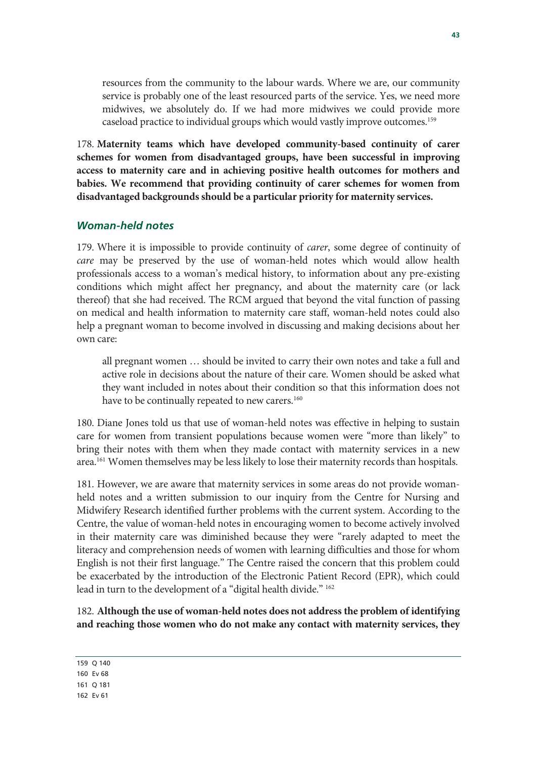resources from the community to the labour wards. Where we are, our community service is probably one of the least resourced parts of the service. Yes, we need more midwives, we absolutely do. If we had more midwives we could provide more caseload practice to individual groups which would vastly improve outcomes.[159]

178. **Maternity teams which have developed community-based continuity of carer schemes for women from disadvantaged groups, have been successful in improving access to maternity care and in achieving positive health outcomes for mothers and babies. We recommend that providing continuity of carer schemes for women from disadvantaged backgrounds should be a particular priority for maternity services.**

### *Woman-held notes*

179. Where it is impossible to provide continuity of *carer*, some degree of continuity of *care* may be preserved by the use of woman-held notes which would allow health professionals access to a woman's medical history, to information about any pre-existing conditions which might affect her pregnancy, and about the maternity care (or lack thereof) that she had received. The RCM argued that beyond the vital function of passing on medical and health information to maternity care staff, woman-held notes could also help a pregnant woman to become involved in discussing and making decisions about her own care:

> all pregnant women … should be invited to carry their own notes and take a full and active role in decisions about the nature of their care. Women should be asked what they want included in notes about their condition so that this information does not have to be continually repeated to new carers.[160]

180. Diane Jones told us that use of woman-held notes was effective in helping to sustain care for women from transient populations because women were "more than likely" to bring their notes with them when they made contact with maternity services in a new area.[161] Women themselves may be less likely to lose their maternity records than hospitals.

181. However, we are aware that maternity services in some areas do not provide woman-held notes and a written submission to our inquiry from the Centre for Nursing and Midwifery Research identified further problems with the current system. According to the Centre, the value of woman-held notes in encouraging women to become actively involved in their maternity care was diminished because they were "rarely adapted to meet the literacy and comprehension needs of women with learning difficulties and those for whom English is not their first language." The Centre raised the concern that this problem could be exacerbated by the introduction of the Electronic Patient Record (EPR), which could lead in turn to the development of a "digital health divide." [162]

182. **Although the use of woman-held notes does not address the problem of identifying and reaching those women who do not make any contact with maternity services, they**

159 Q 140
160 Ev 68
161 Q 181
162 Ev 61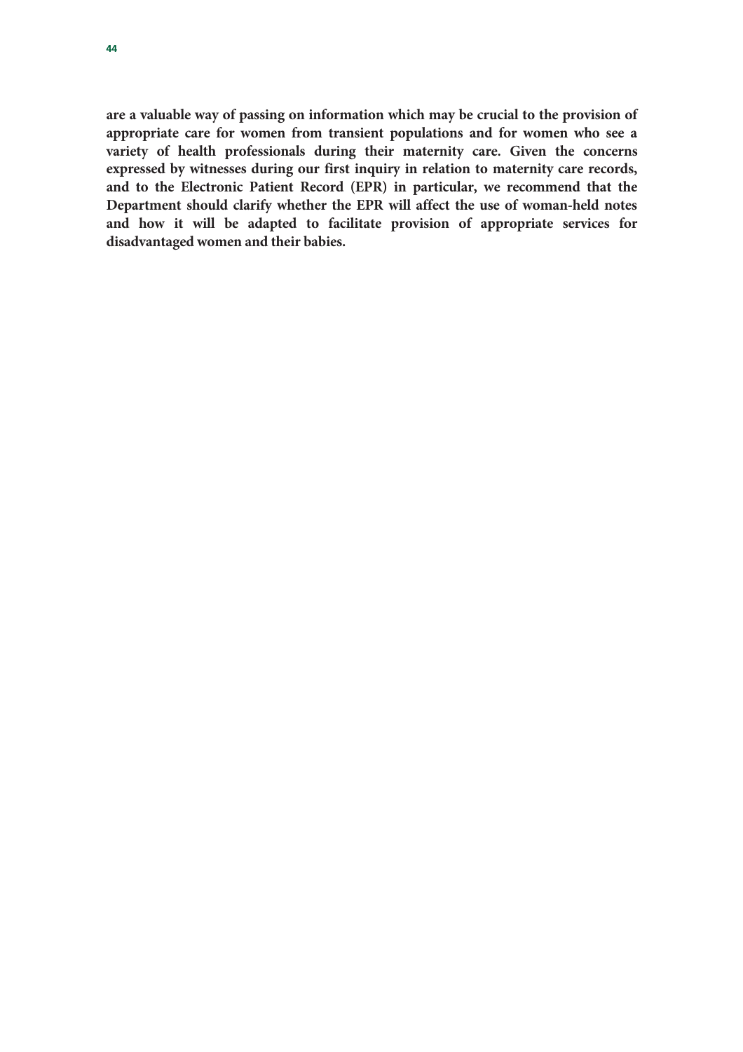**are a valuable way of passing on information which may be crucial to the provision of appropriate care for women from transient populations and for women who see a variety of health professionals during their maternity care. Given the concerns expressed by witnesses during our first inquiry in relation to maternity care records, and to the Electronic Patient Record (EPR) in particular, we recommend that the Department should clarify whether the EPR will affect the use of woman-held notes and how it will be adapted to facilitate provision of appropriate services for disadvantaged women and their babies.**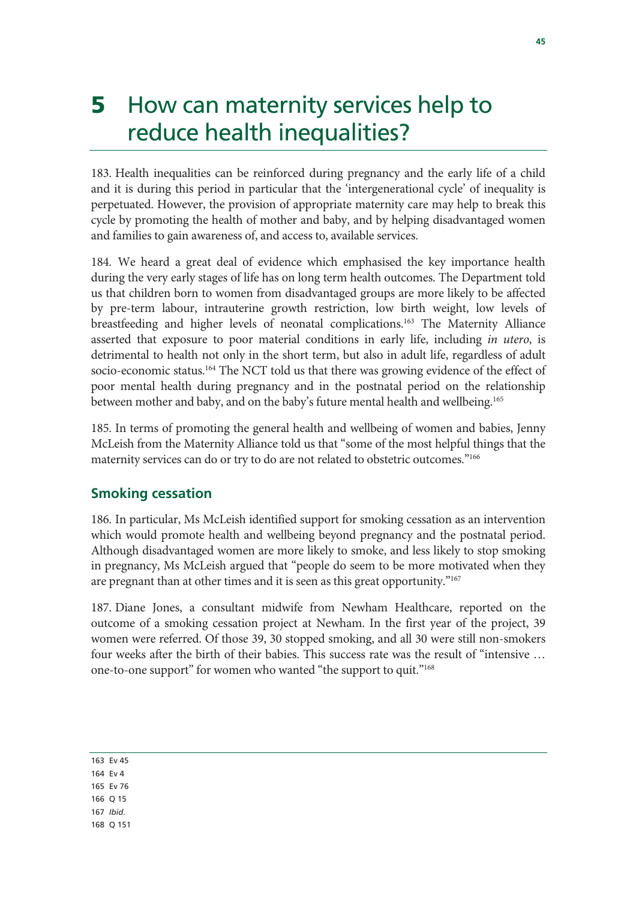# 5 How can maternity services help to reduce health inequalities?

183. Health inequalities can be reinforced during pregnancy and the early life of a child and it is during this period in particular that the 'intergenerational cycle' of inequality is perpetuated. However, the provision of appropriate maternity care may help to break this cycle by promoting the health of mother and baby, and by helping disadvantaged women and families to gain awareness of, and access to, available services.

184. We heard a great deal of evidence which emphasised the key importance health during the very early stages of life has on long term health outcomes. The Department told us that children born to women from disadvantaged groups are more likely to be affected by pre-term labour, intrauterine growth restriction, low birth weight, low levels of breastfeeding and higher levels of neonatal complications.[163] The Maternity Alliance asserted that exposure to poor material conditions in early life, including *in utero*, is detrimental to health not only in the short term, but also in adult life, regardless of adult socio-economic status.[164] The NCT told us that there was growing evidence of the effect of poor mental health during pregnancy and in the postnatal period on the relationship between mother and baby, and on the baby's future mental health and wellbeing.[165]

185. In terms of promoting the general health and wellbeing of women and babies, Jenny McLeish from the Maternity Alliance told us that "some of the most helpful things that the maternity services can do or try to do are not related to obstetric outcomes."[166]

## Smoking cessation

186. In particular, Ms McLeish identified support for smoking cessation as an intervention which would promote health and wellbeing beyond pregnancy and the postnatal period. Although disadvantaged women are more likely to smoke, and less likely to stop smoking in pregnancy, Ms McLeish argued that "people do seem to be more motivated when they are pregnant than at other times and it is seen as this great opportunity."[167]

187. Diane Jones, a consultant midwife from Newham Healthcare, reported on the outcome of a smoking cessation project at Newham. In the first year of the project, 39 women were referred. Of those 39, 30 stopped smoking, and all 30 were still non-smokers four weeks after the birth of their babies. This success rate was the result of "intensive … one-to-one support" for women who wanted "the support to quit."[168]

---

163 Ev 45

164 Ev 4

165 Ev 76

166 Q 15

167 *Ibid.*

168 Q 151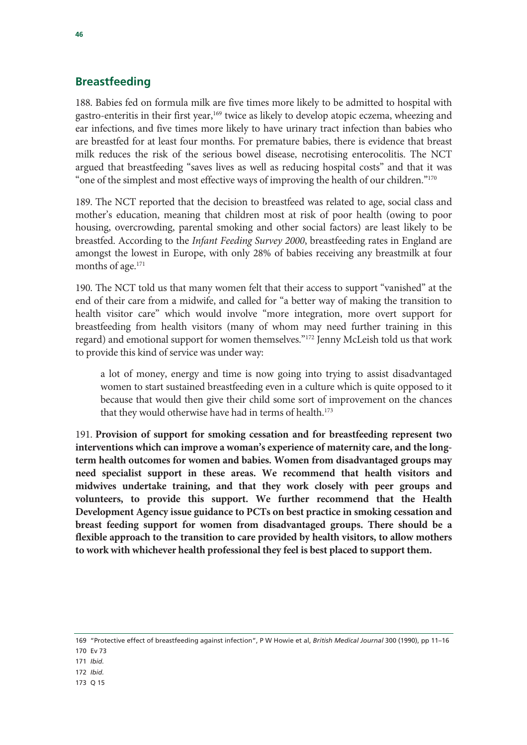## Breastfeeding

188. Babies fed on formula milk are five times more likely to be admitted to hospital with gastro-enteritis in their first year,[169] twice as likely to develop atopic eczema, wheezing and ear infections, and five times more likely to have urinary tract infection than babies who are breastfed for at least four months. For premature babies, there is evidence that breast milk reduces the risk of the serious bowel disease, necrotising enterocolitis. The NCT argued that breastfeeding "saves lives as well as reducing hospital costs" and that it was "one of the simplest and most effective ways of improving the health of our children."[170]

189. The NCT reported that the decision to breastfeed was related to age, social class and mother's education, meaning that children most at risk of poor health (owing to poor housing, overcrowding, parental smoking and other social factors) are least likely to be breastfed. According to the *Infant Feeding Survey 2000*, breastfeeding rates in England are amongst the lowest in Europe, with only 28% of babies receiving any breastmilk at four months of age.[171]

190. The NCT told us that many women felt that their access to support "vanished" at the end of their care from a midwife, and called for "a better way of making the transition to health visitor care" which would involve "more integration, more overt support for breastfeeding from health visitors (many of whom may need further training in this regard) and emotional support for women themselves."[172] Jenny McLeish told us that work to provide this kind of service was under way:

> a lot of money, energy and time is now going into trying to assist disadvantaged women to start sustained breastfeeding even in a culture which is quite opposed to it because that would then give their child some sort of improvement on the chances that they would otherwise have had in terms of health.[173]

191. **Provision of support for smoking cessation and for breastfeeding represent two interventions which can improve a woman's experience of maternity care, and the long-term health outcomes for women and babies. Women from disadvantaged groups may need specialist support in these areas. We recommend that health visitors and midwives undertake training, and that they work closely with peer groups and volunteers, to provide this support. We further recommend that the Health Development Agency issue guidance to PCTs on best practice in smoking cessation and breast feeding support for women from disadvantaged groups. There should be a flexible approach to the transition to care provided by health visitors, to allow mothers to work with whichever health professional they feel is best placed to support them.**

---

169 "Protective effect of breastfeeding against infection", P W Howie et al, *British Medical Journal* 300 (1990), pp 11–16

170 Ev 73

171 *Ibid.*

172 *Ibid.*

173 Q 15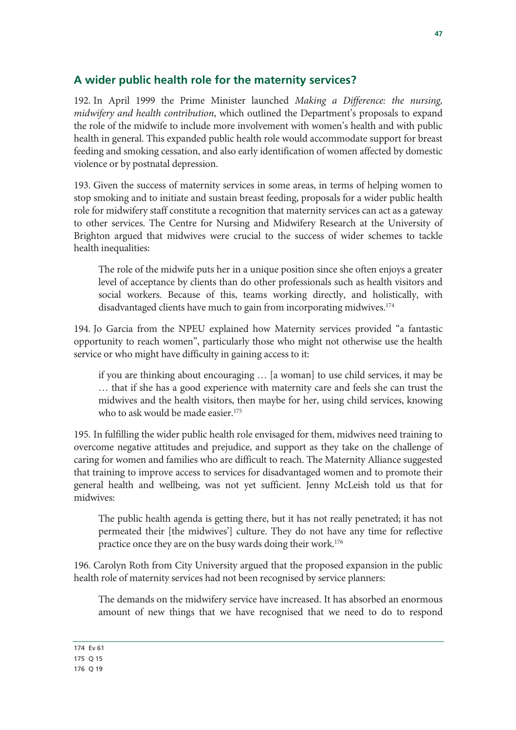## A wider public health role for the maternity services?

192. In April 1999 the Prime Minister launched *Making a Difference: the nursing, midwifery and health contribution*, which outlined the Department's proposals to expand the role of the midwife to include more involvement with women's health and with public health in general. This expanded public health role would accommodate support for breast feeding and smoking cessation, and also early identification of women affected by domestic violence or by postnatal depression.

193. Given the success of maternity services in some areas, in terms of helping women to stop smoking and to initiate and sustain breast feeding, proposals for a wider public health role for midwifery staff constitute a recognition that maternity services can act as a gateway to other services. The Centre for Nursing and Midwifery Research at the University of Brighton argued that midwives were crucial to the success of wider schemes to tackle health inequalities:

> The role of the midwife puts her in a unique position since she often enjoys a greater level of acceptance by clients than do other professionals such as health visitors and social workers. Because of this, teams working directly, and holistically, with disadvantaged clients have much to gain from incorporating midwives.[174]

194. Jo Garcia from the NPEU explained how Maternity services provided "a fantastic opportunity to reach women", particularly those who might not otherwise use the health service or who might have difficulty in gaining access to it:

> if you are thinking about encouraging … [a woman] to use child services, it may be … that if she has a good experience with maternity care and feels she can trust the midwives and the health visitors, then maybe for her, using child services, knowing who to ask would be made easier.[175]

195. In fulfilling the wider public health role envisaged for them, midwives need training to overcome negative attitudes and prejudice, and support as they take on the challenge of caring for women and families who are difficult to reach. The Maternity Alliance suggested that training to improve access to services for disadvantaged women and to promote their general health and wellbeing, was not yet sufficient. Jenny McLeish told us that for midwives:

> The public health agenda is getting there, but it has not really penetrated; it has not permeated their [the midwives'] culture. They do not have any time for reflective practice once they are on the busy wards doing their work.[176]

196. Carolyn Roth from City University argued that the proposed expansion in the public health role of maternity services had not been recognised by service planners:

> The demands on the midwifery service have increased. It has absorbed an enormous amount of new things that we have recognised that we need to do to respond

174 Ev 61

175 Q 15

176 Q 19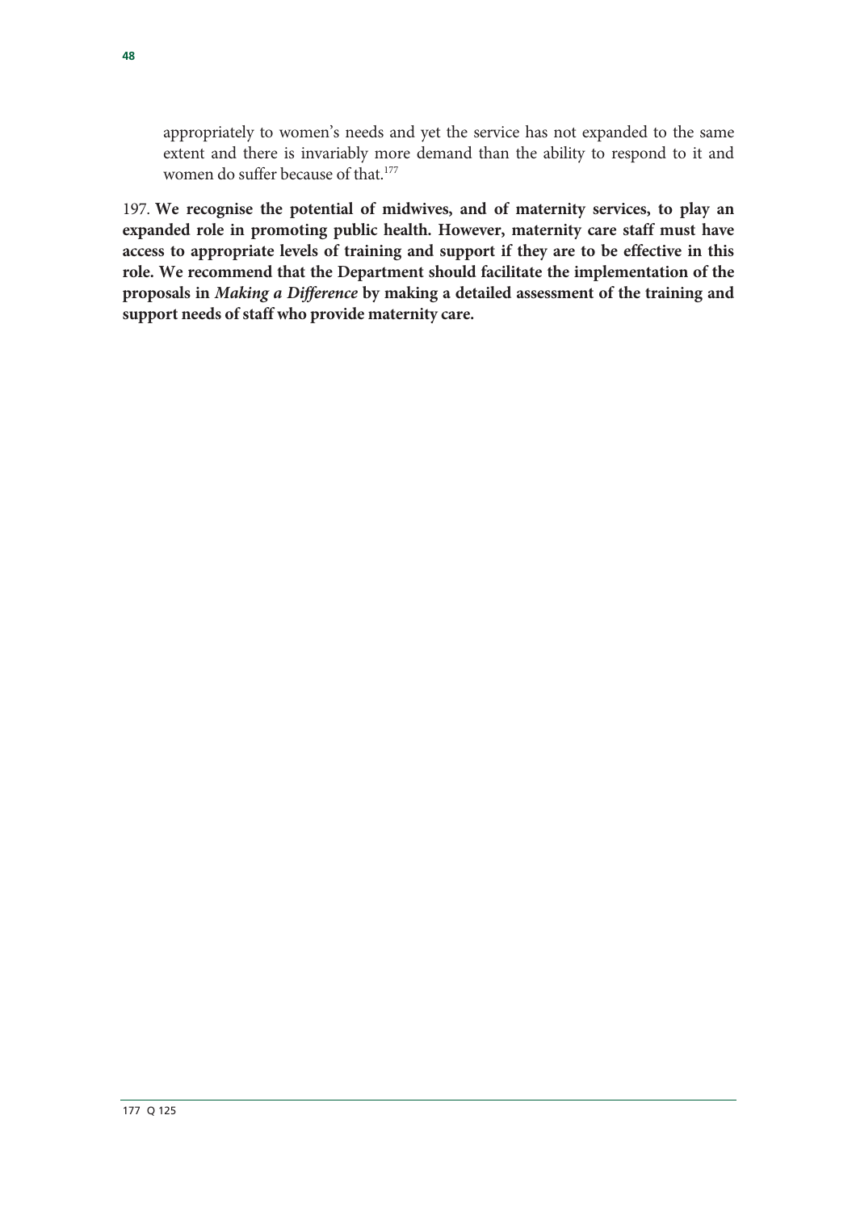> appropriately to women's needs and yet the service has not expanded to the same extent and there is invariably more demand than the ability to respond to it and women do suffer because of that.[177]

197. **We recognise the potential of midwives, and of maternity services, to play an expanded role in promoting public health. However, maternity care staff must have access to appropriate levels of training and support if they are to be effective in this role. We recommend that the Department should facilitate the implementation of the proposals in *Making a Difference* by making a detailed assessment of the training and support needs of staff who provide maternity care.**

---

177 Q 125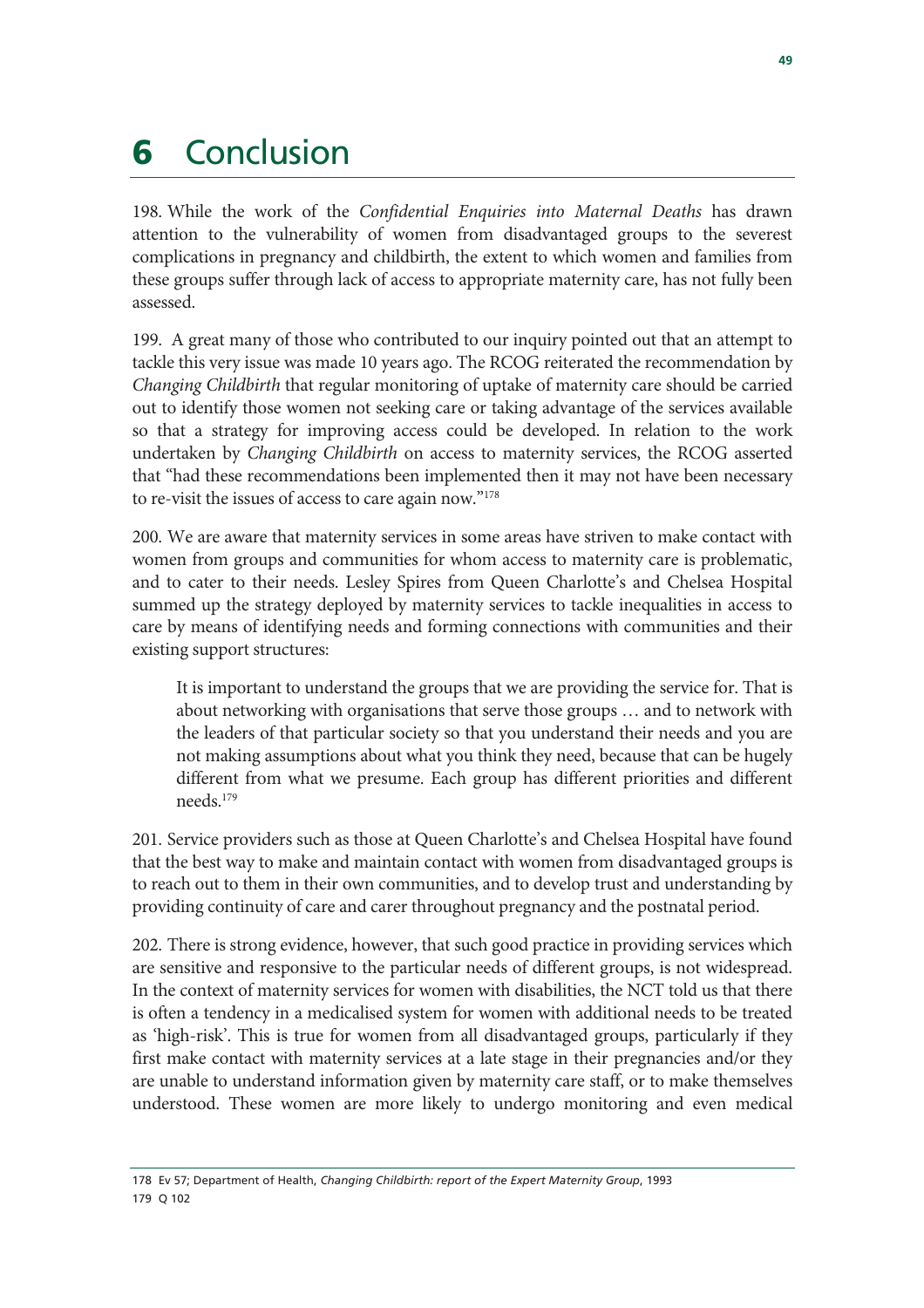# 6 Conclusion

198. While the work of the *Confidential Enquiries into Maternal Deaths* has drawn attention to the vulnerability of women from disadvantaged groups to the severest complications in pregnancy and childbirth, the extent to which women and families from these groups suffer through lack of access to appropriate maternity care, has not fully been assessed.

199. A great many of those who contributed to our inquiry pointed out that an attempt to tackle this very issue was made 10 years ago. The RCOG reiterated the recommendation by *Changing Childbirth* that regular monitoring of uptake of maternity care should be carried out to identify those women not seeking care or taking advantage of the services available so that a strategy for improving access could be developed. In relation to the work undertaken by *Changing Childbirth* on access to maternity services, the RCOG asserted that "had these recommendations been implemented then it may not have been necessary to re-visit the issues of access to care again now."[178]

200. We are aware that maternity services in some areas have striven to make contact with women from groups and communities for whom access to maternity care is problematic, and to cater to their needs. Lesley Spires from Queen Charlotte's and Chelsea Hospital summed up the strategy deployed by maternity services to tackle inequalities in access to care by means of identifying needs and forming connections with communities and their existing support structures:

> It is important to understand the groups that we are providing the service for. That is about networking with organisations that serve those groups … and to network with the leaders of that particular society so that you understand their needs and you are not making assumptions about what you think they need, because that can be hugely different from what we presume. Each group has different priorities and different needs.[179]

201. Service providers such as those at Queen Charlotte's and Chelsea Hospital have found that the best way to make and maintain contact with women from disadvantaged groups is to reach out to them in their own communities, and to develop trust and understanding by providing continuity of care and carer throughout pregnancy and the postnatal period.

202. There is strong evidence, however, that such good practice in providing services which are sensitive and responsive to the particular needs of different groups, is not widespread. In the context of maternity services for women with disabilities, the NCT told us that there is often a tendency in a medicalised system for women with additional needs to be treated as 'high-risk'. This is true for women from all disadvantaged groups, particularly if they first make contact with maternity services at a late stage in their pregnancies and/or they are unable to understand information given by maternity care staff, or to make themselves understood. These women are more likely to undergo monitoring and even medical

178 Ev 57; Department of Health, *Changing Childbirth: report of the Expert Maternity Group*, 1993

179 Q 102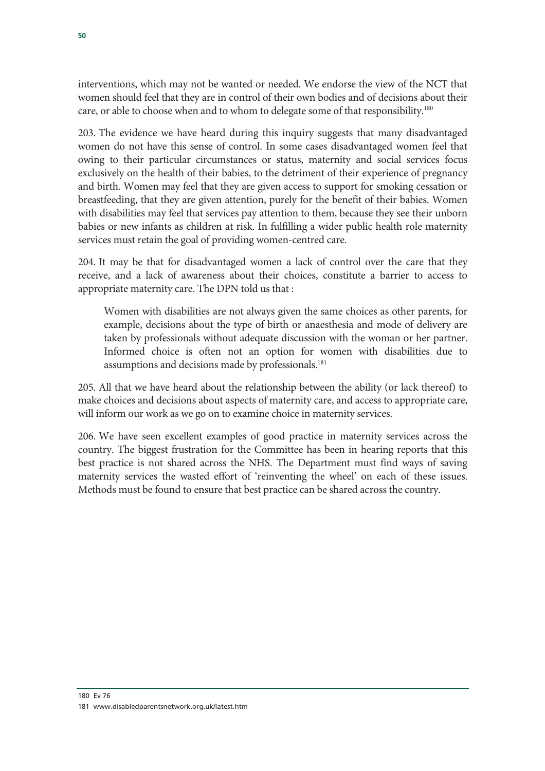interventions, which may not be wanted or needed. We endorse the view of the NCT that women should feel that they are in control of their own bodies and of decisions about their care, or able to choose when and to whom to delegate some of that responsibility.[180]

203. The evidence we have heard during this inquiry suggests that many disadvantaged women do not have this sense of control. In some cases disadvantaged women feel that owing to their particular circumstances or status, maternity and social services focus exclusively on the health of their babies, to the detriment of their experience of pregnancy and birth. Women may feel that they are given access to support for smoking cessation or breastfeeding, that they are given attention, purely for the benefit of their babies. Women with disabilities may feel that services pay attention to them, because they see their unborn babies or new infants as children at risk. In fulfilling a wider public health role maternity services must retain the goal of providing women-centred care.

204. It may be that for disadvantaged women a lack of control over the care that they receive, and a lack of awareness about their choices, constitute a barrier to access to appropriate maternity care. The DPN told us that :

> Women with disabilities are not always given the same choices as other parents, for example, decisions about the type of birth or anaesthesia and mode of delivery are taken by professionals without adequate discussion with the woman or her partner. Informed choice is often not an option for women with disabilities due to assumptions and decisions made by professionals.[181]

205. All that we have heard about the relationship between the ability (or lack thereof) to make choices and decisions about aspects of maternity care, and access to appropriate care, will inform our work as we go on to examine choice in maternity services.

206. We have seen excellent examples of good practice in maternity services across the country. The biggest frustration for the Committee has been in hearing reports that this best practice is not shared across the NHS. The Department must find ways of saving maternity services the wasted effort of 'reinventing the wheel' on each of these issues. Methods must be found to ensure that best practice can be shared across the country.

---

180 Ev 76

181 www.disabledparentsnetwork.org.uk/latest.htm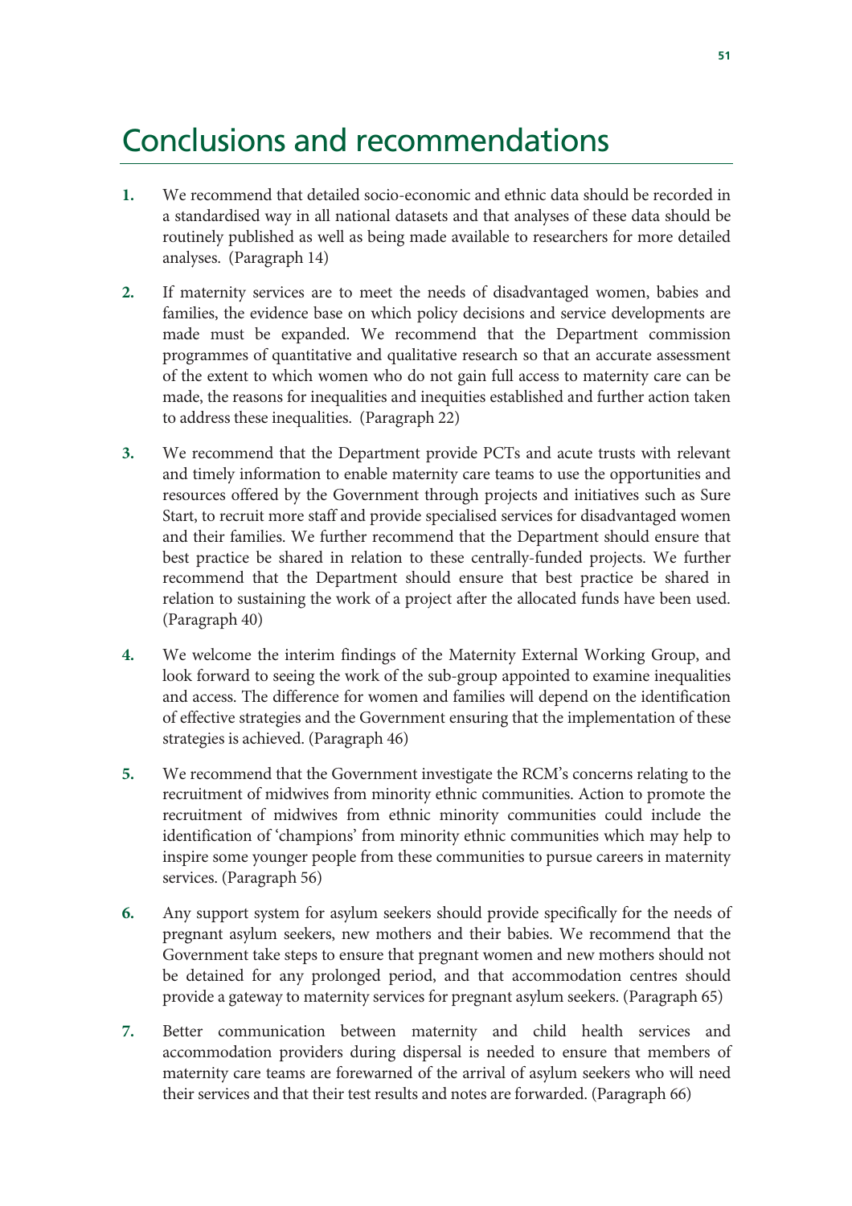# Conclusions and recommendations

1. We recommend that detailed socio-economic and ethnic data should be recorded in a standardised way in all national datasets and that analyses of these data should be routinely published as well as being made available to researchers for more detailed analyses. (Paragraph 14)

2. If maternity services are to meet the needs of disadvantaged women, babies and families, the evidence base on which policy decisions and service developments are made must be expanded. We recommend that the Department commission programmes of quantitative and qualitative research so that an accurate assessment of the extent to which women who do not gain full access to maternity care can be made, the reasons for inequalities and inequities established and further action taken to address these inequalities. (Paragraph 22)

3. We recommend that the Department provide PCTs and acute trusts with relevant and timely information to enable maternity care teams to use the opportunities and resources offered by the Government through projects and initiatives such as Sure Start, to recruit more staff and provide specialised services for disadvantaged women and their families. We further recommend that the Department should ensure that best practice be shared in relation to these centrally-funded projects. We further recommend that the Department should ensure that best practice be shared in relation to sustaining the work of a project after the allocated funds have been used. (Paragraph 40)

4. We welcome the interim findings of the Maternity External Working Group, and look forward to seeing the work of the sub-group appointed to examine inequalities and access. The difference for women and families will depend on the identification of effective strategies and the Government ensuring that the implementation of these strategies is achieved. (Paragraph 46)

5. We recommend that the Government investigate the RCM's concerns relating to the recruitment of midwives from minority ethnic communities. Action to promote the recruitment of midwives from ethnic minority communities could include the identification of 'champions' from minority ethnic communities which may help to inspire some younger people from these communities to pursue careers in maternity services. (Paragraph 56)

6. Any support system for asylum seekers should provide specifically for the needs of pregnant asylum seekers, new mothers and their babies. We recommend that the Government take steps to ensure that pregnant women and new mothers should not be detained for any prolonged period, and that accommodation centres should provide a gateway to maternity services for pregnant asylum seekers. (Paragraph 65)

7. Better communication between maternity and child health services and accommodation providers during dispersal is needed to ensure that members of maternity care teams are forewarned of the arrival of asylum seekers who will need their services and that their test results and notes are forwarded. (Paragraph 66)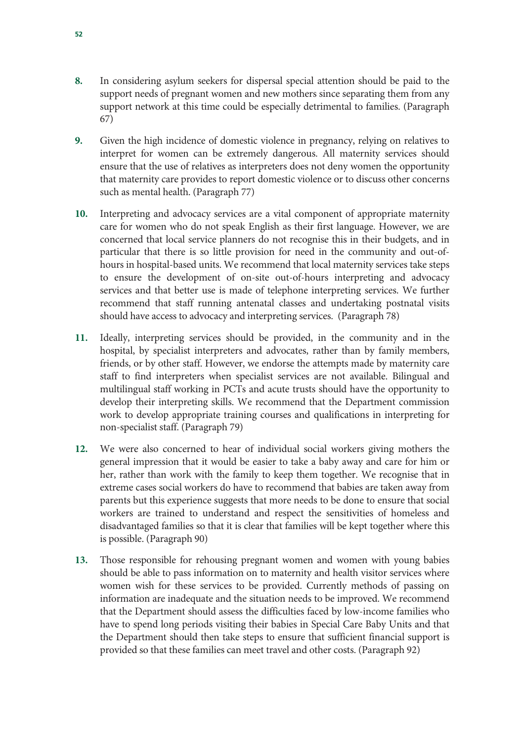**8.** In considering asylum seekers for dispersal special attention should be paid to the support needs of pregnant women and new mothers since separating them from any support network at this time could be especially detrimental to families. (Paragraph 67)

**9.** Given the high incidence of domestic violence in pregnancy, relying on relatives to interpret for women can be extremely dangerous. All maternity services should ensure that the use of relatives as interpreters does not deny women the opportunity that maternity care provides to report domestic violence or to discuss other concerns such as mental health. (Paragraph 77)

**10.** Interpreting and advocacy services are a vital component of appropriate maternity care for women who do not speak English as their first language. However, we are concerned that local service planners do not recognise this in their budgets, and in particular that there is so little provision for need in the community and out-of-hours in hospital-based units. We recommend that local maternity services take steps to ensure the development of on-site out-of-hours interpreting and advocacy services and that better use is made of telephone interpreting services. We further recommend that staff running antenatal classes and undertaking postnatal visits should have access to advocacy and interpreting services. (Paragraph 78)

**11.** Ideally, interpreting services should be provided, in the community and in the hospital, by specialist interpreters and advocates, rather than by family members, friends, or by other staff. However, we endorse the attempts made by maternity care staff to find interpreters when specialist services are not available. Bilingual and multilingual staff working in PCTs and acute trusts should have the opportunity to develop their interpreting skills. We recommend that the Department commission work to develop appropriate training courses and qualifications in interpreting for non-specialist staff. (Paragraph 79)

**12.** We were also concerned to hear of individual social workers giving mothers the general impression that it would be easier to take a baby away and care for him or her, rather than work with the family to keep them together. We recognise that in extreme cases social workers do have to recommend that babies are taken away from parents but this experience suggests that more needs to be done to ensure that social workers are trained to understand and respect the sensitivities of homeless and disadvantaged families so that it is clear that families will be kept together where this is possible. (Paragraph 90)

**13.** Those responsible for rehousing pregnant women and women with young babies should be able to pass information on to maternity and health visitor services where women wish for these services to be provided. Currently methods of passing on information are inadequate and the situation needs to be improved. We recommend that the Department should assess the difficulties faced by low-income families who have to spend long periods visiting their babies in Special Care Baby Units and that the Department should then take steps to ensure that sufficient financial support is provided so that these families can meet travel and other costs. (Paragraph 92)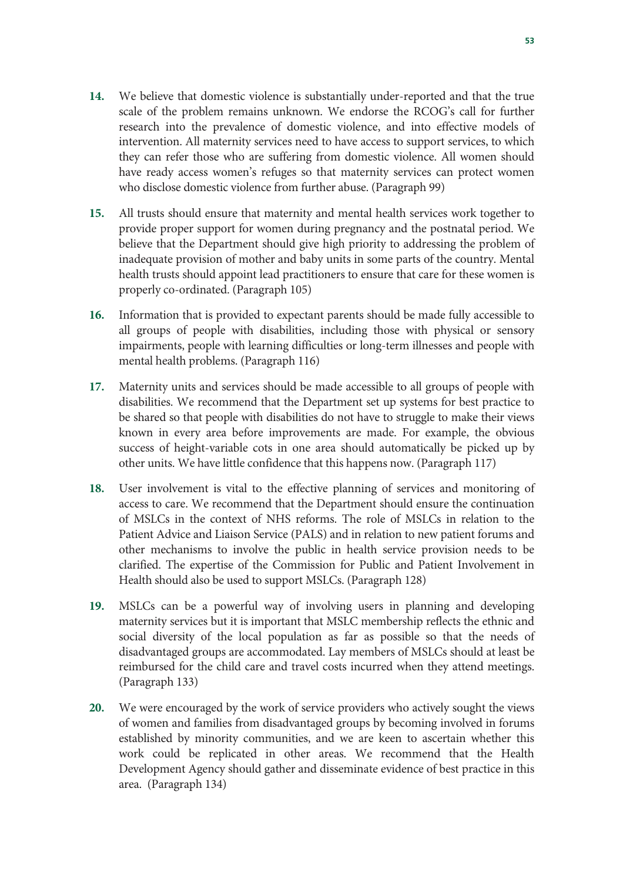14. We believe that domestic violence is substantially under-reported and that the true scale of the problem remains unknown. We endorse the RCOG's call for further research into the prevalence of domestic violence, and into effective models of intervention. All maternity services need to have access to support services, to which they can refer those who are suffering from domestic violence. All women should have ready access women's refuges so that maternity services can protect women who disclose domestic violence from further abuse. (Paragraph 99)

15. All trusts should ensure that maternity and mental health services work together to provide proper support for women during pregnancy and the postnatal period. We believe that the Department should give high priority to addressing the problem of inadequate provision of mother and baby units in some parts of the country. Mental health trusts should appoint lead practitioners to ensure that care for these women is properly co-ordinated. (Paragraph 105)

16. Information that is provided to expectant parents should be made fully accessible to all groups of people with disabilities, including those with physical or sensory impairments, people with learning difficulties or long-term illnesses and people with mental health problems. (Paragraph 116)

17. Maternity units and services should be made accessible to all groups of people with disabilities. We recommend that the Department set up systems for best practice to be shared so that people with disabilities do not have to struggle to make their views known in every area before improvements are made. For example, the obvious success of height-variable cots in one area should automatically be picked up by other units. We have little confidence that this happens now. (Paragraph 117)

18. User involvement is vital to the effective planning of services and monitoring of access to care. We recommend that the Department should ensure the continuation of MSLCs in the context of NHS reforms. The role of MSLCs in relation to the Patient Advice and Liaison Service (PALS) and in relation to new patient forums and other mechanisms to involve the public in health service provision needs to be clarified. The expertise of the Commission for Public and Patient Involvement in Health should also be used to support MSLCs. (Paragraph 128)

19. MSLCs can be a powerful way of involving users in planning and developing maternity services but it is important that MSLC membership reflects the ethnic and social diversity of the local population as far as possible so that the needs of disadvantaged groups are accommodated. Lay members of MSLCs should at least be reimbursed for the child care and travel costs incurred when they attend meetings. (Paragraph 133)

20. We were encouraged by the work of service providers who actively sought the views of women and families from disadvantaged groups by becoming involved in forums established by minority communities, and we are keen to ascertain whether this work could be replicated in other areas. We recommend that the Health Development Agency should gather and disseminate evidence of best practice in this area. (Paragraph 134)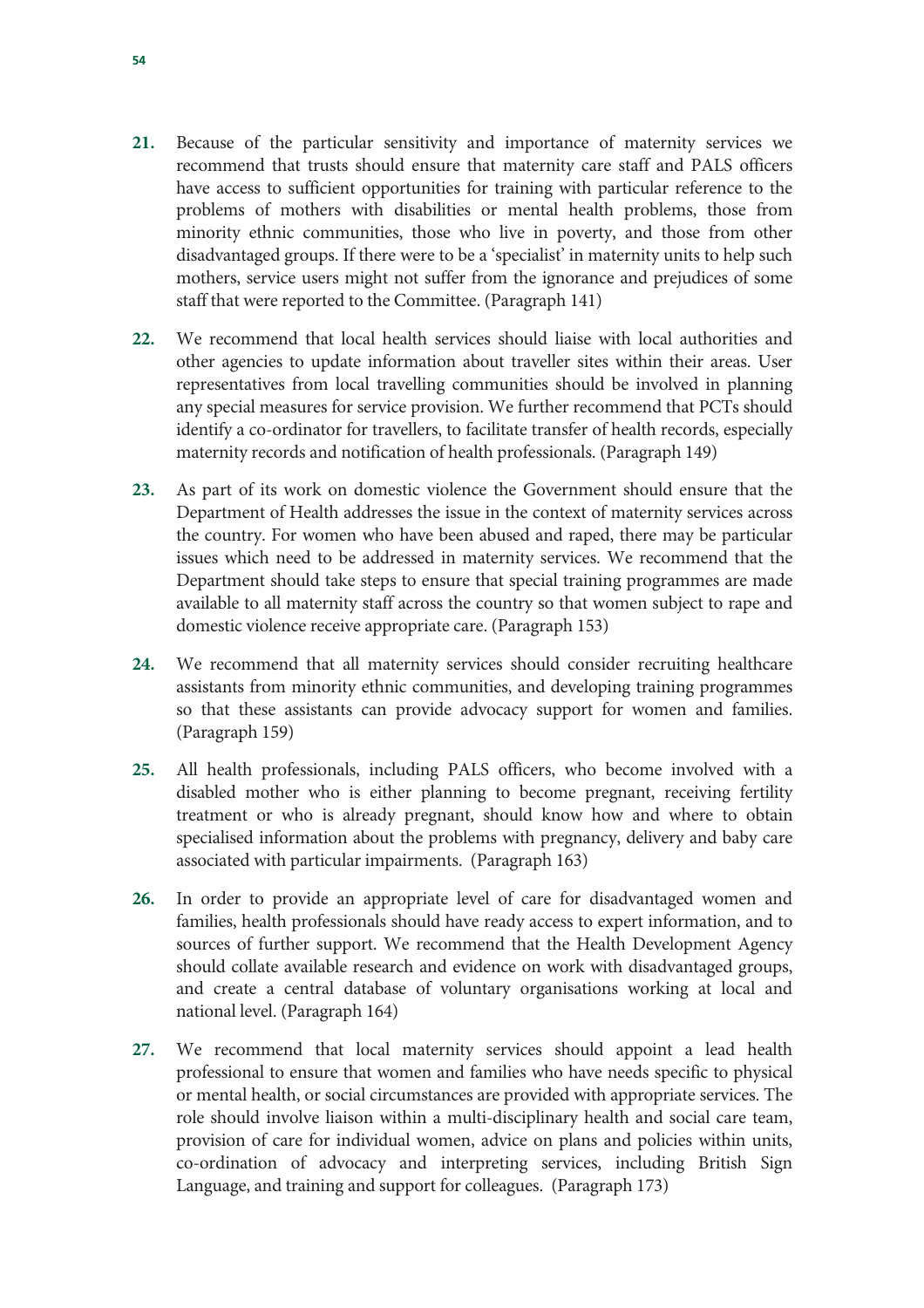21. Because of the particular sensitivity and importance of maternity services we recommend that trusts should ensure that maternity care staff and PALS officers have access to sufficient opportunities for training with particular reference to the problems of mothers with disabilities or mental health problems, those from minority ethnic communities, those who live in poverty, and those from other disadvantaged groups. If there were to be a 'specialist' in maternity units to help such mothers, service users might not suffer from the ignorance and prejudices of some staff that were reported to the Committee. (Paragraph 141)

22. We recommend that local health services should liaise with local authorities and other agencies to update information about traveller sites within their areas. User representatives from local travelling communities should be involved in planning any special measures for service provision. We further recommend that PCTs should identify a co-ordinator for travellers, to facilitate transfer of health records, especially maternity records and notification of health professionals. (Paragraph 149)

23. As part of its work on domestic violence the Government should ensure that the Department of Health addresses the issue in the context of maternity services across the country. For women who have been abused and raped, there may be particular issues which need to be addressed in maternity services. We recommend that the Department should take steps to ensure that special training programmes are made available to all maternity staff across the country so that women subject to rape and domestic violence receive appropriate care. (Paragraph 153)

24. We recommend that all maternity services should consider recruiting healthcare assistants from minority ethnic communities, and developing training programmes so that these assistants can provide advocacy support for women and families. (Paragraph 159)

25. All health professionals, including PALS officers, who become involved with a disabled mother who is either planning to become pregnant, receiving fertility treatment or who is already pregnant, should know how and where to obtain specialised information about the problems with pregnancy, delivery and baby care associated with particular impairments. (Paragraph 163)

26. In order to provide an appropriate level of care for disadvantaged women and families, health professionals should have ready access to expert information, and to sources of further support. We recommend that the Health Development Agency should collate available research and evidence on work with disadvantaged groups, and create a central database of voluntary organisations working at local and national level. (Paragraph 164)

27. We recommend that local maternity services should appoint a lead health professional to ensure that women and families who have needs specific to physical or mental health, or social circumstances are provided with appropriate services. The role should involve liaison within a multi-disciplinary health and social care team, provision of care for individual women, advice on plans and policies within units, co-ordination of advocacy and interpreting services, including British Sign Language, and training and support for colleagues. (Paragraph 173)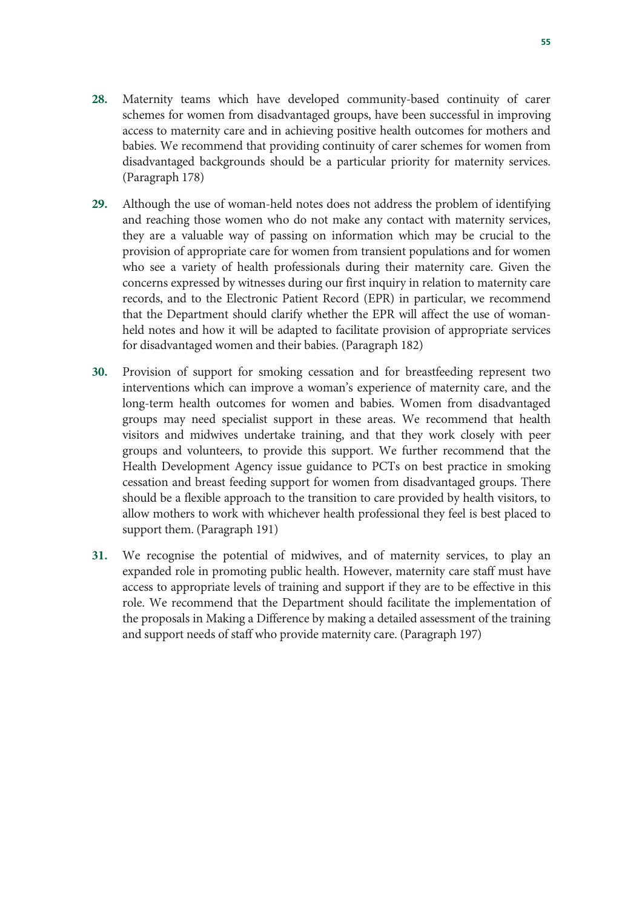**28.** Maternity teams which have developed community-based continuity of carer schemes for women from disadvantaged groups, have been successful in improving access to maternity care and in achieving positive health outcomes for mothers and babies. We recommend that providing continuity of carer schemes for women from disadvantaged backgrounds should be a particular priority for maternity services. (Paragraph 178)

**29.** Although the use of woman-held notes does not address the problem of identifying and reaching those women who do not make any contact with maternity services, they are a valuable way of passing on information which may be crucial to the provision of appropriate care for women from transient populations and for women who see a variety of health professionals during their maternity care. Given the concerns expressed by witnesses during our first inquiry in relation to maternity care records, and to the Electronic Patient Record (EPR) in particular, we recommend that the Department should clarify whether the EPR will affect the use of woman-held notes and how it will be adapted to facilitate provision of appropriate services for disadvantaged women and their babies. (Paragraph 182)

**30.** Provision of support for smoking cessation and for breastfeeding represent two interventions which can improve a woman's experience of maternity care, and the long-term health outcomes for women and babies. Women from disadvantaged groups may need specialist support in these areas. We recommend that health visitors and midwives undertake training, and that they work closely with peer groups and volunteers, to provide this support. We further recommend that the Health Development Agency issue guidance to PCTs on best practice in smoking cessation and breast feeding support for women from disadvantaged groups. There should be a flexible approach to the transition to care provided by health visitors, to allow mothers to work with whichever health professional they feel is best placed to support them. (Paragraph 191)

**31.** We recognise the potential of midwives, and of maternity services, to play an expanded role in promoting public health. However, maternity care staff must have access to appropriate levels of training and support if they are to be effective in this role. We recommend that the Department should facilitate the implementation of the proposals in Making a Difference by making a detailed assessment of the training and support needs of staff who provide maternity care. (Paragraph 197)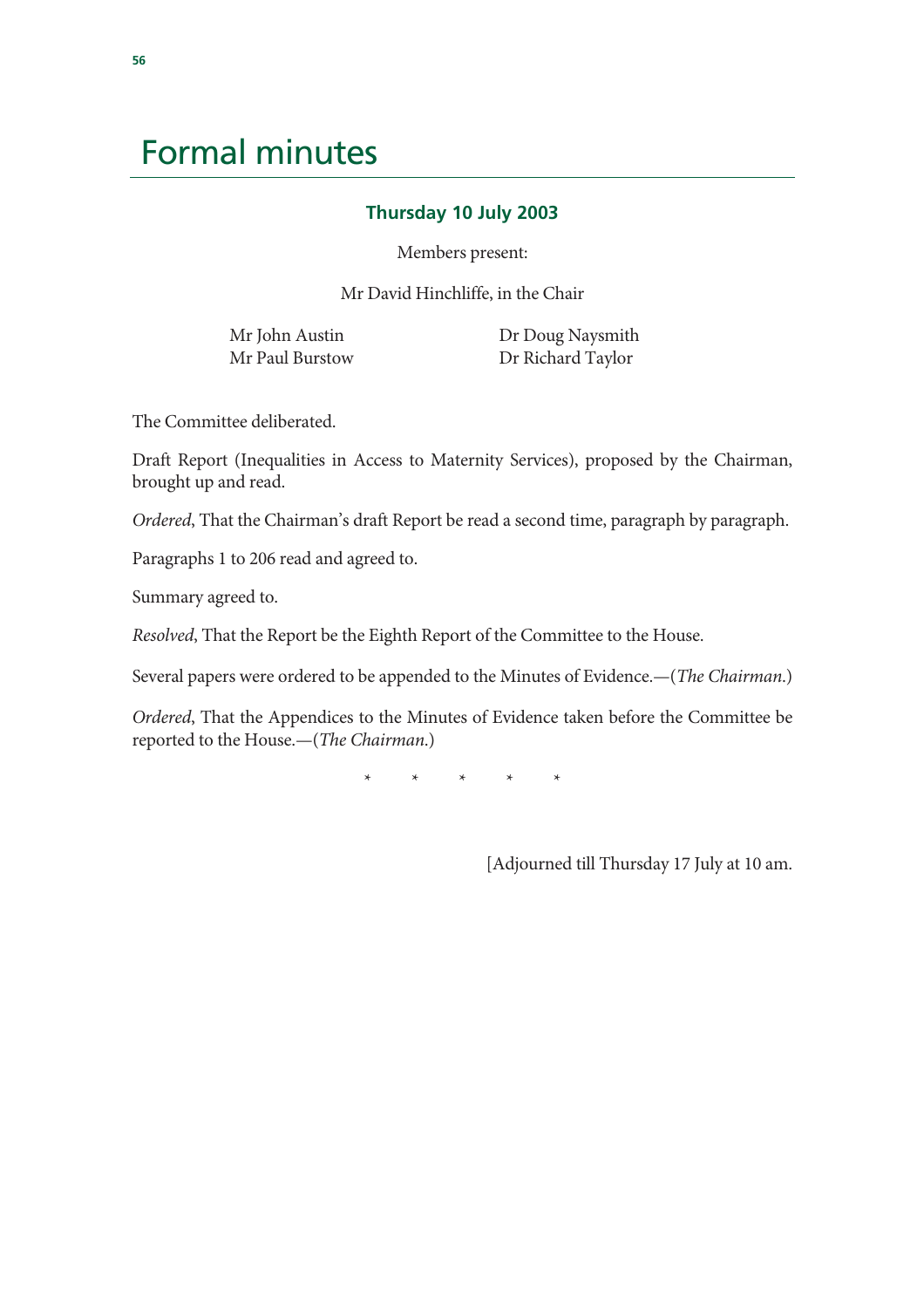# Formal minutes

### Thursday 10 July 2003

Members present:

Mr David Hinchliffe, in the Chair

Mr John Austin
Mr Paul Burstow
Dr Doug Naysmith
Dr Richard Taylor

The Committee deliberated.

Draft Report (Inequalities in Access to Maternity Services), proposed by the Chairman, brought up and read.

*Ordered*, That the Chairman's draft Report be read a second time, paragraph by paragraph.

Paragraphs 1 to 206 read and agreed to.

Summary agreed to.

*Resolved*, That the Report be the Eighth Report of the Committee to the House.

Several papers were ordered to be appended to the Minutes of Evidence.—(*The Chairman*.)

*Ordered*, That the Appendices to the Minutes of Evidence taken before the Committee be reported to the House.—(*The Chairman*.)

\* \* \* \* \*

[Adjourned till Thursday 17 July at 10 am.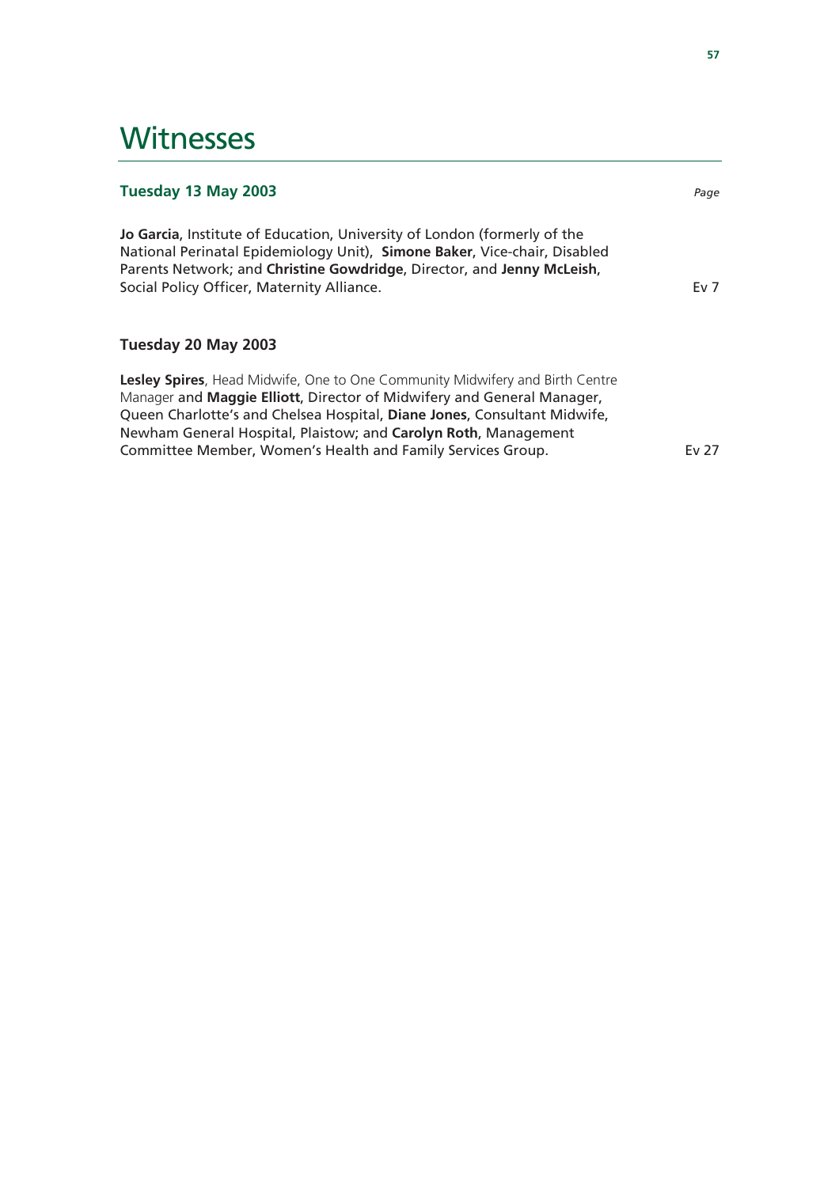# Witnesses

| **Tuesday 13 May 2003** | *Page* |
|---|---|
| **Jo Garcia**, Institute of Education, University of London (formerly of the National Perinatal Epidemiology Unit), **Simone Baker**, Vice-chair, Disabled Parents Network; and **Christine Gowdridge**, Director, and **Jenny McLeish**, Social Policy Officer, Maternity Alliance. | Ev 7 |
| **Tuesday 20 May 2003** | |
| **Lesley Spires**, Head Midwife, One to One Community Midwifery and Birth Centre Manager and **Maggie Elliott**, Director of Midwifery and General Manager, Queen Charlotte's and Chelsea Hospital, **Diane Jones**, Consultant Midwife, Newham General Hospital, Plaistow; and **Carolyn Roth**, Management Committee Member, Women's Health and Family Services Group. | Ev 27 |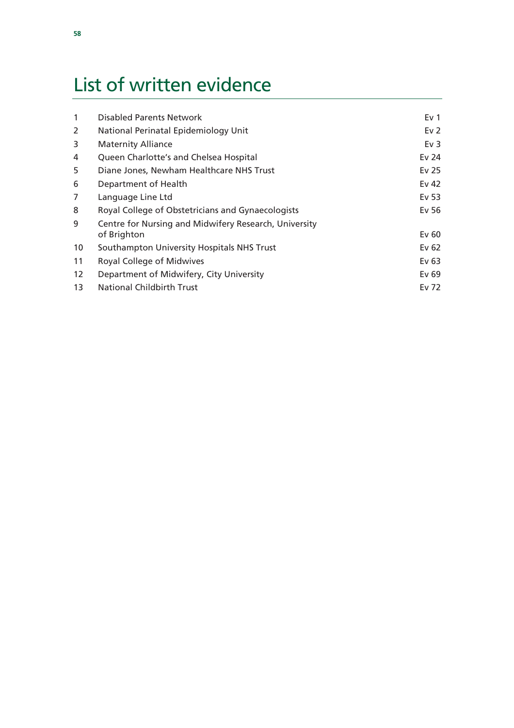# List of written evidence

| | | |
|---|---|---|
| 1 | Disabled Parents Network | Ev 1 |
| 2 | National Perinatal Epidemiology Unit | Ev 2 |
| 3 | Maternity Alliance | Ev 3 |
| 4 | Queen Charlotte's and Chelsea Hospital | Ev 24 |
| 5 | Diane Jones, Newham Healthcare NHS Trust | Ev 25 |
| 6 | Department of Health | Ev 42 |
| 7 | Language Line Ltd | Ev 53 |
| 8 | Royal College of Obstetricians and Gynaecologists | Ev 56 |
| 9 | Centre for Nursing and Midwifery Research, University of Brighton | Ev 60 |
| 10 | Southampton University Hospitals NHS Trust | Ev 62 |
| 11 | Royal College of Midwives | Ev 63 |
| 12 | Department of Midwifery, City University | Ev 69 |
| 13 | National Childbirth Trust | Ev 72 |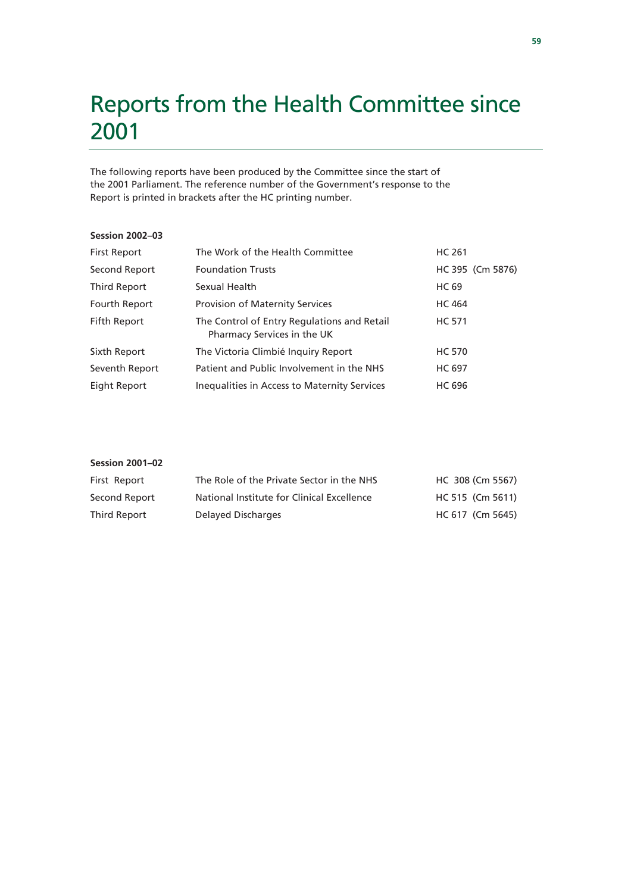# Reports from the Health Committee since 2001

The following reports have been produced by the Committee since the start of the 2001 Parliament. The reference number of the Government's response to the Report is printed in brackets after the HC printing number.

**Session 2002–03**

| | | |
|---|---|---|
| First Report | The Work of the Health Committee | HC 261 |
| Second Report | Foundation Trusts | HC 395 (Cm 5876) |
| Third Report | Sexual Health | HC 69 |
| Fourth Report | Provision of Maternity Services | HC 464 |
| Fifth Report | The Control of Entry Regulations and Retail Pharmacy Services in the UK | HC 571 |
| Sixth Report | The Victoria Climbié Inquiry Report | HC 570 |
| Seventh Report | Patient and Public Involvement in the NHS | HC 697 |
| Eight Report | Inequalities in Access to Maternity Services | HC 696 |

**Session 2001–02**

| | | |
|---|---|---|
| First Report | The Role of the Private Sector in the NHS | HC 308 (Cm 5567) |
| Second Report | National Institute for Clinical Excellence | HC 515 (Cm 5611) |
| Third Report | Delayed Discharges | HC 617 (Cm 5645) |